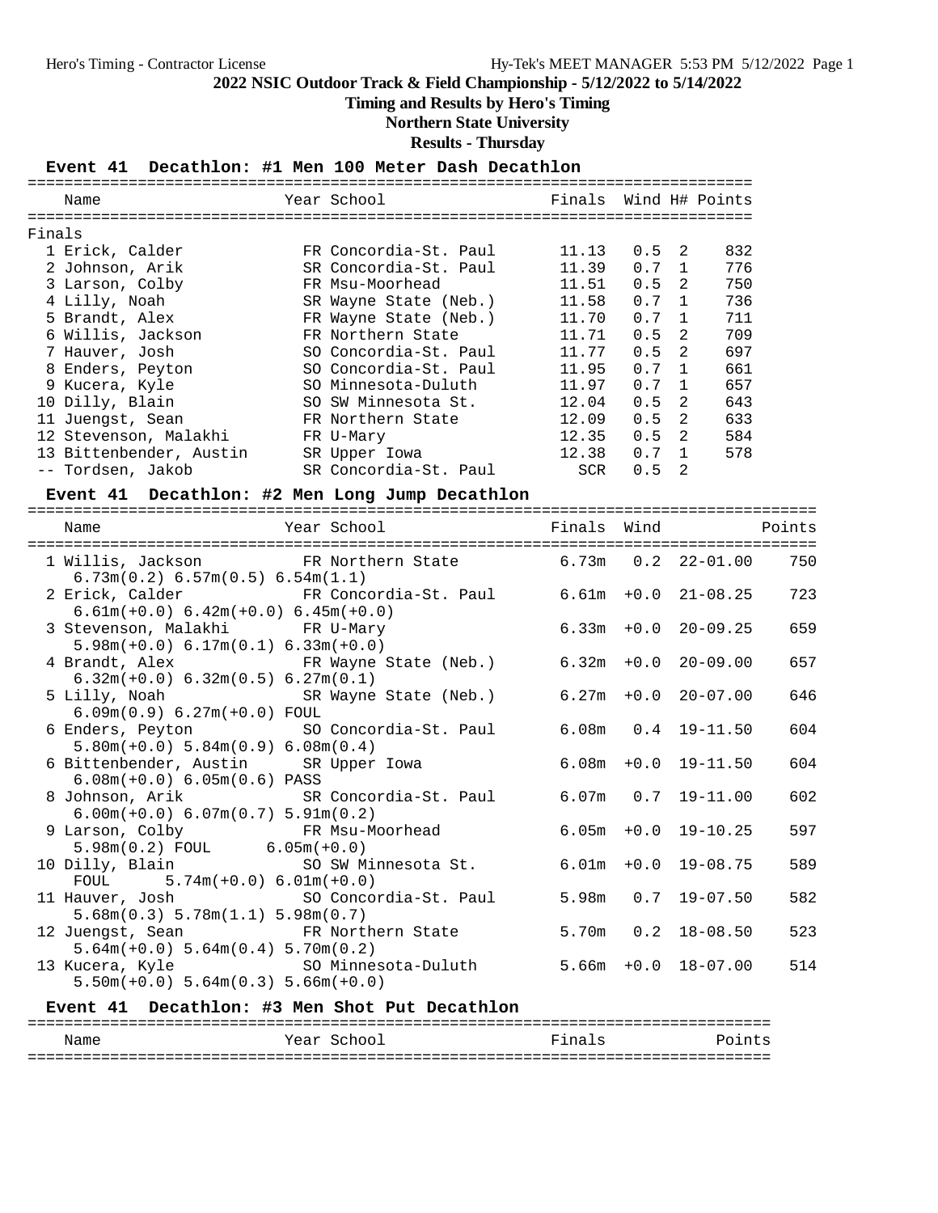## 2022 NSIC Outdoor Track & Field Championship - 5/12/2022 to 5/14/2022

**Timing and Results by Hero's Timing**

**Northern State University**

**Results - Thursday**

### Event 41 Decathlon: #1 Men 100 Meter Dash Decathlon

Finals

| Place | Name | Year | School | Finals | Wind | H# | Points |
|---|---|---|---|---|---|---|---|
| 1 | Erick, Calder | FR | Concordia-St. Paul | 11.13 | 0.5 | 2 | 832 |
| 2 | Johnson, Arik | SR | Concordia-St. Paul | 11.39 | 0.7 | 1 | 776 |
| 3 | Larson, Colby | FR | Msu-Moorhead | 11.51 | 0.5 | 2 | 750 |
| 4 | Lilly, Noah | SR | Wayne State (Neb.) | 11.58 | 0.7 | 1 | 736 |
| 5 | Brandt, Alex | FR | Wayne State (Neb.) | 11.70 | 0.7 | 1 | 711 |
| 6 | Willis, Jackson | FR | Northern State | 11.71 | 0.5 | 2 | 709 |
| 7 | Hauver, Josh | SO | Concordia-St. Paul | 11.77 | 0.5 | 2 | 697 |
| 8 | Enders, Peyton | SO | Concordia-St. Paul | 11.95 | 0.7 | 1 | 661 |
| 9 | Kucera, Kyle | SO | Minnesota-Duluth | 11.97 | 0.7 | 1 | 657 |
| 10 | Dilly, Blain | SO | SW Minnesota St. | 12.04 | 0.5 | 2 | 643 |
| 11 | Juengst, Sean | FR | Northern State | 12.09 | 0.5 | 2 | 633 |
| 12 | Stevenson, Malakhi | FR | U-Mary | 12.35 | 0.5 | 2 | 584 |
| 13 | Bittenbender, Austin | SR | Upper Iowa | 12.38 | 0.7 | 1 | 578 |
| -- | Tordsen, Jakob | SR | Concordia-St. Paul | SCR | 0.5 | 2 | |

### Event 41 Decathlon: #2 Men Long Jump Decathlon

| Place | Name | Year | School | Finals | Wind | | Points |
|---|---|---|---|---|---|---|---|
| 1 | Willis, Jackson | FR | Northern State | 6.73m | 0.2 | 22-01.00 | 750 |
| | 6.73m(0.2) 6.57m(0.5) 6.54m(1.1) | | | | | | |
| 2 | Erick, Calder | FR | Concordia-St. Paul | 6.61m | +0.0 | 21-08.25 | 723 |
| | 6.61m(+0.0) 6.42m(+0.0) 6.45m(+0.0) | | | | | | |
| 3 | Stevenson, Malakhi | FR | U-Mary | 6.33m | +0.0 | 20-09.25 | 659 |
| | 5.98m(+0.0) 6.17m(0.1) 6.33m(+0.0) | | | | | | |
| 4 | Brandt, Alex | FR | Wayne State (Neb.) | 6.32m | +0.0 | 20-09.00 | 657 |
| | 6.32m(+0.0) 6.32m(0.5) 6.27m(0.1) | | | | | | |
| 5 | Lilly, Noah | SR | Wayne State (Neb.) | 6.27m | +0.0 | 20-07.00 | 646 |
| | 6.09m(0.9) 6.27m(+0.0) FOUL | | | | | | |
| 6 | Enders, Peyton | SO | Concordia-St. Paul | 6.08m | 0.4 | 19-11.50 | 604 |
| | 5.80m(+0.0) 5.84m(0.9) 6.08m(0.4) | | | | | | |
| 6 | Bittenbender, Austin | SR | Upper Iowa | 6.08m | +0.0 | 19-11.50 | 604 |
| | 6.08m(+0.0) 6.05m(0.6) PASS | | | | | | |
| 8 | Johnson, Arik | SR | Concordia-St. Paul | 6.07m | 0.7 | 19-11.00 | 602 |
| | 6.00m(+0.0) 6.07m(0.7) 5.91m(0.2) | | | | | | |
| 9 | Larson, Colby | FR | Msu-Moorhead | 6.05m | +0.0 | 19-10.25 | 597 |
| | 5.98m(0.2) FOUL 6.05m(+0.0) | | | | | | |
| 10 | Dilly, Blain | SO | SW Minnesota St. | 6.01m | +0.0 | 19-08.75 | 589 |
| | FOUL 5.74m(+0.0) 6.01m(+0.0) | | | | | | |
| 11 | Hauver, Josh | SO | Concordia-St. Paul | 5.98m | 0.7 | 19-07.50 | 582 |
| | 5.68m(0.3) 5.78m(1.1) 5.98m(0.7) | | | | | | |
| 12 | Juengst, Sean | FR | Northern State | 5.70m | 0.2 | 18-08.50 | 523 |
| | 5.64m(+0.0) 5.64m(0.4) 5.70m(0.2) | | | | | | |
| 13 | Kucera, Kyle | SO | Minnesota-Duluth | 5.66m | +0.0 | 18-07.00 | 514 |
| | 5.50m(+0.0) 5.64m(0.3) 5.66m(+0.0) | | | | | | |

### Event 41 Decathlon: #3 Men Shot Put Decathlon

| Name | Year | School | Finals | Points |
|---|---|---|---|---|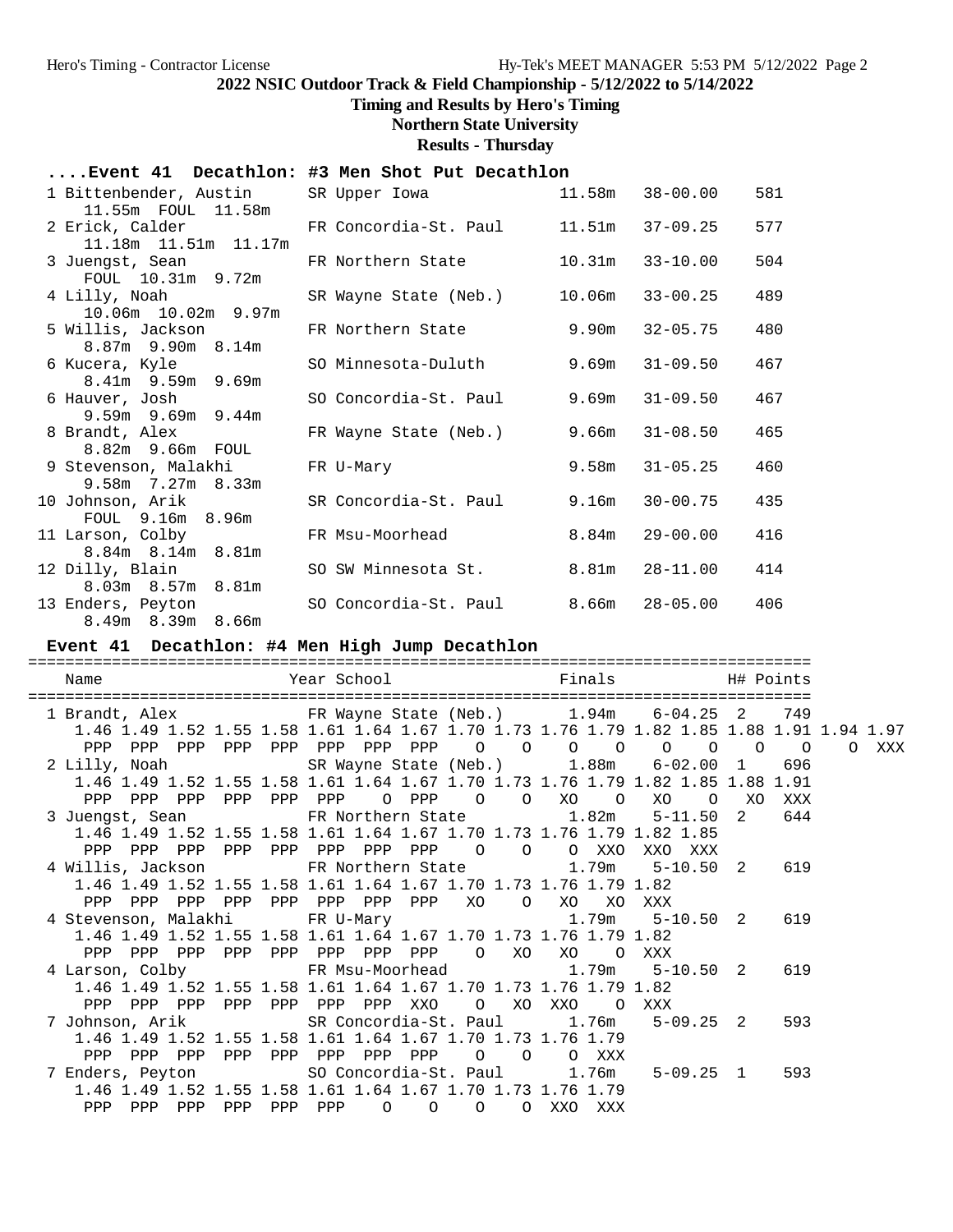2022 NSIC Outdoor Track & Field Championship - 5/12/2022 to 5/14/2022

Timing and Results by Hero's Timing

Northern State University

Results - Thursday

## ....Event 41 Decathlon: #3 Men Shot Put Decathlon

| Place | Name | Year | School | Finals | | Points |
|---|---|---|---|---|---|---|
| 1 | Bittenbender, Austin | SR | Upper Iowa | 11.58m | 38-00.00 | 581 |
| | 11.55m FOUL 11.58m | | | | | |
| 2 | Erick, Calder | FR | Concordia-St. Paul | 11.51m | 37-09.25 | 577 |
| | 11.18m 11.51m 11.17m | | | | | |
| 3 | Juengst, Sean | FR | Northern State | 10.31m | 33-10.00 | 504 |
| | FOUL 10.31m 9.72m | | | | | |
| 4 | Lilly, Noah | SR | Wayne State (Neb.) | 10.06m | 33-00.25 | 489 |
| | 10.06m 10.02m 9.97m | | | | | |
| 5 | Willis, Jackson | FR | Northern State | 9.90m | 32-05.75 | 480 |
| | 8.87m 9.90m 8.14m | | | | | |
| 6 | Kucera, Kyle | SO | Minnesota-Duluth | 9.69m | 31-09.50 | 467 |
| | 8.41m 9.59m 9.69m | | | | | |
| 6 | Hauver, Josh | SO | Concordia-St. Paul | 9.69m | 31-09.50 | 467 |
| | 9.59m 9.69m 9.44m | | | | | |
| 8 | Brandt, Alex | FR | Wayne State (Neb.) | 9.66m | 31-08.50 | 465 |
| | 8.82m 9.66m FOUL | | | | | |
| 9 | Stevenson, Malakhi | FR | U-Mary | 9.58m | 31-05.25 | 460 |
| | 9.58m 7.27m 8.33m | | | | | |
| 10 | Johnson, Arik | SR | Concordia-St. Paul | 9.16m | 30-00.75 | 435 |
| | FOUL 9.16m 8.96m | | | | | |
| 11 | Larson, Colby | FR | Msu-Moorhead | 8.84m | 29-00.00 | 416 |
| | 8.84m 8.14m 8.81m | | | | | |
| 12 | Dilly, Blain | SO | SW Minnesota St. | 8.81m | 28-11.00 | 414 |
| | 8.03m 8.57m 8.81m | | | | | |
| 13 | Enders, Peyton | SO | Concordia-St. Paul | 8.66m | 28-05.00 | 406 |
| | 8.49m 8.39m 8.66m | | | | | |

## Event 41 Decathlon: #4 Men High Jump Decathlon

| Place | Name | Year | School | Finals | | H# | Points |
|---|---|---|---|---|---|---|---|
| 1 | Brandt, Alex | FR | Wayne State (Neb.) | 1.94m | 6-04.25 | 2 | 749 |
| 2 | Lilly, Noah | SR | Wayne State (Neb.) | 1.88m | 6-02.00 | 1 | 696 |
| 3 | Juengst, Sean | FR | Northern State | 1.82m | 5-11.50 | 2 | 644 |
| 4 | Willis, Jackson | FR | Northern State | 1.79m | 5-10.50 | 2 | 619 |
| 4 | Stevenson, Malakhi | FR | U-Mary | 1.79m | 5-10.50 | 2 | 619 |
| 4 | Larson, Colby | FR | Msu-Moorhead | 1.79m | 5-10.50 | 2 | 619 |
| 7 | Johnson, Arik | SR | Concordia-St. Paul | 1.76m | 5-09.25 | 2 | 593 |
| 7 | Enders, Peyton | SO | Concordia-St. Paul | 1.76m | 5-09.25 | 1 | 593 |

Jump progressions:

| Name | 1.46 | 1.49 | 1.52 | 1.55 | 1.58 | 1.61 | 1.64 | 1.67 | 1.70 | 1.73 | 1.76 | 1.79 | 1.82 | 1.85 | 1.88 | 1.91 | 1.94 | 1.97 |
|---|---|---|---|---|---|---|---|---|---|---|---|---|---|---|---|---|---|---|
| Brandt, Alex | PPP | PPP | PPP | PPP | PPP | PPP | PPP | PPP | O | O | O | O | O | O | O | O | O | XXX |
| Lilly, Noah | PPP | PPP | PPP | PPP | PPP | PPP | O | PPP | O | O | XO | O | XO | O | XO | XXX | | |
| Juengst, Sean | PPP | PPP | PPP | PPP | PPP | PPP | PPP | PPP | O | O | O | XXO | XXO | XXX | | | | |
| Willis, Jackson | PPP | PPP | PPP | PPP | PPP | PPP | PPP | PPP | XO | O | XO | XO | XXX | | | | | |
| Stevenson, Malakhi | PPP | PPP | PPP | PPP | PPP | PPP | PPP | PPP | O | XO | XO | O | XXX | | | | | |
| Larson, Colby | PPP | PPP | PPP | PPP | PPP | PPP | PPP | XXO | O | XO | XXO | O | XXX | | | | | |
| Johnson, Arik | PPP | PPP | PPP | PPP | PPP | PPP | PPP | PPP | O | O | O | XXX | | | | | | |
| Enders, Peyton | PPP | PPP | PPP | PPP | PPP | PPP | O | O | O | O | XXO | XXX | | | | | | |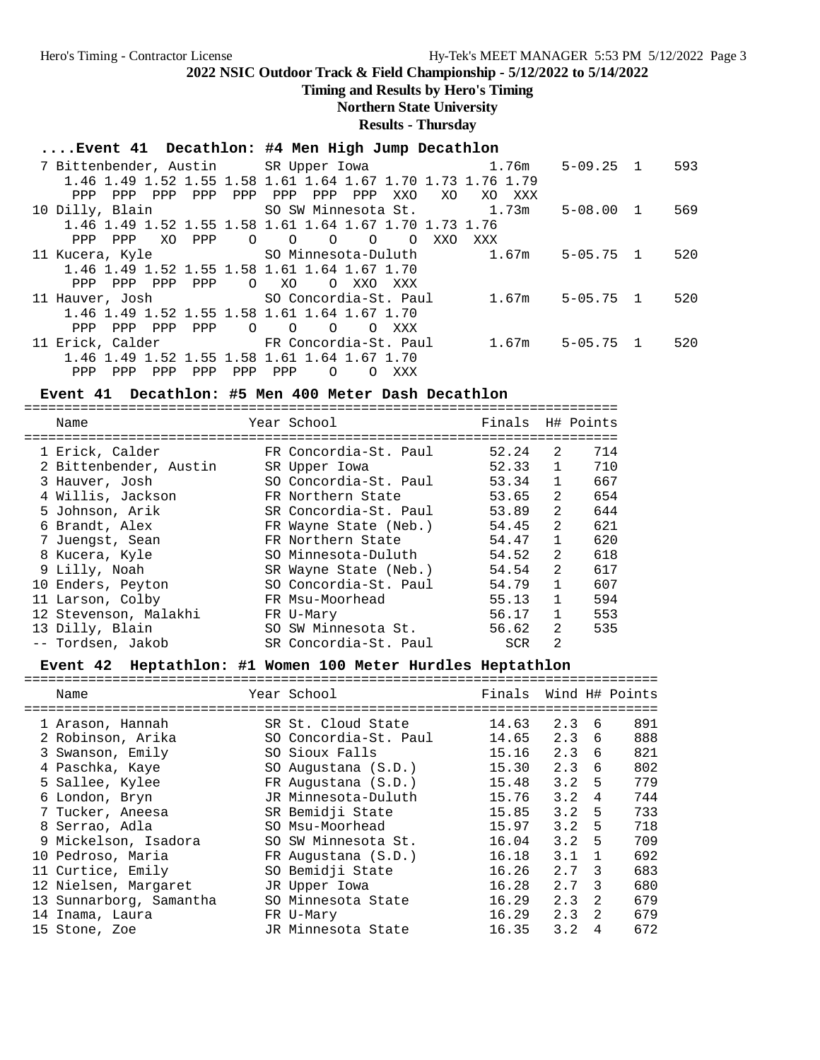## 2022 NSIC Outdoor Track & Field Championship - 5/12/2022 to 5/14/2022

### Timing and Results by Hero's Timing

### Northern State University

### Results - Thursday

#### ....Event 41 Decathlon: #4 Men High Jump Decathlon

```
  7 Bittenbender, Austin     SR Upper Iowa              1.76m    5-09.25  1    593
     1.46 1.49 1.52 1.55 1.58 1.61 1.64 1.67 1.70 1.73 1.76 1.79
      PPP  PPP  PPP  PPP  PPP  PPP  PPP  PPP  XXO   XO   XO  XXX
 10 Dilly, Blain             SO SW Minnesota St.        1.73m    5-08.00  1    569
     1.46 1.49 1.52 1.55 1.58 1.61 1.64 1.67 1.70 1.73 1.76
      PPP  PPP   XO  PPP    O    O    O    O    O  XXO  XXX
 11 Kucera, Kyle             SO Minnesota-Duluth        1.67m    5-05.75  1    520
     1.46 1.49 1.52 1.55 1.58 1.61 1.64 1.67 1.70
      PPP  PPP  PPP  PPP    O   XO    O  XXO  XXX
 11 Hauver, Josh             SO Concordia-St. Paul      1.67m    5-05.75  1    520
     1.46 1.49 1.52 1.55 1.58 1.61 1.64 1.67 1.70
      PPP  PPP  PPP  PPP    O    O    O    O  XXX
 11 Erick, Calder            FR Concordia-St. Paul      1.67m    5-05.75  1    520
     1.46 1.49 1.52 1.55 1.58 1.61 1.64 1.67 1.70
      PPP  PPP  PPP  PPP  PPP  PPP    O    O  XXX
```

#### Event 41 Decathlon: #5 Men 400 Meter Dash Decathlon

| | Name | Year | School | Finals | H# | Points |
|---|---|---|---|---|---|---|
| 1 | Erick, Calder | FR | Concordia-St. Paul | 52.24 | 2 | 714 |
| 2 | Bittenbender, Austin | SR | Upper Iowa | 52.33 | 1 | 710 |
| 3 | Hauver, Josh | SO | Concordia-St. Paul | 53.34 | 1 | 667 |
| 4 | Willis, Jackson | FR | Northern State | 53.65 | 2 | 654 |
| 5 | Johnson, Arik | SR | Concordia-St. Paul | 53.89 | 2 | 644 |
| 6 | Brandt, Alex | FR | Wayne State (Neb.) | 54.45 | 2 | 621 |
| 7 | Juengst, Sean | FR | Northern State | 54.47 | 1 | 620 |
| 8 | Kucera, Kyle | SO | Minnesota-Duluth | 54.52 | 2 | 618 |
| 9 | Lilly, Noah | SR | Wayne State (Neb.) | 54.54 | 2 | 617 |
| 10 | Enders, Peyton | SO | Concordia-St. Paul | 54.79 | 1 | 607 |
| 11 | Larson, Colby | FR | Msu-Moorhead | 55.13 | 1 | 594 |
| 12 | Stevenson, Malakhi | FR | U-Mary | 56.17 | 1 | 553 |
| 13 | Dilly, Blain | SO | SW Minnesota St. | 56.62 | 2 | 535 |
| -- | Tordsen, Jakob | SR | Concordia-St. Paul | SCR | 2 | |

#### Event 42 Heptathlon: #1 Women 100 Meter Hurdles Heptathlon

| | Name | Year | School | Finals | Wind | H# | Points |
|---|---|---|---|---|---|---|---|
| 1 | Arason, Hannah | SR | St. Cloud State | 14.63 | 2.3 | 6 | 891 |
| 2 | Robinson, Arika | SO | Concordia-St. Paul | 14.65 | 2.3 | 6 | 888 |
| 3 | Swanson, Emily | SO | Sioux Falls | 15.16 | 2.3 | 6 | 821 |
| 4 | Paschka, Kaye | SO | Augustana (S.D.) | 15.30 | 2.3 | 6 | 802 |
| 5 | Sallee, Kylee | FR | Augustana (S.D.) | 15.48 | 3.2 | 5 | 779 |
| 6 | London, Bryn | JR | Minnesota-Duluth | 15.76 | 3.2 | 4 | 744 |
| 7 | Tucker, Aneesa | SR | Bemidji State | 15.85 | 3.2 | 5 | 733 |
| 8 | Serrao, Adla | SO | Msu-Moorhead | 15.97 | 3.2 | 5 | 718 |
| 9 | Mickelson, Isadora | SO | SW Minnesota St. | 16.04 | 3.2 | 5 | 709 |
| 10 | Pedroso, Maria | FR | Augustana (S.D.) | 16.18 | 3.1 | 1 | 692 |
| 11 | Curtice, Emily | SO | Bemidji State | 16.26 | 2.7 | 3 | 683 |
| 12 | Nielsen, Margaret | JR | Upper Iowa | 16.28 | 2.7 | 3 | 680 |
| 13 | Sunnarborg, Samantha | SO | Minnesota State | 16.29 | 2.3 | 2 | 679 |
| 14 | Inama, Laura | FR | U-Mary | 16.29 | 2.3 | 2 | 679 |
| 15 | Stone, Zoe | JR | Minnesota State | 16.35 | 3.2 | 4 | 672 |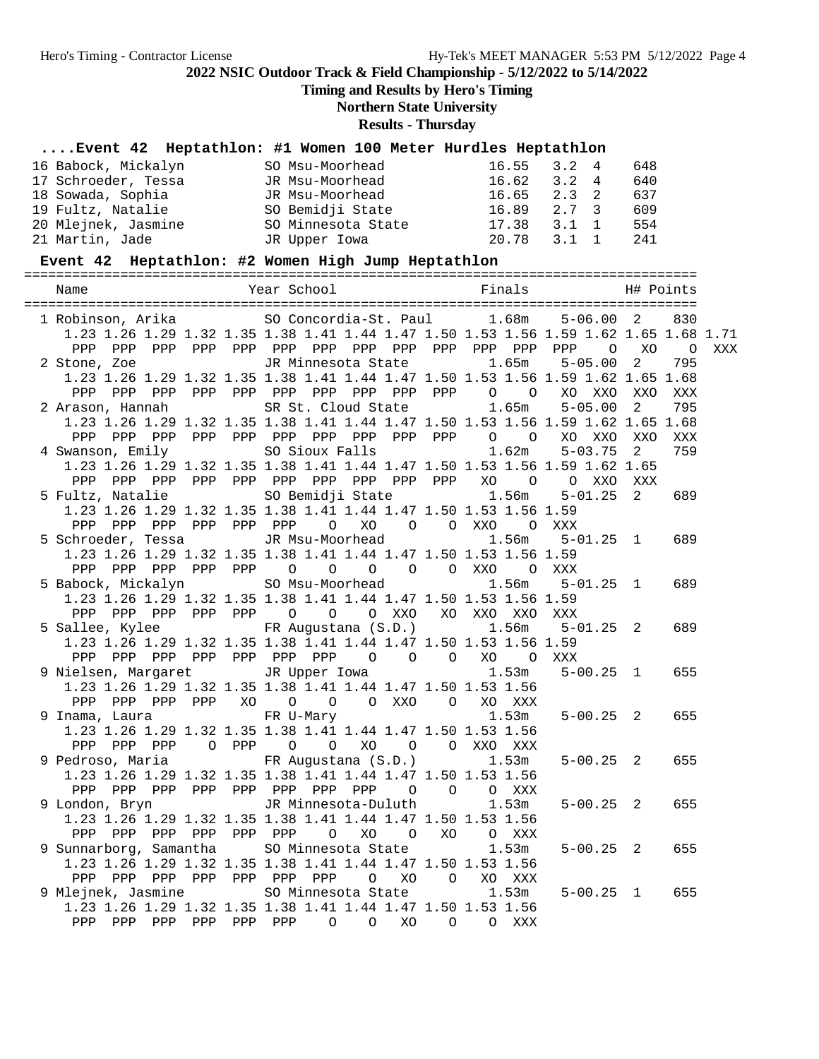**2022 NSIC Outdoor Track & Field Championship - 5/12/2022 to 5/14/2022**

**Timing and Results by Hero's Timing**

**Northern State University**

**Results - Thursday**

### ....Event 42 Heptathlon: #1 Women 100 Meter Hurdles Heptathlon

```
16 Babock, Mickalyn        SO Msu-Moorhead            16.55   3.2  4     648
17 Schroeder, Tessa        JR Msu-Moorhead            16.62   3.2  4     640
18 Sowada, Sophia          JR Msu-Moorhead            16.65   2.3  2     637
19 Fultz, Natalie          SO Bemidji State           16.89   2.7  3     609
20 Mlejnek, Jasmine        SO Minnesota State         17.38   3.1  1     554
21 Martin, Jade            JR Upper Iowa              20.78   3.1  1     241
```

### Event 42 Heptathlon: #2 Women High Jump Heptathlon

```
=====================================================================================
  Name                    Year School                 Finals             H# Points
=====================================================================================
  1 Robinson, Arika         SO Concordia-St. Paul       1.68m     5-06.00  2    830
     1.23 1.26 1.29 1.32 1.35 1.38 1.41 1.44 1.47 1.50 1.53 1.56 1.59 1.62 1.65 1.68 1.71
      PPP  PPP  PPP  PPP  PPP  PPP  PPP  PPP  PPP  PPP  PPP  PPP  PPP    O   XO    O  XXX
  2 Stone, Zoe              JR Minnesota State          1.65m     5-05.00  2    795
     1.23 1.26 1.29 1.32 1.35 1.38 1.41 1.44 1.47 1.50 1.53 1.56 1.59 1.62 1.65 1.68
      PPP  PPP  PPP  PPP  PPP  PPP  PPP  PPP  PPP  PPP    O    O   XO  XXO  XXO  XXX
  2 Arason, Hannah          SR St. Cloud State          1.65m     5-05.00  2    795
     1.23 1.26 1.29 1.32 1.35 1.38 1.41 1.44 1.47 1.50 1.53 1.56 1.59 1.62 1.65 1.68
      PPP  PPP  PPP  PPP  PPP  PPP  PPP  PPP  PPP  PPP    O    O   XO  XXO  XXO  XXX
  4 Swanson, Emily          SO Sioux Falls              1.62m     5-03.75  2    759
     1.23 1.26 1.29 1.32 1.35 1.38 1.41 1.44 1.47 1.50 1.53 1.56 1.59 1.62 1.65
      PPP  PPP  PPP  PPP  PPP  PPP  PPP  PPP  PPP  PPP   XO    O    O  XXO  XXX
  5 Fultz, Natalie          SO Bemidji State            1.56m     5-01.25  2    689
     1.23 1.26 1.29 1.32 1.35 1.38 1.41 1.44 1.47 1.50 1.53 1.56 1.59
      PPP  PPP  PPP  PPP  PPP  PPP    O   XO    O    O  XXO    O  XXX
  5 Schroeder, Tessa        JR Msu-Moorhead             1.56m     5-01.25  1    689
     1.23 1.26 1.29 1.32 1.35 1.38 1.41 1.44 1.47 1.50 1.53 1.56 1.59
      PPP  PPP  PPP  PPP  PPP    O    O    O    O    O  XXO    O  XXX
  5 Babock, Mickalyn        SO Msu-Moorhead             1.56m     5-01.25  1    689
     1.23 1.26 1.29 1.32 1.35 1.38 1.41 1.44 1.47 1.50 1.53 1.56 1.59
      PPP  PPP  PPP  PPP  PPP    O    O    O  XXO   XO  XXO  XXO  XXX
  5 Sallee, Kylee           FR Augustana (S.D.)         1.56m     5-01.25  2    689
     1.23 1.26 1.29 1.32 1.35 1.38 1.41 1.44 1.47 1.50 1.53 1.56 1.59
      PPP  PPP  PPP  PPP  PPP  PPP  PPP    O    O    O   XO    O  XXX
  9 Nielsen, Margaret       JR Upper Iowa               1.53m     5-00.25  1    655
     1.23 1.26 1.29 1.32 1.35 1.38 1.41 1.44 1.47 1.50 1.53 1.56
      PPP  PPP  PPP  PPP   XO    O    O    O  XXO    O   XO  XXX
  9 Inama, Laura            FR U-Mary                   1.53m     5-00.25  2    655
     1.23 1.26 1.29 1.32 1.35 1.38 1.41 1.44 1.47 1.50 1.53 1.56
      PPP  PPP  PPP    O  PPP    O    O   XO    O    O  XXO  XXX
  9 Pedroso, Maria          FR Augustana (S.D.)         1.53m     5-00.25  2    655
     1.23 1.26 1.29 1.32 1.35 1.38 1.41 1.44 1.47 1.50 1.53 1.56
      PPP  PPP  PPP  PPP  PPP  PPP  PPP  PPP    O    O    O  XXX
  9 London, Bryn            JR Minnesota-Duluth         1.53m     5-00.25  2    655
     1.23 1.26 1.29 1.32 1.35 1.38 1.41 1.44 1.47 1.50 1.53 1.56
      PPP  PPP  PPP  PPP  PPP  PPP    O   XO    O   XO    O  XXX
  9 Sunnarborg, Samantha    SO Minnesota State          1.53m     5-00.25  2    655
     1.23 1.26 1.29 1.32 1.35 1.38 1.41 1.44 1.47 1.50 1.53 1.56
      PPP  PPP  PPP  PPP  PPP  PPP  PPP    O   XO    O   XO  XXX
  9 Mlejnek, Jasmine        SO Minnesota State          1.53m     5-00.25  1    655
     1.23 1.26 1.29 1.32 1.35 1.38 1.41 1.44 1.47 1.50 1.53 1.56
      PPP  PPP  PPP  PPP  PPP  PPP    O    O   XO    O    O  XXX
```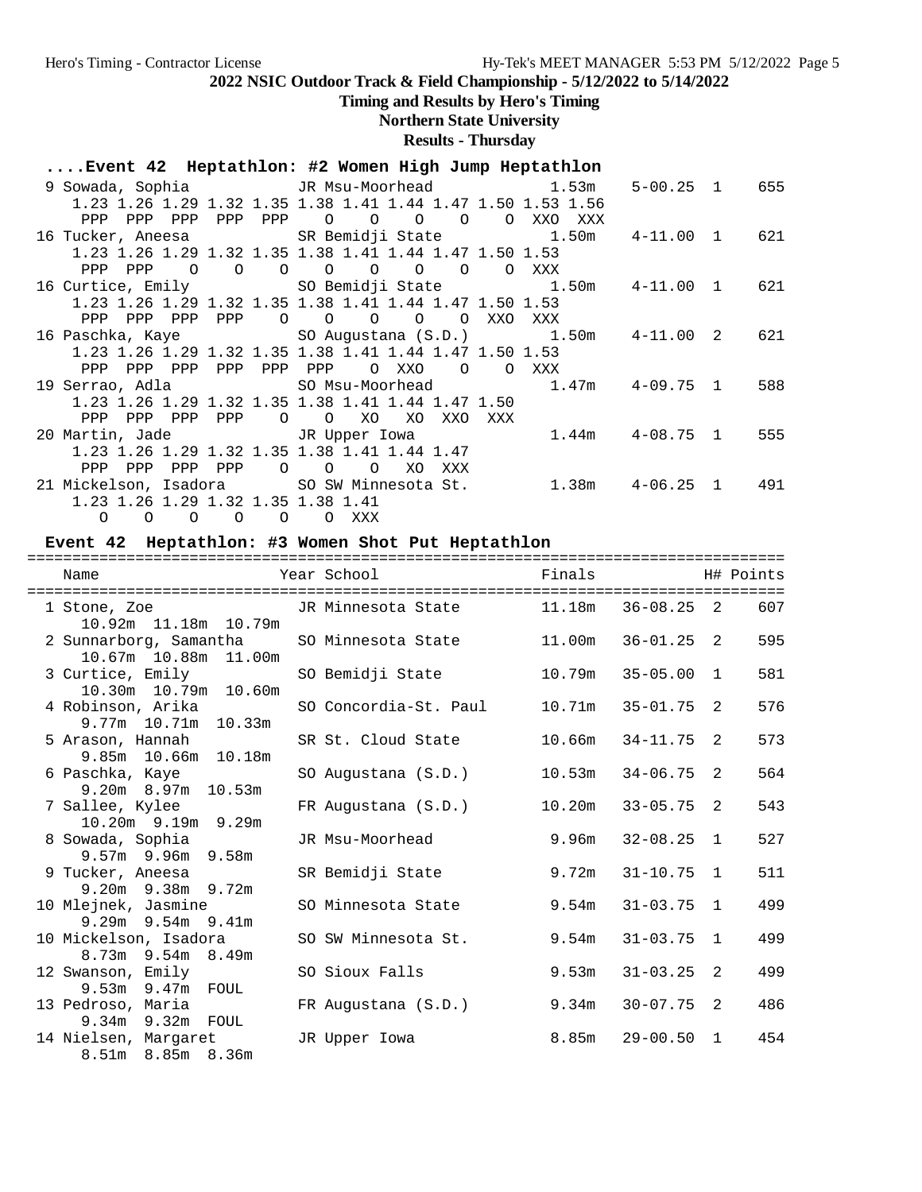2022 NSIC Outdoor Track & Field Championship - 5/12/2022 to 5/14/2022

Timing and Results by Hero's Timing

Northern State University

Results - Thursday

### ....Event 42 Heptathlon: #2 Women High Jump Heptathlon

```
  9 Sowada, Sophia           JR Msu-Moorhead               1.53m    5-00.25  1    655
     1.23 1.26 1.29 1.32 1.35 1.38 1.41 1.44 1.47 1.50 1.53 1.56
      PPP  PPP  PPP  PPP  PPP    O    O    O    O    O  XXO  XXX
 16 Tucker, Aneesa           SR Bemidji State              1.50m    4-11.00  1    621
     1.23 1.26 1.29 1.32 1.35 1.38 1.41 1.44 1.47 1.50 1.53
      PPP  PPP    O    O    O    O    O    O    O    O  XXX
 16 Curtice, Emily           SO Bemidji State              1.50m    4-11.00  1    621
     1.23 1.26 1.29 1.32 1.35 1.38 1.41 1.44 1.47 1.50 1.53
      PPP  PPP  PPP  PPP    O    O    O    O    O  XXO  XXX
 16 Paschka, Kaye            SO Augustana (S.D.)           1.50m    4-11.00  2    621
     1.23 1.26 1.29 1.32 1.35 1.38 1.41 1.44 1.47 1.50 1.53
      PPP  PPP  PPP  PPP  PPP  PPP    O  XXO    O    O  XXX
 19 Serrao, Adla             SO Msu-Moorhead               1.47m    4-09.75  1    588
     1.23 1.26 1.29 1.32 1.35 1.38 1.41 1.44 1.47 1.50
      PPP  PPP  PPP  PPP    O    O   XO   XO  XXO  XXX
 20 Martin, Jade             JR Upper Iowa                 1.44m    4-08.75  1    555
     1.23 1.26 1.29 1.32 1.35 1.38 1.41 1.44 1.47
      PPP  PPP  PPP  PPP    O    O    O   XO  XXX
 21 Mickelson, Isadora       SO SW Minnesota St.           1.38m    4-06.25  1    491
     1.23 1.26 1.29 1.32 1.35 1.38 1.41
        O    O    O    O    O    O  XXX
```

### Event 42 Heptathlon: #3 Women Shot Put Heptathlon

| Name | Year | School | Finals | | H# | Points | Attempts |
|---|---|---|---|---|---|---|---|
| 1 Stone, Zoe | JR | Minnesota State | 11.18m | 36-08.25 | 2 | 607 | 10.92m 11.18m 10.79m |
| 2 Sunnarborg, Samantha | SO | Minnesota State | 11.00m | 36-01.25 | 2 | 595 | 10.67m 10.88m 11.00m |
| 3 Curtice, Emily | SO | Bemidji State | 10.79m | 35-05.00 | 1 | 581 | 10.30m 10.79m 10.60m |
| 4 Robinson, Arika | SO | Concordia-St. Paul | 10.71m | 35-01.75 | 2 | 576 | 9.77m 10.71m 10.33m |
| 5 Arason, Hannah | SR | St. Cloud State | 10.66m | 34-11.75 | 2 | 573 | 9.85m 10.66m 10.18m |
| 6 Paschka, Kaye | SO | Augustana (S.D.) | 10.53m | 34-06.75 | 2 | 564 | 9.20m 8.97m 10.53m |
| 7 Sallee, Kylee | FR | Augustana (S.D.) | 10.20m | 33-05.75 | 2 | 543 | 10.20m 9.19m 9.29m |
| 8 Sowada, Sophia | JR | Msu-Moorhead | 9.96m | 32-08.25 | 1 | 527 | 9.57m 9.96m 9.58m |
| 9 Tucker, Aneesa | SR | Bemidji State | 9.72m | 31-10.75 | 1 | 511 | 9.20m 9.38m 9.72m |
| 10 Mlejnek, Jasmine | SO | Minnesota State | 9.54m | 31-03.75 | 1 | 499 | 9.29m 9.54m 9.41m |
| 10 Mickelson, Isadora | SO | SW Minnesota St. | 9.54m | 31-03.75 | 1 | 499 | 8.73m 9.54m 8.49m |
| 12 Swanson, Emily | SO | Sioux Falls | 9.53m | 31-03.25 | 2 | 499 | 9.53m 9.47m FOUL |
| 13 Pedroso, Maria | FR | Augustana (S.D.) | 9.34m | 30-07.75 | 2 | 486 | 9.34m 9.32m FOUL |
| 14 Nielsen, Margaret | JR | Upper Iowa | 8.85m | 29-00.50 | 1 | 454 | 8.51m 8.85m 8.36m |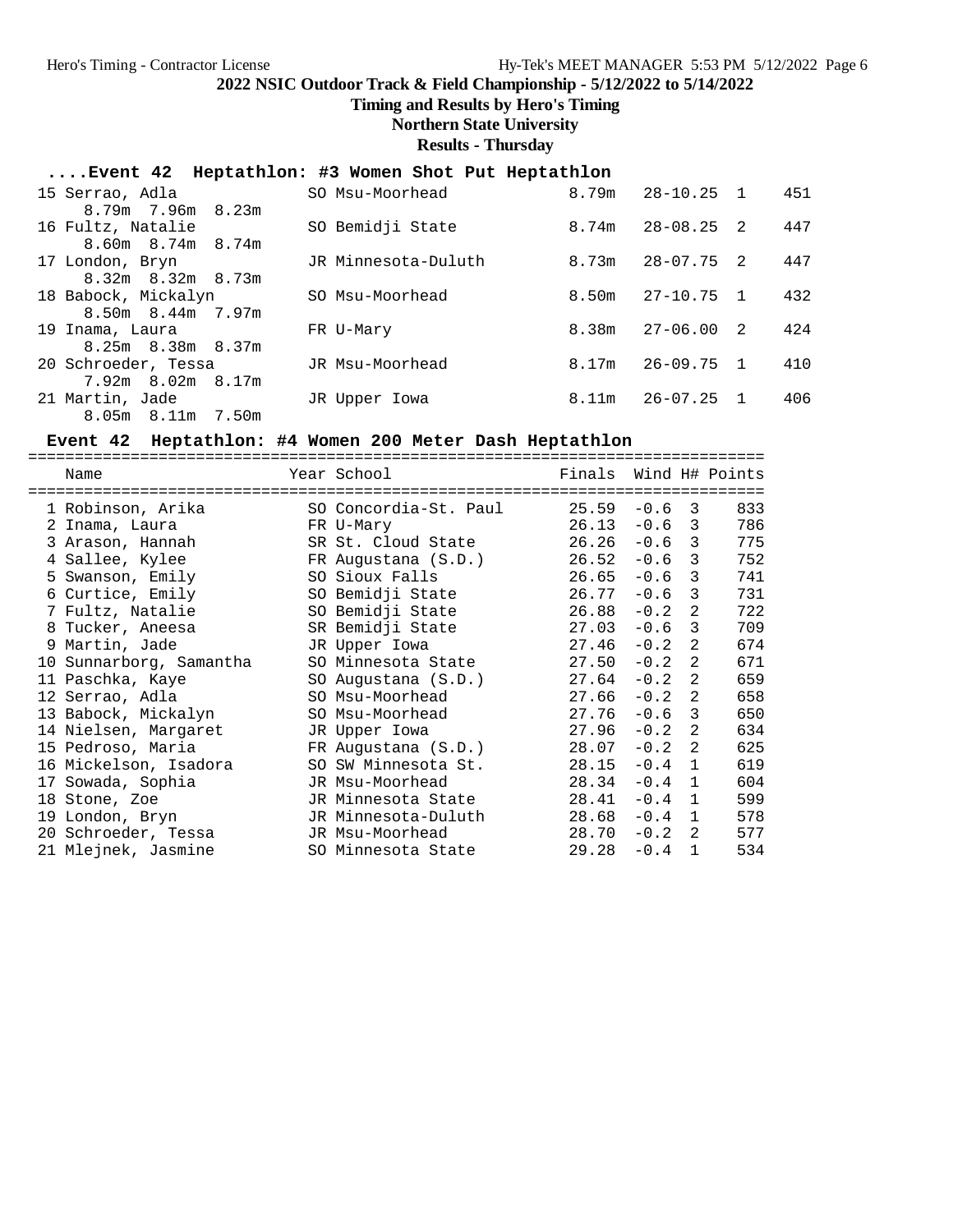# 2022 NSIC Outdoor Track & Field Championship - 5/12/2022 to 5/14/2022

**Timing and Results by Hero's Timing**

**Northern State University**

**Results - Thursday**

### ....Event 42 Heptathlon: #3 Women Shot Put Heptathlon

| Place | Name | Year | School | Finals | | H# | Points |
|---|---|---|---|---|---|---|---|
| 15 | Serrao, Adla | SO | Msu-Moorhead | 8.79m | 28-10.25 | 1 | 451 |
| | 8.79m 7.96m 8.23m | | | | | | |
| 16 | Fultz, Natalie | SO | Bemidji State | 8.74m | 28-08.25 | 2 | 447 |
| | 8.60m 8.74m 8.74m | | | | | | |
| 17 | London, Bryn | JR | Minnesota-Duluth | 8.73m | 28-07.75 | 2 | 447 |
| | 8.32m 8.32m 8.73m | | | | | | |
| 18 | Babock, Mickalyn | SO | Msu-Moorhead | 8.50m | 27-10.75 | 1 | 432 |
| | 8.50m 8.44m 7.97m | | | | | | |
| 19 | Inama, Laura | FR | U-Mary | 8.38m | 27-06.00 | 2 | 424 |
| | 8.25m 8.38m 8.37m | | | | | | |
| 20 | Schroeder, Tessa | JR | Msu-Moorhead | 8.17m | 26-09.75 | 1 | 410 |
| | 7.92m 8.02m 8.17m | | | | | | |
| 21 | Martin, Jade | JR | Upper Iowa | 8.11m | 26-07.25 | 1 | 406 |
| | 8.05m 8.11m 7.50m | | | | | | |

### Event 42 Heptathlon: #4 Women 200 Meter Dash Heptathlon

| Place | Name | Year | School | Finals | Wind | H# | Points |
|---|---|---|---|---|---|---|---|
| 1 | Robinson, Arika | SO | Concordia-St. Paul | 25.59 | -0.6 | 3 | 833 |
| 2 | Inama, Laura | FR | U-Mary | 26.13 | -0.6 | 3 | 786 |
| 3 | Arason, Hannah | SR | St. Cloud State | 26.26 | -0.6 | 3 | 775 |
| 4 | Sallee, Kylee | FR | Augustana (S.D.) | 26.52 | -0.6 | 3 | 752 |
| 5 | Swanson, Emily | SO | Sioux Falls | 26.65 | -0.6 | 3 | 741 |
| 6 | Curtice, Emily | SO | Bemidji State | 26.77 | -0.6 | 3 | 731 |
| 7 | Fultz, Natalie | SO | Bemidji State | 26.88 | -0.2 | 2 | 722 |
| 8 | Tucker, Aneesa | SR | Bemidji State | 27.03 | -0.6 | 3 | 709 |
| 9 | Martin, Jade | JR | Upper Iowa | 27.46 | -0.2 | 2 | 674 |
| 10 | Sunnarborg, Samantha | SO | Minnesota State | 27.50 | -0.2 | 2 | 671 |
| 11 | Paschka, Kaye | SO | Augustana (S.D.) | 27.64 | -0.2 | 2 | 659 |
| 12 | Serrao, Adla | SO | Msu-Moorhead | 27.66 | -0.2 | 2 | 658 |
| 13 | Babock, Mickalyn | SO | Msu-Moorhead | 27.76 | -0.6 | 3 | 650 |
| 14 | Nielsen, Margaret | JR | Upper Iowa | 27.96 | -0.2 | 2 | 634 |
| 15 | Pedroso, Maria | FR | Augustana (S.D.) | 28.07 | -0.2 | 2 | 625 |
| 16 | Mickelson, Isadora | SO | SW Minnesota St. | 28.15 | -0.4 | 1 | 619 |
| 17 | Sowada, Sophia | JR | Msu-Moorhead | 28.34 | -0.4 | 1 | 604 |
| 18 | Stone, Zoe | JR | Minnesota State | 28.41 | -0.4 | 1 | 599 |
| 19 | London, Bryn | JR | Minnesota-Duluth | 28.68 | -0.4 | 1 | 578 |
| 20 | Schroeder, Tessa | JR | Msu-Moorhead | 28.70 | -0.2 | 2 | 577 |
| 21 | Mlejnek, Jasmine | SO | Minnesota State | 29.28 | -0.4 | 1 | 534 |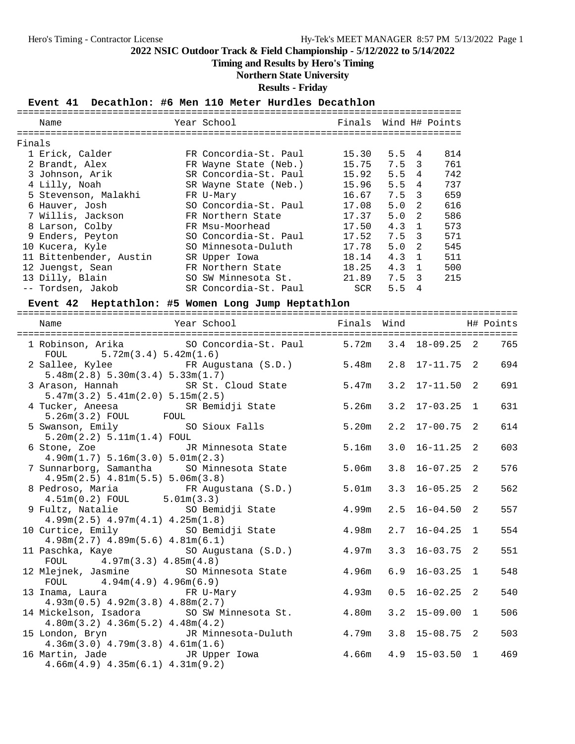# 2022 NSIC Outdoor Track & Field Championship - 5/12/2022 to 5/14/2022

**Timing and Results by Hero's Timing**

**Northern State University**

**Results - Friday**

## Event 41 Decathlon: #6 Men 110 Meter Hurdles Decathlon

**Finals**

| Place | Name | Year | School | Finals | Wind | H# | Points |
|---|---|---|---|---|---|---|---|
| 1 | Erick, Calder | FR | Concordia-St. Paul | 15.30 | 5.5 | 4 | 814 |
| 2 | Brandt, Alex | FR | Wayne State (Neb.) | 15.75 | 7.5 | 3 | 761 |
| 3 | Johnson, Arik | SR | Concordia-St. Paul | 15.92 | 5.5 | 4 | 742 |
| 4 | Lilly, Noah | SR | Wayne State (Neb.) | 15.96 | 5.5 | 4 | 737 |
| 5 | Stevenson, Malakhi | FR | U-Mary | 16.67 | 7.5 | 3 | 659 |
| 6 | Hauver, Josh | SO | Concordia-St. Paul | 17.08 | 5.0 | 2 | 616 |
| 7 | Willis, Jackson | FR | Northern State | 17.37 | 5.0 | 2 | 586 |
| 8 | Larson, Colby | FR | Msu-Moorhead | 17.50 | 4.3 | 1 | 573 |
| 9 | Enders, Peyton | SO | Concordia-St. Paul | 17.52 | 7.5 | 3 | 571 |
| 10 | Kucera, Kyle | SO | Minnesota-Duluth | 17.78 | 5.0 | 2 | 545 |
| 11 | Bittenbender, Austin | SR | Upper Iowa | 18.14 | 4.3 | 1 | 511 |
| 12 | Juengst, Sean | FR | Northern State | 18.25 | 4.3 | 1 | 500 |
| 13 | Dilly, Blain | SO | SW Minnesota St. | 21.89 | 7.5 | 3 | 215 |
| -- | Tordsen, Jakob | SR | Concordia-St. Paul | SCR | 5.5 | 4 | |

## Event 42 Heptathlon: #5 Women Long Jump Heptathlon

| Place | Name | Year | School | Finals | Wind | | H# | Points |
|---|---|---|---|---|---|---|---|---|
| 1 | Robinson, Arika | SO | Concordia-St. Paul | 5.72m | 3.4 | 18-09.25 | 2 | 765 |
| | FOUL 5.72m(3.4) 5.42m(1.6) | | | | | | | |
| 2 | Sallee, Kylee | FR | Augustana (S.D.) | 5.48m | 2.8 | 17-11.75 | 2 | 694 |
| | 5.48m(2.8) 5.30m(3.4) 5.33m(1.7) | | | | | | | |
| 3 | Arason, Hannah | SR | St. Cloud State | 5.47m | 3.2 | 17-11.50 | 2 | 691 |
| | 5.47m(3.2) 5.41m(2.0) 5.15m(2.5) | | | | | | | |
| 4 | Tucker, Aneesa | SR | Bemidji State | 5.26m | 3.2 | 17-03.25 | 1 | 631 |
| | 5.26m(3.2) FOUL FOUL | | | | | | | |
| 5 | Swanson, Emily | SO | Sioux Falls | 5.20m | 2.2 | 17-00.75 | 2 | 614 |
| | 5.20m(2.2) 5.11m(1.4) FOUL | | | | | | | |
| 6 | Stone, Zoe | JR | Minnesota State | 5.16m | 3.0 | 16-11.25 | 2 | 603 |
| | 4.90m(1.7) 5.16m(3.0) 5.01m(2.3) | | | | | | | |
| 7 | Sunnarborg, Samantha | SO | Minnesota State | 5.06m | 3.8 | 16-07.25 | 2 | 576 |
| | 4.95m(2.5) 4.81m(5.5) 5.06m(3.8) | | | | | | | |
| 8 | Pedroso, Maria | FR | Augustana (S.D.) | 5.01m | 3.3 | 16-05.25 | 2 | 562 |
| | 4.51m(0.2) FOUL 5.01m(3.3) | | | | | | | |
| 9 | Fultz, Natalie | SO | Bemidji State | 4.99m | 2.5 | 16-04.50 | 2 | 557 |
| | 4.99m(2.5) 4.97m(4.1) 4.25m(1.8) | | | | | | | |
| 10 | Curtice, Emily | SO | Bemidji State | 4.98m | 2.7 | 16-04.25 | 1 | 554 |
| | 4.98m(2.7) 4.89m(5.6) 4.81m(6.1) | | | | | | | |
| 11 | Paschka, Kaye | SO | Augustana (S.D.) | 4.97m | 3.3 | 16-03.75 | 2 | 551 |
| | FOUL 4.97m(3.3) 4.85m(4.8) | | | | | | | |
| 12 | Mlejnek, Jasmine | SO | Minnesota State | 4.96m | 6.9 | 16-03.25 | 1 | 548 |
| | FOUL 4.94m(4.9) 4.96m(6.9) | | | | | | | |
| 13 | Inama, Laura | FR | U-Mary | 4.93m | 0.5 | 16-02.25 | 2 | 540 |
| | 4.93m(0.5) 4.92m(3.8) 4.88m(2.7) | | | | | | | |
| 14 | Mickelson, Isadora | SO | SW Minnesota St. | 4.80m | 3.2 | 15-09.00 | 1 | 506 |
| | 4.80m(3.2) 4.36m(5.2) 4.48m(4.2) | | | | | | | |
| 15 | London, Bryn | JR | Minnesota-Duluth | 4.79m | 3.8 | 15-08.75 | 2 | 503 |
| | 4.36m(3.0) 4.79m(3.8) 4.61m(1.6) | | | | | | | |
| 16 | Martin, Jade | JR | Upper Iowa | 4.66m | 4.9 | 15-03.50 | 1 | 469 |
| | 4.66m(4.9) 4.35m(6.1) 4.31m(9.2) | | | | | | | |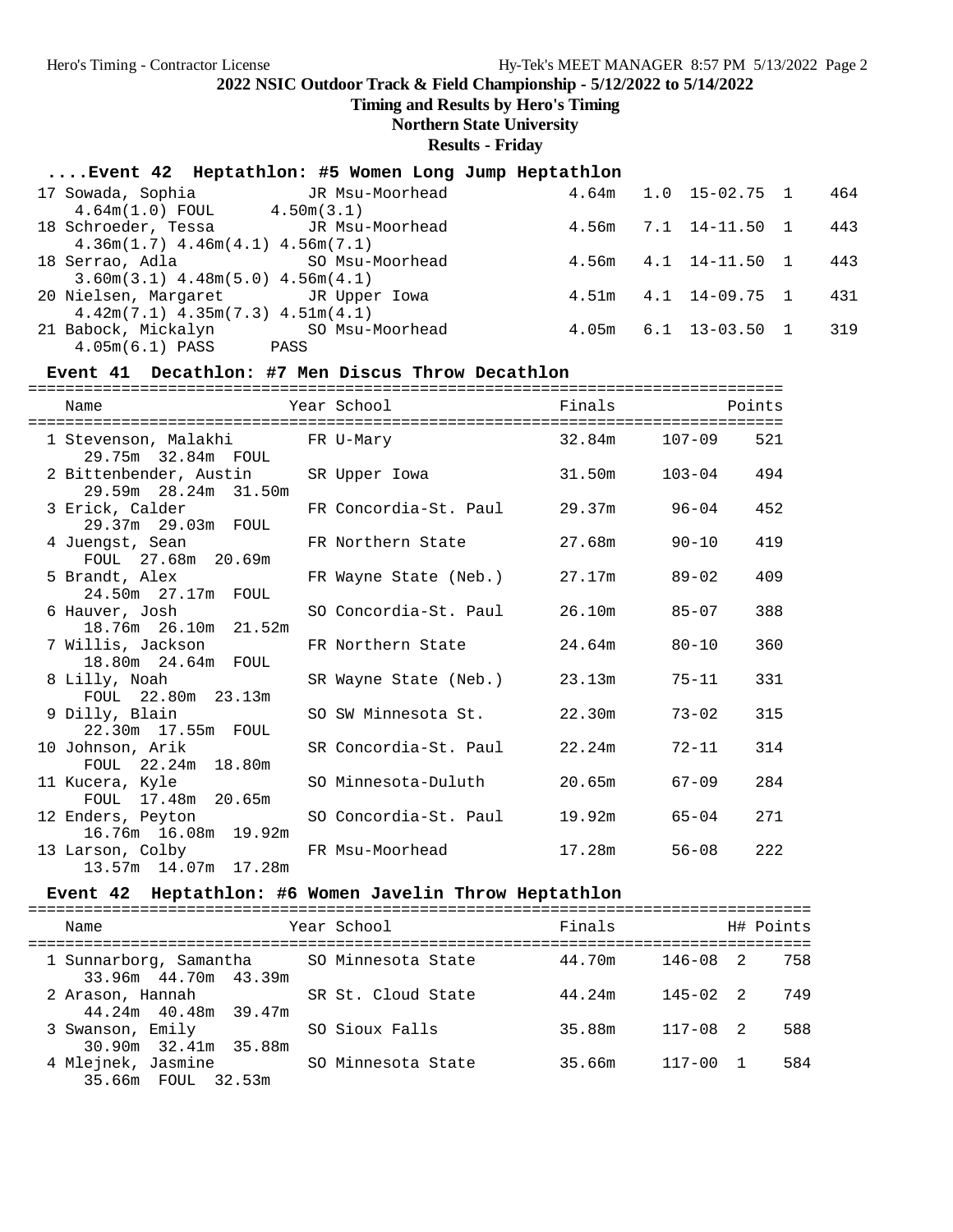## 2022 NSIC Outdoor Track & Field Championship - 5/12/2022 to 5/14/2022

**Timing and Results by Hero's Timing**

**Northern State University**

**Results - Friday**

### ....Event 42 Heptathlon: #5 Women Long Jump Heptathlon

| Place | Name | Year | School | Finals | Wind | Imperial | H# | Points |
|---|---|---|---|---|---|---|---|---|
| 17 | Sowada, Sophia | JR | Msu-Moorhead | 4.64m | 1.0 | 15-02.75 | 1 | 464 |
| | 4.64m(1.0) FOUL 4.50m(3.1) | | | | | | | |
| 18 | Schroeder, Tessa | JR | Msu-Moorhead | 4.56m | 7.1 | 14-11.50 | 1 | 443 |
| | 4.36m(1.7) 4.46m(4.1) 4.56m(7.1) | | | | | | | |
| 18 | Serrao, Adla | SO | Msu-Moorhead | 4.56m | 4.1 | 14-11.50 | 1 | 443 |
| | 3.60m(3.1) 4.48m(5.0) 4.56m(4.1) | | | | | | | |
| 20 | Nielsen, Margaret | JR | Upper Iowa | 4.51m | 4.1 | 14-09.75 | 1 | 431 |
| | 4.42m(7.1) 4.35m(7.3) 4.51m(4.1) | | | | | | | |
| 21 | Babock, Mickalyn | SO | Msu-Moorhead | 4.05m | 6.1 | 13-03.50 | 1 | 319 |
| | 4.05m(6.1) PASS PASS | | | | | | | |

### Event 41 Decathlon: #7 Men Discus Throw Decathlon

| Place | Name | Year | School | Finals | Imperial | Points |
|---|---|---|---|---|---|---|
| 1 | Stevenson, Malakhi | FR | U-Mary | 32.84m | 107-09 | 521 |
| | 29.75m 32.84m FOUL | | | | | |
| 2 | Bittenbender, Austin | SR | Upper Iowa | 31.50m | 103-04 | 494 |
| | 29.59m 28.24m 31.50m | | | | | |
| 3 | Erick, Calder | FR | Concordia-St. Paul | 29.37m | 96-04 | 452 |
| | 29.37m 29.03m FOUL | | | | | |
| 4 | Juengst, Sean | FR | Northern State | 27.68m | 90-10 | 419 |
| | FOUL 27.68m 20.69m | | | | | |
| 5 | Brandt, Alex | FR | Wayne State (Neb.) | 27.17m | 89-02 | 409 |
| | 24.50m 27.17m FOUL | | | | | |
| 6 | Hauver, Josh | SO | Concordia-St. Paul | 26.10m | 85-07 | 388 |
| | 18.76m 26.10m 21.52m | | | | | |
| 7 | Willis, Jackson | FR | Northern State | 24.64m | 80-10 | 360 |
| | 18.80m 24.64m FOUL | | | | | |
| 8 | Lilly, Noah | SR | Wayne State (Neb.) | 23.13m | 75-11 | 331 |
| | FOUL 22.80m 23.13m | | | | | |
| 9 | Dilly, Blain | SO | SW Minnesota St. | 22.30m | 73-02 | 315 |
| | 22.30m 17.55m FOUL | | | | | |
| 10 | Johnson, Arik | SR | Concordia-St. Paul | 22.24m | 72-11 | 314 |
| | FOUL 22.24m 18.80m | | | | | |
| 11 | Kucera, Kyle | SO | Minnesota-Duluth | 20.65m | 67-09 | 284 |
| | FOUL 17.48m 20.65m | | | | | |
| 12 | Enders, Peyton | SO | Concordia-St. Paul | 19.92m | 65-04 | 271 |
| | 16.76m 16.08m 19.92m | | | | | |
| 13 | Larson, Colby | FR | Msu-Moorhead | 17.28m | 56-08 | 222 |
| | 13.57m 14.07m 17.28m | | | | | |

### Event 42 Heptathlon: #6 Women Javelin Throw Heptathlon

| Place | Name | Year | School | Finals | Imperial | H# | Points |
|---|---|---|---|---|---|---|---|
| 1 | Sunnarborg, Samantha | SO | Minnesota State | 44.70m | 146-08 | 2 | 758 |
| | 33.96m 44.70m 43.39m | | | | | | |
| 2 | Arason, Hannah | SR | St. Cloud State | 44.24m | 145-02 | 2 | 749 |
| | 44.24m 40.48m 39.47m | | | | | | |
| 3 | Swanson, Emily | SO | Sioux Falls | 35.88m | 117-08 | 2 | 588 |
| | 30.90m 32.41m 35.88m | | | | | | |
| 4 | Mlejnek, Jasmine | SO | Minnesota State | 35.66m | 117-00 | 1 | 584 |
| | 35.66m FOUL 32.53m | | | | | | |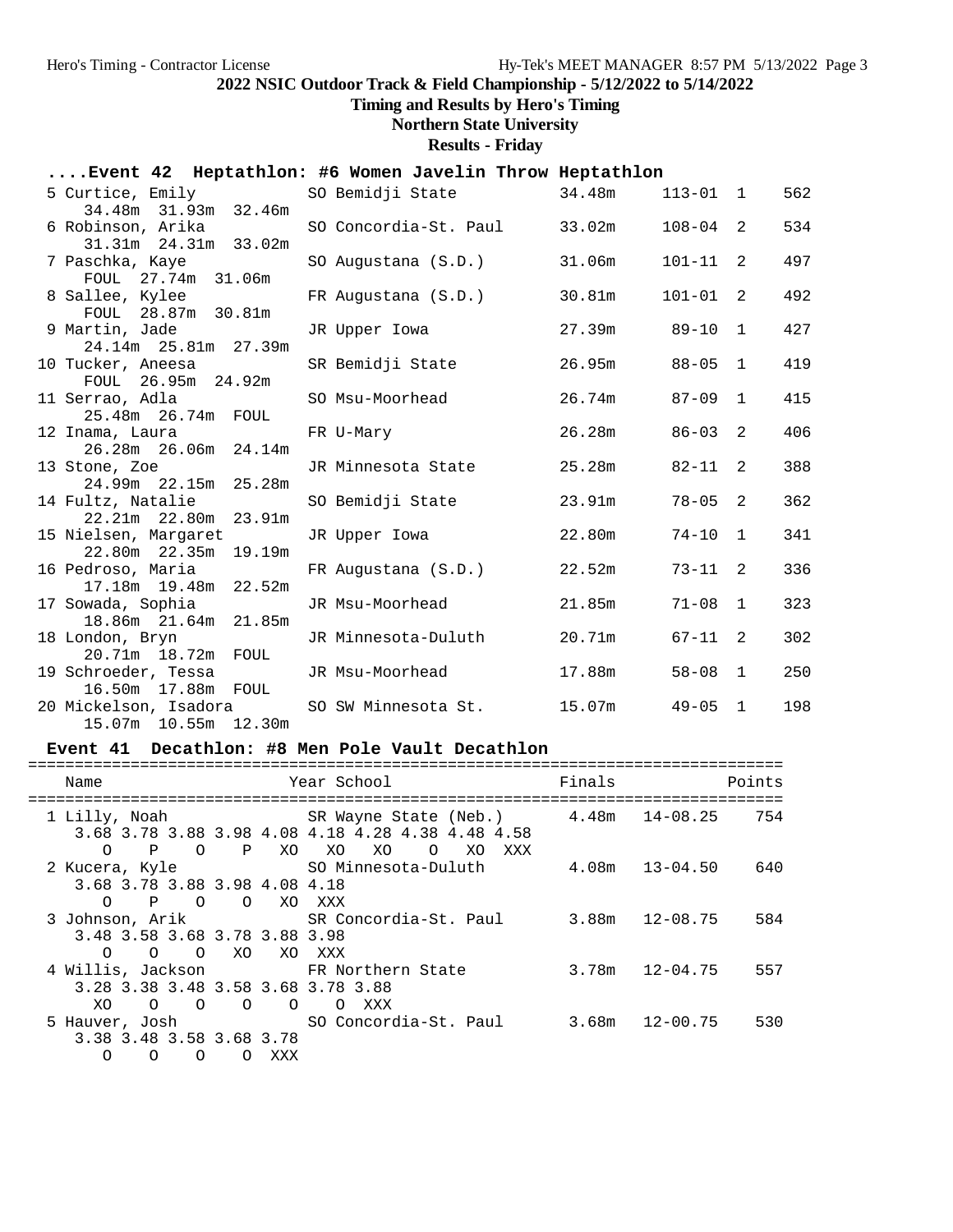# 2022 NSIC Outdoor Track & Field Championship - 5/12/2022 to 5/14/2022

**Timing and Results by Hero's Timing**

**Northern State University**

**Results - Friday**

## ....Event 42 Heptathlon: #6 Women Javelin Throw Heptathlon

| Place | Name | Year | School | Finals | | Flight | Points |
|---|---|---|---|---|---|---|---|
| 5 | Curtice, Emily | SO | Bemidji State | 34.48m | 113-01 | 1 | 562 |
| | 34.48m 31.93m 32.46m | | | | | | |
| 6 | Robinson, Arika | SO | Concordia-St. Paul | 33.02m | 108-04 | 2 | 534 |
| | 31.31m 24.31m 33.02m | | | | | | |
| 7 | Paschka, Kaye | SO | Augustana (S.D.) | 31.06m | 101-11 | 2 | 497 |
| | FOUL 27.74m 31.06m | | | | | | |
| 8 | Sallee, Kylee | FR | Augustana (S.D.) | 30.81m | 101-01 | 2 | 492 |
| | FOUL 28.87m 30.81m | | | | | | |
| 9 | Martin, Jade | JR | Upper Iowa | 27.39m | 89-10 | 1 | 427 |
| | 24.14m 25.81m 27.39m | | | | | | |
| 10 | Tucker, Aneesa | SR | Bemidji State | 26.95m | 88-05 | 1 | 419 |
| | FOUL 26.95m 24.92m | | | | | | |
| 11 | Serrao, Adla | SO | Msu-Moorhead | 26.74m | 87-09 | 1 | 415 |
| | 25.48m 26.74m FOUL | | | | | | |
| 12 | Inama, Laura | FR | U-Mary | 26.28m | 86-03 | 2 | 406 |
| | 26.28m 26.06m 24.14m | | | | | | |
| 13 | Stone, Zoe | JR | Minnesota State | 25.28m | 82-11 | 2 | 388 |
| | 24.99m 22.15m 25.28m | | | | | | |
| 14 | Fultz, Natalie | SO | Bemidji State | 23.91m | 78-05 | 2 | 362 |
| | 22.21m 22.80m 23.91m | | | | | | |
| 15 | Nielsen, Margaret | JR | Upper Iowa | 22.80m | 74-10 | 1 | 341 |
| | 22.80m 22.35m 19.19m | | | | | | |
| 16 | Pedroso, Maria | FR | Augustana (S.D.) | 22.52m | 73-11 | 2 | 336 |
| | 17.18m 19.48m 22.52m | | | | | | |
| 17 | Sowada, Sophia | JR | Msu-Moorhead | 21.85m | 71-08 | 1 | 323 |
| | 18.86m 21.64m 21.85m | | | | | | |
| 18 | London, Bryn | JR | Minnesota-Duluth | 20.71m | 67-11 | 2 | 302 |
| | 20.71m 18.72m FOUL | | | | | | |
| 19 | Schroeder, Tessa | JR | Msu-Moorhead | 17.88m | 58-08 | 1 | 250 |
| | 16.50m 17.88m FOUL | | | | | | |
| 20 | Mickelson, Isadora | SO | SW Minnesota St. | 15.07m | 49-05 | 1 | 198 |
| | 15.07m 10.55m 12.30m | | | | | | |

## Event 41 Decathlon: #8 Men Pole Vault Decathlon

| Place | Name | Year | School | Finals | | Points |
|---|---|---|---|---|---|---|
| 1 | Lilly, Noah | SR | Wayne State (Neb.) | 4.48m | 14-08.25 | 754 |
| | 3.68 3.78 3.88 3.98 4.08 4.18 4.28 4.38 4.48 4.58 | | | | | |
| | O P O P XO XO XO O XO XXX | | | | | |
| 2 | Kucera, Kyle | SO | Minnesota-Duluth | 4.08m | 13-04.50 | 640 |
| | 3.68 3.78 3.88 3.98 4.08 4.18 | | | | | |
| | O P O O XO XXX | | | | | |
| 3 | Johnson, Arik | SR | Concordia-St. Paul | 3.88m | 12-08.75 | 584 |
| | 3.48 3.58 3.68 3.78 3.88 3.98 | | | | | |
| | O O O XO XO XXX | | | | | |
| 4 | Willis, Jackson | FR | Northern State | 3.78m | 12-04.75 | 557 |
| | 3.28 3.38 3.48 3.58 3.68 3.78 3.88 | | | | | |
| | XO O O O O O XXX | | | | | |
| 5 | Hauver, Josh | SO | Concordia-St. Paul | 3.68m | 12-00.75 | 530 |
| | 3.38 3.48 3.58 3.68 3.78 | | | | | |
| | O O O O XXX | | | | | |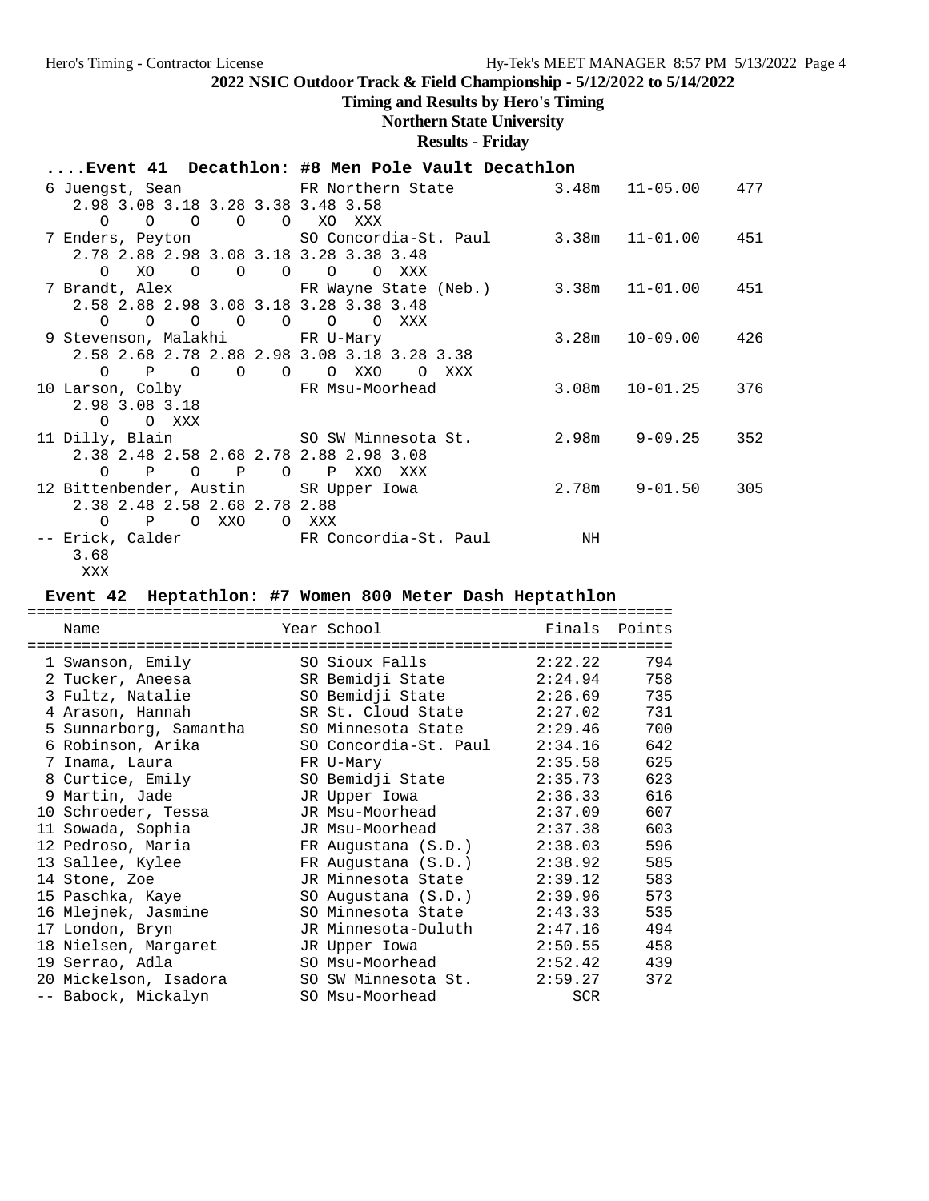## 2022 NSIC Outdoor Track & Field Championship - 5/12/2022 to 5/14/2022

**Timing and Results by Hero's Timing**

**Northern State University**

**Results - Friday**

### ....Event 41 Decathlon: #8 Men Pole Vault Decathlon

```
  6 Juengst, Sean              FR Northern State          3.48m   11-05.00    477
     2.98 3.08 3.18 3.28 3.38 3.48 3.58
        O    O    O    O    O   XO  XXX
  7 Enders, Peyton             SO Concordia-St. Paul      3.38m   11-01.00    451
     2.78 2.88 2.98 3.08 3.18 3.28 3.38 3.48
        O   XO    O    O    O    O    O  XXX
  7 Brandt, Alex               FR Wayne State (Neb.)      3.38m   11-01.00    451
     2.58 2.88 2.98 3.08 3.18 3.28 3.38 3.48
        O    O    O    O    O    O    O  XXX
  9 Stevenson, Malakhi         FR U-Mary                  3.28m   10-09.00    426
     2.58 2.68 2.78 2.88 2.98 3.08 3.18 3.28 3.38
        O    P    O    O    O    O  XXO    O  XXX
 10 Larson, Colby              FR Msu-Moorhead            3.08m   10-01.25    376
     2.98 3.08 3.18
        O    O  XXX
 11 Dilly, Blain               SO SW Minnesota St.        2.98m    9-09.25    352
     2.38 2.48 2.58 2.68 2.78 2.88 2.98 3.08
        O    P    O    P    O    P  XXO  XXX
 12 Bittenbender, Austin       SR Upper Iowa              2.78m    9-01.50    305
     2.38 2.48 2.58 2.68 2.78 2.88
        O    P    O  XXO    O  XXX
 -- Erick, Calder              FR Concordia-St. Paul         NH
     3.68
      XXX
```

### Event 42 Heptathlon: #7 Women 800 Meter Dash Heptathlon

| Place | Name | Year | School | Finals | Points |
|---|---|---|---|---|---|
| 1 | Swanson, Emily | SO | Sioux Falls | 2:22.22 | 794 |
| 2 | Tucker, Aneesa | SR | Bemidji State | 2:24.94 | 758 |
| 3 | Fultz, Natalie | SO | Bemidji State | 2:26.69 | 735 |
| 4 | Arason, Hannah | SR | St. Cloud State | 2:27.02 | 731 |
| 5 | Sunnarborg, Samantha | SO | Minnesota State | 2:29.46 | 700 |
| 6 | Robinson, Arika | SO | Concordia-St. Paul | 2:34.16 | 642 |
| 7 | Inama, Laura | FR | U-Mary | 2:35.58 | 625 |
| 8 | Curtice, Emily | SO | Bemidji State | 2:35.73 | 623 |
| 9 | Martin, Jade | JR | Upper Iowa | 2:36.33 | 616 |
| 10 | Schroeder, Tessa | JR | Msu-Moorhead | 2:37.09 | 607 |
| 11 | Sowada, Sophia | JR | Msu-Moorhead | 2:37.38 | 603 |
| 12 | Pedroso, Maria | FR | Augustana (S.D.) | 2:38.03 | 596 |
| 13 | Sallee, Kylee | FR | Augustana (S.D.) | 2:38.92 | 585 |
| 14 | Stone, Zoe | JR | Minnesota State | 2:39.12 | 583 |
| 15 | Paschka, Kaye | SO | Augustana (S.D.) | 2:39.96 | 573 |
| 16 | Mlejnek, Jasmine | SO | Minnesota State | 2:43.33 | 535 |
| 17 | London, Bryn | JR | Minnesota-Duluth | 2:47.16 | 494 |
| 18 | Nielsen, Margaret | JR | Upper Iowa | 2:50.55 | 458 |
| 19 | Serrao, Adla | SO | Msu-Moorhead | 2:52.42 | 439 |
| 20 | Mickelson, Isadora | SO | SW Minnesota St. | 2:59.27 | 372 |
| -- | Babock, Mickalyn | SO | Msu-Moorhead | SCR | |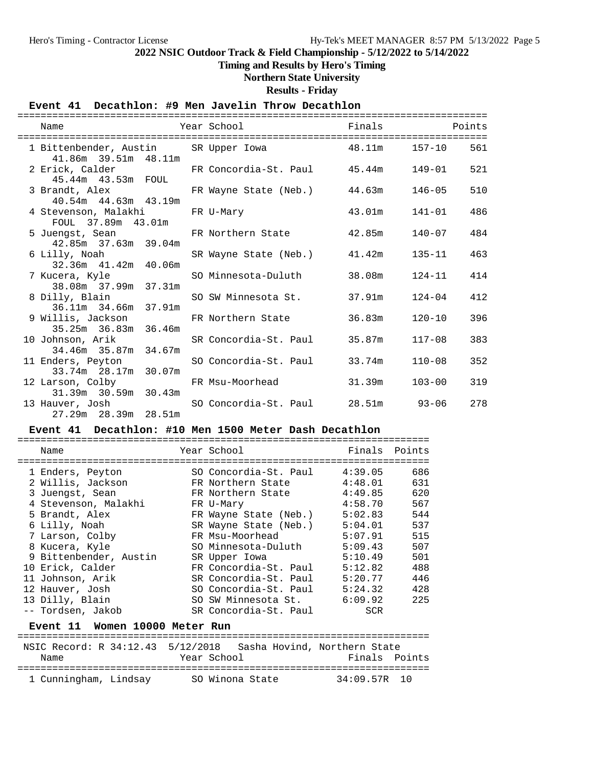## 2022 NSIC Outdoor Track & Field Championship - 5/12/2022 to 5/14/2022

**Timing and Results by Hero's Timing**

**Northern State University**

**Results - Friday**

### Event 41 Decathlon: #9 Men Javelin Throw Decathlon

| Place | Name | Year | School | Finals | | Points |
|---|---|---|---|---|---|---|
| 1 | Bittenbender, Austin | SR | Upper Iowa | 48.11m | 157-10 | 561 |
| | 41.86m 39.51m 48.11m | | | | | |
| 2 | Erick, Calder | FR | Concordia-St. Paul | 45.44m | 149-01 | 521 |
| | 45.44m 43.53m FOUL | | | | | |
| 3 | Brandt, Alex | FR | Wayne State (Neb.) | 44.63m | 146-05 | 510 |
| | 40.54m 44.63m 43.19m | | | | | |
| 4 | Stevenson, Malakhi | FR | U-Mary | 43.01m | 141-01 | 486 |
| | FOUL 37.89m 43.01m | | | | | |
| 5 | Juengst, Sean | FR | Northern State | 42.85m | 140-07 | 484 |
| | 42.85m 37.63m 39.04m | | | | | |
| 6 | Lilly, Noah | SR | Wayne State (Neb.) | 41.42m | 135-11 | 463 |
| | 32.36m 41.42m 40.06m | | | | | |
| 7 | Kucera, Kyle | SO | Minnesota-Duluth | 38.08m | 124-11 | 414 |
| | 38.08m 37.99m 37.31m | | | | | |
| 8 | Dilly, Blain | SO | SW Minnesota St. | 37.91m | 124-04 | 412 |
| | 36.11m 34.66m 37.91m | | | | | |
| 9 | Willis, Jackson | FR | Northern State | 36.83m | 120-10 | 396 |
| | 35.25m 36.83m 36.46m | | | | | |
| 10 | Johnson, Arik | SR | Concordia-St. Paul | 35.87m | 117-08 | 383 |
| | 34.46m 35.87m 34.67m | | | | | |
| 11 | Enders, Peyton | SO | Concordia-St. Paul | 33.74m | 110-08 | 352 |
| | 33.74m 28.17m 30.07m | | | | | |
| 12 | Larson, Colby | FR | Msu-Moorhead | 31.39m | 103-00 | 319 |
| | 31.39m 30.59m 30.43m | | | | | |
| 13 | Hauver, Josh | SO | Concordia-St. Paul | 28.51m | 93-06 | 278 |
| | 27.29m 28.39m 28.51m | | | | | |

### Event 41 Decathlon: #10 Men 1500 Meter Dash Decathlon

| Place | Name | Year | School | Finals | Points |
|---|---|---|---|---|---|
| 1 | Enders, Peyton | SO | Concordia-St. Paul | 4:39.05 | 686 |
| 2 | Willis, Jackson | FR | Northern State | 4:48.01 | 631 |
| 3 | Juengst, Sean | FR | Northern State | 4:49.85 | 620 |
| 4 | Stevenson, Malakhi | FR | U-Mary | 4:58.70 | 567 |
| 5 | Brandt, Alex | FR | Wayne State (Neb.) | 5:02.83 | 544 |
| 6 | Lilly, Noah | SR | Wayne State (Neb.) | 5:04.01 | 537 |
| 7 | Larson, Colby | FR | Msu-Moorhead | 5:07.91 | 515 |
| 8 | Kucera, Kyle | SO | Minnesota-Duluth | 5:09.43 | 507 |
| 9 | Bittenbender, Austin | SR | Upper Iowa | 5:10.49 | 501 |
| 10 | Erick, Calder | FR | Concordia-St. Paul | 5:12.82 | 488 |
| 11 | Johnson, Arik | SR | Concordia-St. Paul | 5:20.77 | 446 |
| 12 | Hauver, Josh | SO | Concordia-St. Paul | 5:24.32 | 428 |
| 13 | Dilly, Blain | SO | SW Minnesota St. | 6:09.92 | 225 |
| -- | Tordsen, Jakob | SR | Concordia-St. Paul | SCR | |

### Event 11 Women 10000 Meter Run

NSIC Record: R 34:12.43 5/12/2018 Sasha Hovind, Northern State

| Place | Name | Year | School | Finals | Points |
|---|---|---|---|---|---|
| 1 | Cunningham, Lindsay | SO | Winona State | 34:09.57R | 10 |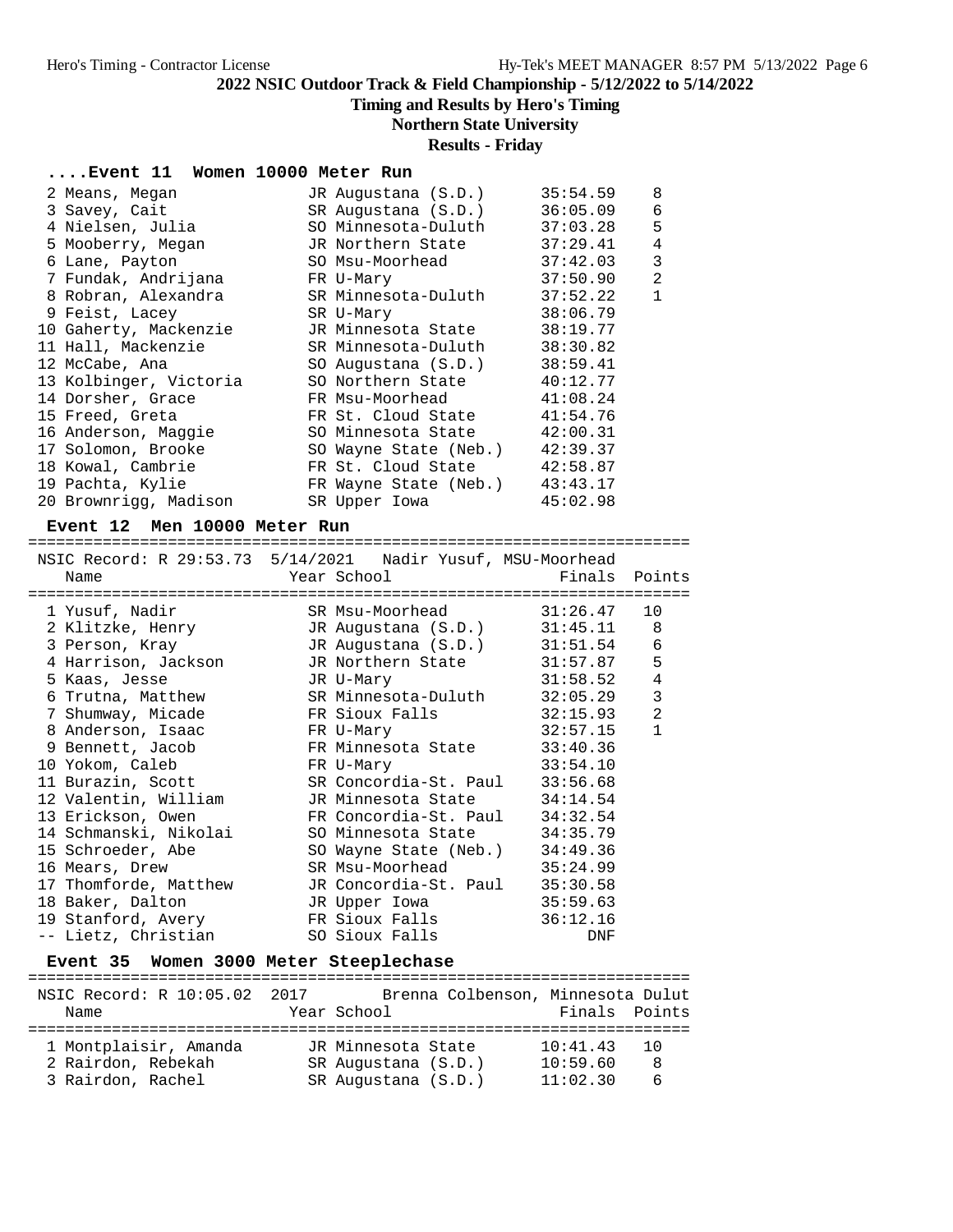**2022 NSIC Outdoor Track & Field Championship - 5/12/2022 to 5/14/2022**

**Timing and Results by Hero's Timing**

**Northern State University**

**Results - Friday**

### ....Event 11 Women 10000 Meter Run

| Place | Name | Year | School | Finals | Points |
|---|---|---|---|---|---|
| 2 | Means, Megan | JR | Augustana (S.D.) | 35:54.59 | 8 |
| 3 | Savey, Cait | SR | Augustana (S.D.) | 36:05.09 | 6 |
| 4 | Nielsen, Julia | SO | Minnesota-Duluth | 37:03.28 | 5 |
| 5 | Mooberry, Megan | JR | Northern State | 37:29.41 | 4 |
| 6 | Lane, Payton | SO | Msu-Moorhead | 37:42.03 | 3 |
| 7 | Fundak, Andrijana | FR | U-Mary | 37:50.90 | 2 |
| 8 | Robran, Alexandra | SR | Minnesota-Duluth | 37:52.22 | 1 |
| 9 | Feist, Lacey | SR | U-Mary | 38:06.79 | |
| 10 | Gaherty, Mackenzie | JR | Minnesota State | 38:19.77 | |
| 11 | Hall, Mackenzie | SR | Minnesota-Duluth | 38:30.82 | |
| 12 | McCabe, Ana | SO | Augustana (S.D.) | 38:59.41 | |
| 13 | Kolbinger, Victoria | SO | Northern State | 40:12.77 | |
| 14 | Dorsher, Grace | FR | Msu-Moorhead | 41:08.24 | |
| 15 | Freed, Greta | FR | St. Cloud State | 41:54.76 | |
| 16 | Anderson, Maggie | SO | Minnesota State | 42:00.31 | |
| 17 | Solomon, Brooke | SO | Wayne State (Neb.) | 42:39.37 | |
| 18 | Kowal, Cambrie | FR | St. Cloud State | 42:58.87 | |
| 19 | Pachta, Kylie | FR | Wayne State (Neb.) | 43:43.17 | |
| 20 | Brownrigg, Madison | SR | Upper Iowa | 45:02.98 | |

### Event 12 Men 10000 Meter Run

NSIC Record: R 29:53.73 5/14/2021 Nadir Yusuf, MSU-Moorhead

| Place | Name | Year | School | Finals | Points |
|---|---|---|---|---|---|
| 1 | Yusuf, Nadir | SR | Msu-Moorhead | 31:26.47 | 10 |
| 2 | Klitzke, Henry | JR | Augustana (S.D.) | 31:45.11 | 8 |
| 3 | Person, Kray | JR | Augustana (S.D.) | 31:51.54 | 6 |
| 4 | Harrison, Jackson | JR | Northern State | 31:57.87 | 5 |
| 5 | Kaas, Jesse | JR | U-Mary | 31:58.52 | 4 |
| 6 | Trutna, Matthew | SR | Minnesota-Duluth | 32:05.29 | 3 |
| 7 | Shumway, Micade | FR | Sioux Falls | 32:15.93 | 2 |
| 8 | Anderson, Isaac | FR | U-Mary | 32:57.15 | 1 |
| 9 | Bennett, Jacob | FR | Minnesota State | 33:40.36 | |
| 10 | Yokom, Caleb | FR | U-Mary | 33:54.10 | |
| 11 | Burazin, Scott | SR | Concordia-St. Paul | 33:56.68 | |
| 12 | Valentin, William | JR | Minnesota State | 34:14.54 | |
| 13 | Erickson, Owen | FR | Concordia-St. Paul | 34:32.54 | |
| 14 | Schmanski, Nikolai | SO | Minnesota State | 34:35.79 | |
| 15 | Schroeder, Abe | SO | Wayne State (Neb.) | 34:49.36 | |
| 16 | Mears, Drew | SR | Msu-Moorhead | 35:24.99 | |
| 17 | Thomforde, Matthew | JR | Concordia-St. Paul | 35:30.58 | |
| 18 | Baker, Dalton | JR | Upper Iowa | 35:59.63 | |
| 19 | Stanford, Avery | FR | Sioux Falls | 36:12.16 | |
| -- | Lietz, Christian | SO | Sioux Falls | DNF | |

### Event 35 Women 3000 Meter Steeplechase

NSIC Record: R 10:05.02 2017 Brenna Colbenson, Minnesota Dulut

| Place | Name | Year | School | Finals | Points |
|---|---|---|---|---|---|
| 1 | Montplaisir, Amanda | JR | Minnesota State | 10:41.43 | 10 |
| 2 | Rairdon, Rebekah | SR | Augustana (S.D.) | 10:59.60 | 8 |
| 3 | Rairdon, Rachel | SR | Augustana (S.D.) | 11:02.30 | 6 |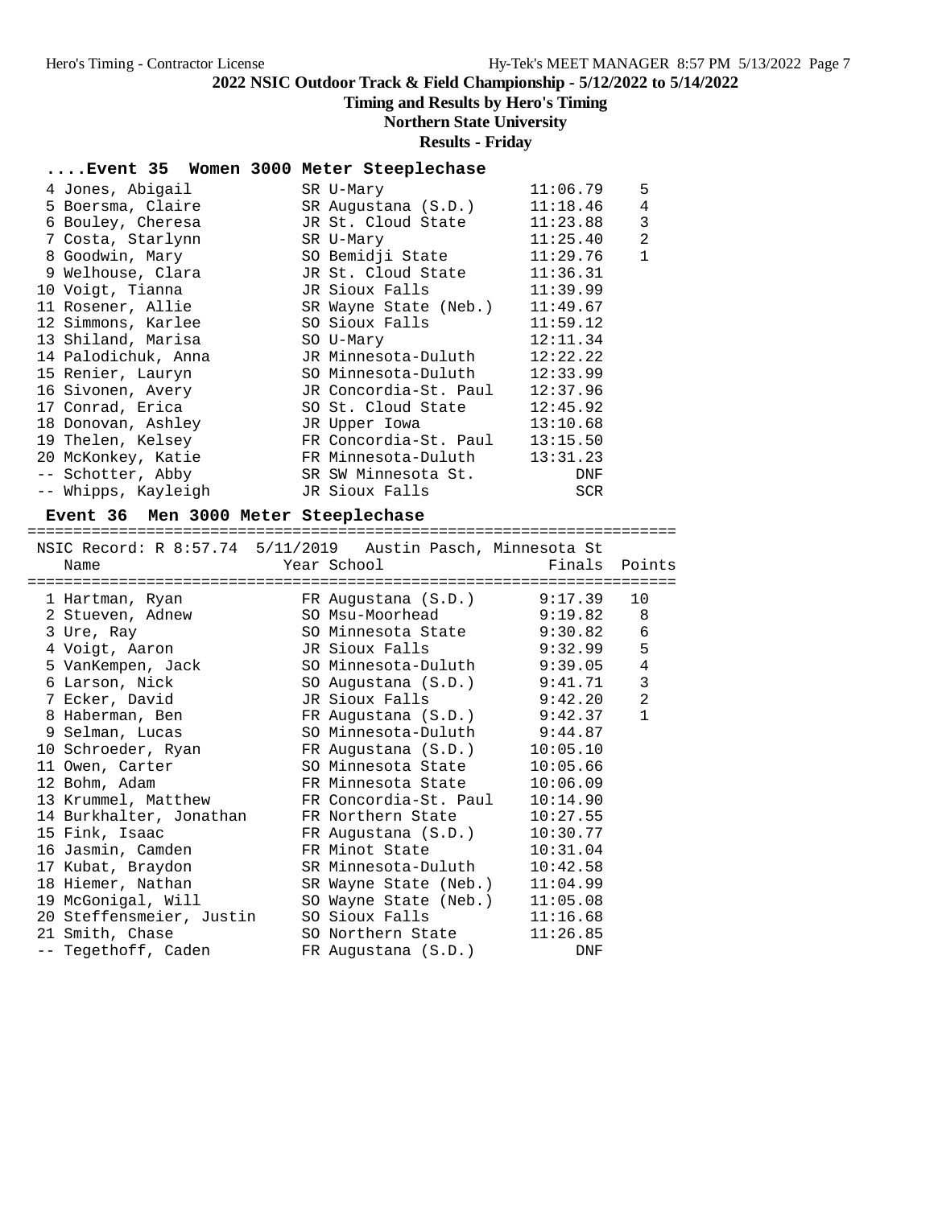## 2022 NSIC Outdoor Track & Field Championship - 5/12/2022 to 5/14/2022

**Timing and Results by Hero's Timing**

**Northern State University**

**Results - Friday**

### ....Event 35 Women 3000 Meter Steeplechase

| Place | Name | Year | School | Finals | Points |
|---|---|---|---|---|---|
| 4 | Jones, Abigail | SR | U-Mary | 11:06.79 | 5 |
| 5 | Boersma, Claire | SR | Augustana (S.D.) | 11:18.46 | 4 |
| 6 | Bouley, Cheresa | JR | St. Cloud State | 11:23.88 | 3 |
| 7 | Costa, Starlynn | SR | U-Mary | 11:25.40 | 2 |
| 8 | Goodwin, Mary | SO | Bemidji State | 11:29.76 | 1 |
| 9 | Welhouse, Clara | JR | St. Cloud State | 11:36.31 | |
| 10 | Voigt, Tianna | JR | Sioux Falls | 11:39.99 | |
| 11 | Rosener, Allie | SR | Wayne State (Neb.) | 11:49.67 | |
| 12 | Simmons, Karlee | SO | Sioux Falls | 11:59.12 | |
| 13 | Shiland, Marisa | SO | U-Mary | 12:11.34 | |
| 14 | Palodichuk, Anna | JR | Minnesota-Duluth | 12:22.22 | |
| 15 | Renier, Lauryn | SO | Minnesota-Duluth | 12:33.99 | |
| 16 | Sivonen, Avery | JR | Concordia-St. Paul | 12:37.96 | |
| 17 | Conrad, Erica | SO | St. Cloud State | 12:45.92 | |
| 18 | Donovan, Ashley | JR | Upper Iowa | 13:10.68 | |
| 19 | Thelen, Kelsey | FR | Concordia-St. Paul | 13:15.50 | |
| 20 | McKonkey, Katie | FR | Minnesota-Duluth | 13:31.23 | |
| -- | Schotter, Abby | SR | SW Minnesota St. | DNF | |
| -- | Whipps, Kayleigh | JR | Sioux Falls | SCR | |

### Event 36 Men 3000 Meter Steeplechase

NSIC Record: R 8:57.74 5/11/2019 Austin Pasch, Minnesota St

| Place | Name | Year | School | Finals | Points |
|---|---|---|---|---|---|
| 1 | Hartman, Ryan | FR | Augustana (S.D.) | 9:17.39 | 10 |
| 2 | Stueven, Adnew | SO | Msu-Moorhead | 9:19.82 | 8 |
| 3 | Ure, Ray | SO | Minnesota State | 9:30.82 | 6 |
| 4 | Voigt, Aaron | JR | Sioux Falls | 9:32.99 | 5 |
| 5 | VanKempen, Jack | SO | Minnesota-Duluth | 9:39.05 | 4 |
| 6 | Larson, Nick | SO | Augustana (S.D.) | 9:41.71 | 3 |
| 7 | Ecker, David | JR | Sioux Falls | 9:42.20 | 2 |
| 8 | Haberman, Ben | FR | Augustana (S.D.) | 9:42.37 | 1 |
| 9 | Selman, Lucas | SO | Minnesota-Duluth | 9:44.87 | |
| 10 | Schroeder, Ryan | FR | Augustana (S.D.) | 10:05.10 | |
| 11 | Owen, Carter | SO | Minnesota State | 10:05.66 | |
| 12 | Bohm, Adam | FR | Minnesota State | 10:06.09 | |
| 13 | Krummel, Matthew | FR | Concordia-St. Paul | 10:14.90 | |
| 14 | Burkhalter, Jonathan | FR | Northern State | 10:27.55 | |
| 15 | Fink, Isaac | FR | Augustana (S.D.) | 10:30.77 | |
| 16 | Jasmin, Camden | FR | Minot State | 10:31.04 | |
| 17 | Kubat, Braydon | SR | Minnesota-Duluth | 10:42.58 | |
| 18 | Hiemer, Nathan | SR | Wayne State (Neb.) | 11:04.99 | |
| 19 | McGonigal, Will | SO | Wayne State (Neb.) | 11:05.08 | |
| 20 | Steffensmeier, Justin | SO | Sioux Falls | 11:16.68 | |
| 21 | Smith, Chase | SO | Northern State | 11:26.85 | |
| -- | Tegethoff, Caden | FR | Augustana (S.D.) | DNF | |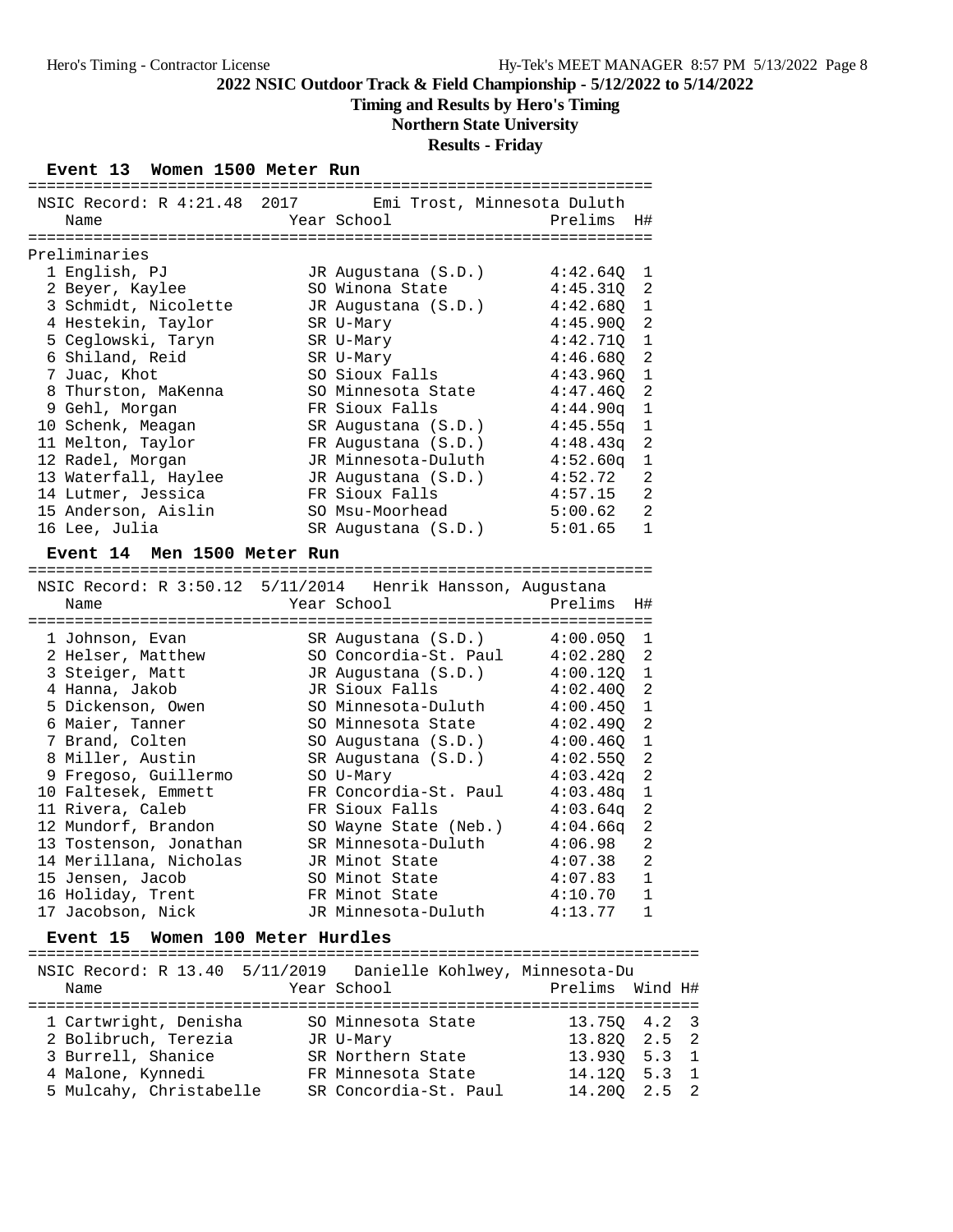## 2022 NSIC Outdoor Track & Field Championship - 5/12/2022 to 5/14/2022

**Timing and Results by Hero's Timing**

**Northern State University**

**Results - Friday**

### Event 13 Women 1500 Meter Run

NSIC Record: R 4:21.48 2017 Emi Trost, Minnesota Duluth

Preliminaries

| | Name | Year | School | Prelims | H# |
|---|---|---|---|---|---|
| 1 | English, PJ | JR | Augustana (S.D.) | 4:42.64Q | 1 |
| 2 | Beyer, Kaylee | SO | Winona State | 4:45.31Q | 2 |
| 3 | Schmidt, Nicolette | JR | Augustana (S.D.) | 4:42.68Q | 1 |
| 4 | Hestekin, Taylor | SR | U-Mary | 4:45.90Q | 2 |
| 5 | Ceglowski, Taryn | SR | U-Mary | 4:42.71Q | 1 |
| 6 | Shiland, Reid | SR | U-Mary | 4:46.68Q | 2 |
| 7 | Juac, Khot | SO | Sioux Falls | 4:43.96Q | 1 |
| 8 | Thurston, MaKenna | SO | Minnesota State | 4:47.46Q | 2 |
| 9 | Gehl, Morgan | FR | Sioux Falls | 4:44.90q | 1 |
| 10 | Schenk, Meagan | SR | Augustana (S.D.) | 4:45.55q | 1 |
| 11 | Melton, Taylor | FR | Augustana (S.D.) | 4:48.43q | 2 |
| 12 | Radel, Morgan | JR | Minnesota-Duluth | 4:52.60q | 1 |
| 13 | Waterfall, Haylee | JR | Augustana (S.D.) | 4:52.72 | 2 |
| 14 | Lutmer, Jessica | FR | Sioux Falls | 4:57.15 | 2 |
| 15 | Anderson, Aislin | SO | Msu-Moorhead | 5:00.62 | 2 |
| 16 | Lee, Julia | SR | Augustana (S.D.) | 5:01.65 | 1 |

### Event 14 Men 1500 Meter Run

NSIC Record: R 3:50.12 5/11/2014 Henrik Hansson, Augustana

| | Name | Year | School | Prelims | H# |
|---|---|---|---|---|---|
| 1 | Johnson, Evan | SR | Augustana (S.D.) | 4:00.05Q | 1 |
| 2 | Helser, Matthew | SO | Concordia-St. Paul | 4:02.28Q | 2 |
| 3 | Steiger, Matt | JR | Augustana (S.D.) | 4:00.12Q | 1 |
| 4 | Hanna, Jakob | JR | Sioux Falls | 4:02.40Q | 2 |
| 5 | Dickenson, Owen | SO | Minnesota-Duluth | 4:00.45Q | 1 |
| 6 | Maier, Tanner | SO | Minnesota State | 4:02.49Q | 2 |
| 7 | Brand, Colten | SO | Augustana (S.D.) | 4:00.46Q | 1 |
| 8 | Miller, Austin | SR | Augustana (S.D.) | 4:02.55Q | 2 |
| 9 | Fregoso, Guillermo | SO | U-Mary | 4:03.42q | 2 |
| 10 | Faltesek, Emmett | FR | Concordia-St. Paul | 4:03.48q | 1 |
| 11 | Rivera, Caleb | FR | Sioux Falls | 4:03.64q | 2 |
| 12 | Mundorf, Brandon | SO | Wayne State (Neb.) | 4:04.66q | 2 |
| 13 | Tostenson, Jonathan | SR | Minnesota-Duluth | 4:06.98 | 2 |
| 14 | Merillana, Nicholas | JR | Minot State | 4:07.38 | 2 |
| 15 | Jensen, Jacob | SO | Minot State | 4:07.83 | 1 |
| 16 | Holiday, Trent | FR | Minot State | 4:10.70 | 1 |
| 17 | Jacobson, Nick | JR | Minnesota-Duluth | 4:13.77 | 1 |

### Event 15 Women 100 Meter Hurdles

NSIC Record: R 13.40 5/11/2019 Danielle Kohlwey, Minnesota-Du

| | Name | Year | School | Prelims | Wind | H# |
|---|---|---|---|---|---|---|
| 1 | Cartwright, Denisha | SO | Minnesota State | 13.75Q | 4.2 | 3 |
| 2 | Bolibruch, Terezia | JR | U-Mary | 13.82Q | 2.5 | 2 |
| 3 | Burrell, Shanice | SR | Northern State | 13.93Q | 5.3 | 1 |
| 4 | Malone, Kynnedi | FR | Minnesota State | 14.12Q | 5.3 | 1 |
| 5 | Mulcahy, Christabelle | SR | Concordia-St. Paul | 14.20Q | 2.5 | 2 |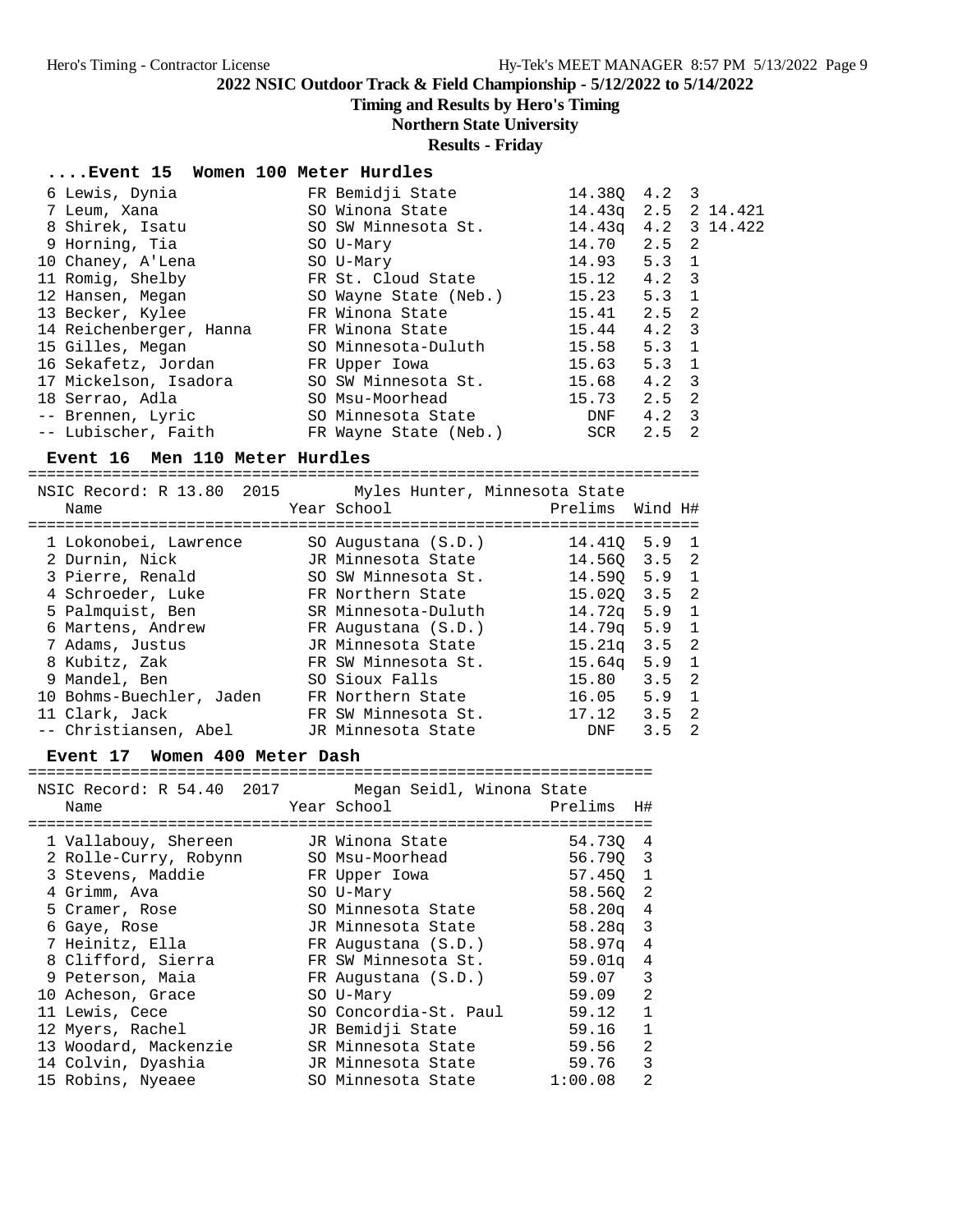2022 NSIC Outdoor Track & Field Championship - 5/12/2022 to 5/14/2022

Timing and Results by Hero's Timing

Northern State University

Results - Friday

### ....Event 15 Women 100 Meter Hurdles

| Place | Name | Year | School | Prelims | Wind | H# | |
|---|---|---|---|---|---|---|---|
| 6 | Lewis, Dynia | FR | Bemidji State | 14.38Q | 4.2 | 3 | |
| 7 | Leum, Xana | SO | Winona State | 14.43q | 2.5 | 2 | 14.421 |
| 8 | Shirek, Isatu | SO | SW Minnesota St. | 14.43q | 4.2 | 3 | 14.422 |
| 9 | Horning, Tia | SO | U-Mary | 14.70 | 2.5 | 2 | |
| 10 | Chaney, A'Lena | SO | U-Mary | 14.93 | 5.3 | 1 | |
| 11 | Romig, Shelby | FR | St. Cloud State | 15.12 | 4.2 | 3 | |
| 12 | Hansen, Megan | SO | Wayne State (Neb.) | 15.23 | 5.3 | 1 | |
| 13 | Becker, Kylee | FR | Winona State | 15.41 | 2.5 | 2 | |
| 14 | Reichenberger, Hanna | FR | Winona State | 15.44 | 4.2 | 3 | |
| 15 | Gilles, Megan | SO | Minnesota-Duluth | 15.58 | 5.3 | 1 | |
| 16 | Sekafetz, Jordan | FR | Upper Iowa | 15.63 | 5.3 | 1 | |
| 17 | Mickelson, Isadora | SO | SW Minnesota St. | 15.68 | 4.2 | 3 | |
| 18 | Serrao, Adla | SO | Msu-Moorhead | 15.73 | 2.5 | 2 | |
| -- | Brennen, Lyric | SO | Minnesota State | DNF | 4.2 | 3 | |
| -- | Lubischer, Faith | FR | Wayne State (Neb.) | SCR | 2.5 | 2 | |

### Event 16 Men 110 Meter Hurdles

NSIC Record: R 13.80 2015 Myles Hunter, Minnesota State

| Place | Name | Year | School | Prelims | Wind | H# |
|---|---|---|---|---|---|---|
| 1 | Lokonobei, Lawrence | SO | Augustana (S.D.) | 14.41Q | 5.9 | 1 |
| 2 | Durnin, Nick | JR | Minnesota State | 14.56Q | 3.5 | 2 |
| 3 | Pierre, Renald | SO | SW Minnesota St. | 14.59Q | 5.9 | 1 |
| 4 | Schroeder, Luke | FR | Northern State | 15.02Q | 3.5 | 2 |
| 5 | Palmquist, Ben | SR | Minnesota-Duluth | 14.72q | 5.9 | 1 |
| 6 | Martens, Andrew | FR | Augustana (S.D.) | 14.79q | 5.9 | 1 |
| 7 | Adams, Justus | JR | Minnesota State | 15.21q | 3.5 | 2 |
| 8 | Kubitz, Zak | FR | SW Minnesota St. | 15.64q | 5.9 | 1 |
| 9 | Mandel, Ben | SO | Sioux Falls | 15.80 | 3.5 | 2 |
| 10 | Bohms-Buechler, Jaden | FR | Northern State | 16.05 | 5.9 | 1 |
| 11 | Clark, Jack | FR | SW Minnesota St. | 17.12 | 3.5 | 2 |
| -- | Christiansen, Abel | JR | Minnesota State | DNF | 3.5 | 2 |

### Event 17 Women 400 Meter Dash

NSIC Record: R 54.40 2017 Megan Seidl, Winona State

| Place | Name | Year | School | Prelims | H# |
|---|---|---|---|---|---|
| 1 | Vallabouy, Shereen | JR | Winona State | 54.73Q | 4 |
| 2 | Rolle-Curry, Robynn | SO | Msu-Moorhead | 56.79Q | 3 |
| 3 | Stevens, Maddie | FR | Upper Iowa | 57.45Q | 1 |
| 4 | Grimm, Ava | SO | U-Mary | 58.56Q | 2 |
| 5 | Cramer, Rose | SO | Minnesota State | 58.20q | 4 |
| 6 | Gaye, Rose | JR | Minnesota State | 58.28q | 3 |
| 7 | Heinitz, Ella | FR | Augustana (S.D.) | 58.97q | 4 |
| 8 | Clifford, Sierra | FR | SW Minnesota St. | 59.01q | 4 |
| 9 | Peterson, Maia | FR | Augustana (S.D.) | 59.07 | 3 |
| 10 | Acheson, Grace | SO | U-Mary | 59.09 | 2 |
| 11 | Lewis, Cece | SO | Concordia-St. Paul | 59.12 | 1 |
| 12 | Myers, Rachel | JR | Bemidji State | 59.16 | 1 |
| 13 | Woodard, Mackenzie | SR | Minnesota State | 59.56 | 2 |
| 14 | Colvin, Dyashia | JR | Minnesota State | 59.76 | 3 |
| 15 | Robins, Nyeaee | SO | Minnesota State | 1:00.08 | 2 |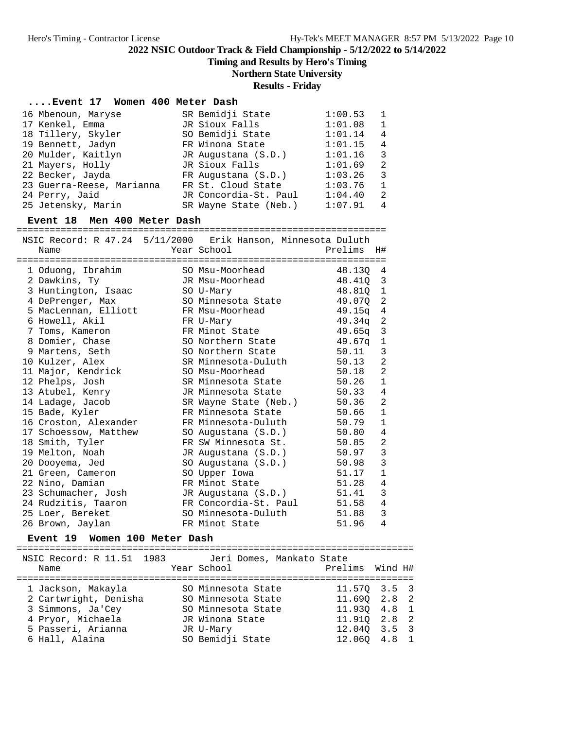## 2022 NSIC Outdoor Track & Field Championship - 5/12/2022 to 5/14/2022

**Timing and Results by Hero's Timing**

**Northern State University**

**Results - Friday**

### ....Event 17 Women 400 Meter Dash

| Place | Name | Year | School | Prelims | H# |
|---|---|---|---|---|---|
| 16 | Mbenoun, Maryse | SR | Bemidji State | 1:00.53 | 1 |
| 17 | Kenkel, Emma | JR | Sioux Falls | 1:01.08 | 1 |
| 18 | Tillery, Skyler | SO | Bemidji State | 1:01.14 | 4 |
| 19 | Bennett, Jadyn | FR | Winona State | 1:01.15 | 4 |
| 20 | Mulder, Kaitlyn | JR | Augustana (S.D.) | 1:01.16 | 3 |
| 21 | Mayers, Holly | JR | Sioux Falls | 1:01.69 | 2 |
| 22 | Becker, Jayda | FR | Augustana (S.D.) | 1:03.26 | 3 |
| 23 | Guerra-Reese, Marianna | FR | St. Cloud State | 1:03.76 | 1 |
| 24 | Perry, Jaid | JR | Concordia-St. Paul | 1:04.40 | 2 |
| 25 | Jetensky, Marin | SR | Wayne State (Neb.) | 1:07.91 | 4 |

### Event 18 Men 400 Meter Dash

NSIC Record: R 47.24 5/11/2000 Erik Hanson, Minnesota Duluth

| Place | Name | Year | School | Prelims | H# |
|---|---|---|---|---|---|
| 1 | Oduong, Ibrahim | SO | Msu-Moorhead | 48.13Q | 4 |
| 2 | Dawkins, Ty | JR | Msu-Moorhead | 48.41Q | 3 |
| 3 | Huntington, Isaac | SO | U-Mary | 48.81Q | 1 |
| 4 | DePrenger, Max | SO | Minnesota State | 49.07Q | 2 |
| 5 | MacLennan, Elliott | FR | Msu-Moorhead | 49.15q | 4 |
| 6 | Howell, Akil | FR | U-Mary | 49.34q | 2 |
| 7 | Toms, Kameron | FR | Minot State | 49.65q | 3 |
| 8 | Domier, Chase | SO | Northern State | 49.67q | 1 |
| 9 | Martens, Seth | SO | Northern State | 50.11 | 3 |
| 10 | Kulzer, Alex | SR | Minnesota-Duluth | 50.13 | 2 |
| 11 | Major, Kendrick | SO | Msu-Moorhead | 50.18 | 2 |
| 12 | Phelps, Josh | SR | Minnesota State | 50.26 | 1 |
| 13 | Atubel, Kenry | JR | Minnesota State | 50.33 | 4 |
| 14 | Ladage, Jacob | SR | Wayne State (Neb.) | 50.36 | 2 |
| 15 | Bade, Kyler | FR | Minnesota State | 50.66 | 1 |
| 16 | Croston, Alexander | FR | Minnesota-Duluth | 50.79 | 1 |
| 17 | Schoessow, Matthew | SO | Augustana (S.D.) | 50.80 | 4 |
| 18 | Smith, Tyler | FR | SW Minnesota St. | 50.85 | 2 |
| 19 | Melton, Noah | JR | Augustana (S.D.) | 50.97 | 3 |
| 20 | Dooyema, Jed | SO | Augustana (S.D.) | 50.98 | 3 |
| 21 | Green, Cameron | SO | Upper Iowa | 51.17 | 1 |
| 22 | Nino, Damian | FR | Minot State | 51.28 | 4 |
| 23 | Schumacher, Josh | JR | Augustana (S.D.) | 51.41 | 3 |
| 24 | Rudzitis, Taaron | FR | Concordia-St. Paul | 51.58 | 4 |
| 25 | Loer, Bereket | SO | Minnesota-Duluth | 51.88 | 3 |
| 26 | Brown, Jaylan | FR | Minot State | 51.96 | 4 |

### Event 19 Women 100 Meter Dash

NSIC Record: R 11.51 1983 Jeri Domes, Mankato State

| Place | Name | Year | School | Prelims | Wind | H# |
|---|---|---|---|---|---|---|
| 1 | Jackson, Makayla | SO | Minnesota State | 11.57Q | 3.5 | 3 |
| 2 | Cartwright, Denisha | SO | Minnesota State | 11.69Q | 2.8 | 2 |
| 3 | Simmons, Ja'Cey | SO | Minnesota State | 11.93Q | 4.8 | 1 |
| 4 | Pryor, Michaela | JR | Winona State | 11.91Q | 2.8 | 2 |
| 5 | Passeri, Arianna | JR | U-Mary | 12.04Q | 3.5 | 3 |
| 6 | Hall, Alaina | SO | Bemidji State | 12.06Q | 4.8 | 1 |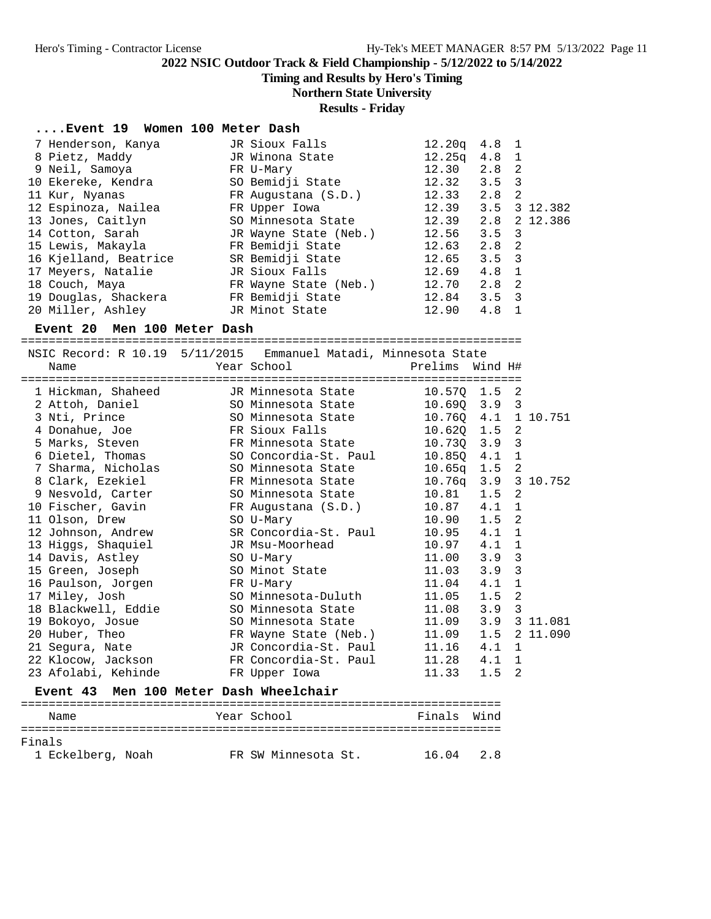2022 NSIC Outdoor Track & Field Championship - 5/12/2022 to 5/14/2022

Timing and Results by Hero's Timing

Northern State University

Results - Friday

### ....Event 19 Women 100 Meter Dash

| Place | Name | Year | School | Prelims | Wind | H# | |
|---|---|---|---|---|---|---|---|
| 7 | Henderson, Kanya | JR | Sioux Falls | 12.20q | 4.8 | 1 | |
| 8 | Pietz, Maddy | JR | Winona State | 12.25q | 4.8 | 1 | |
| 9 | Neil, Samoya | FR | U-Mary | 12.30 | 2.8 | 2 | |
| 10 | Ekereke, Kendra | SO | Bemidji State | 12.32 | 3.5 | 3 | |
| 11 | Kur, Nyanas | FR | Augustana (S.D.) | 12.33 | 2.8 | 2 | |
| 12 | Espinoza, Nailea | FR | Upper Iowa | 12.39 | 3.5 | 3 | 12.382 |
| 13 | Jones, Caitlyn | SO | Minnesota State | 12.39 | 2.8 | 2 | 12.386 |
| 14 | Cotton, Sarah | JR | Wayne State (Neb.) | 12.56 | 3.5 | 3 | |
| 15 | Lewis, Makayla | FR | Bemidji State | 12.63 | 2.8 | 2 | |
| 16 | Kjelland, Beatrice | SR | Bemidji State | 12.65 | 3.5 | 3 | |
| 17 | Meyers, Natalie | JR | Sioux Falls | 12.69 | 4.8 | 1 | |
| 18 | Couch, Maya | FR | Wayne State (Neb.) | 12.70 | 2.8 | 2 | |
| 19 | Douglas, Shackera | FR | Bemidji State | 12.84 | 3.5 | 3 | |
| 20 | Miller, Ashley | JR | Minot State | 12.90 | 4.8 | 1 | |

### Event 20 Men 100 Meter Dash

NSIC Record: R 10.19 5/11/2015 Emmanuel Matadi, Minnesota State

| Place | Name | Year | School | Prelims | Wind | H# | |
|---|---|---|---|---|---|---|---|
| 1 | Hickman, Shaheed | JR | Minnesota State | 10.57Q | 1.5 | 2 | |
| 2 | Attoh, Daniel | SO | Minnesota State | 10.69Q | 3.9 | 3 | |
| 3 | Nti, Prince | SO | Minnesota State | 10.76Q | 4.1 | 1 | 10.751 |
| 4 | Donahue, Joe | FR | Sioux Falls | 10.62Q | 1.5 | 2 | |
| 5 | Marks, Steven | FR | Minnesota State | 10.73Q | 3.9 | 3 | |
| 6 | Dietel, Thomas | SO | Concordia-St. Paul | 10.85Q | 4.1 | 1 | |
| 7 | Sharma, Nicholas | SO | Minnesota State | 10.65q | 1.5 | 2 | |
| 8 | Clark, Ezekiel | FR | Minnesota State | 10.76q | 3.9 | 3 | 10.752 |
| 9 | Nesvold, Carter | SO | Minnesota State | 10.81 | 1.5 | 2 | |
| 10 | Fischer, Gavin | FR | Augustana (S.D.) | 10.87 | 4.1 | 1 | |
| 11 | Olson, Drew | SO | U-Mary | 10.90 | 1.5 | 2 | |
| 12 | Johnson, Andrew | SR | Concordia-St. Paul | 10.95 | 4.1 | 1 | |
| 13 | Higgs, Shaquiel | JR | Msu-Moorhead | 10.97 | 4.1 | 1 | |
| 14 | Davis, Astley | SO | U-Mary | 11.00 | 3.9 | 3 | |
| 15 | Green, Joseph | SO | Minot State | 11.03 | 3.9 | 3 | |
| 16 | Paulson, Jorgen | FR | U-Mary | 11.04 | 4.1 | 1 | |
| 17 | Miley, Josh | SO | Minnesota-Duluth | 11.05 | 1.5 | 2 | |
| 18 | Blackwell, Eddie | SO | Minnesota State | 11.08 | 3.9 | 3 | |
| 19 | Bokoyo, Josue | SO | Minnesota State | 11.09 | 3.9 | 3 | 11.081 |
| 20 | Huber, Theo | FR | Wayne State (Neb.) | 11.09 | 1.5 | 2 | 11.090 |
| 21 | Segura, Nate | JR | Concordia-St. Paul | 11.16 | 4.1 | 1 | |
| 22 | Klocow, Jackson | FR | Concordia-St. Paul | 11.28 | 4.1 | 1 | |
| 23 | Afolabi, Kehinde | FR | Upper Iowa | 11.33 | 1.5 | 2 | |

### Event 43 Men 100 Meter Dash Wheelchair

Finals

| Place | Name | Year | School | Finals | Wind |
|---|---|---|---|---|---|
| 1 | Eckelberg, Noah | FR | SW Minnesota St. | 16.04 | 2.8 |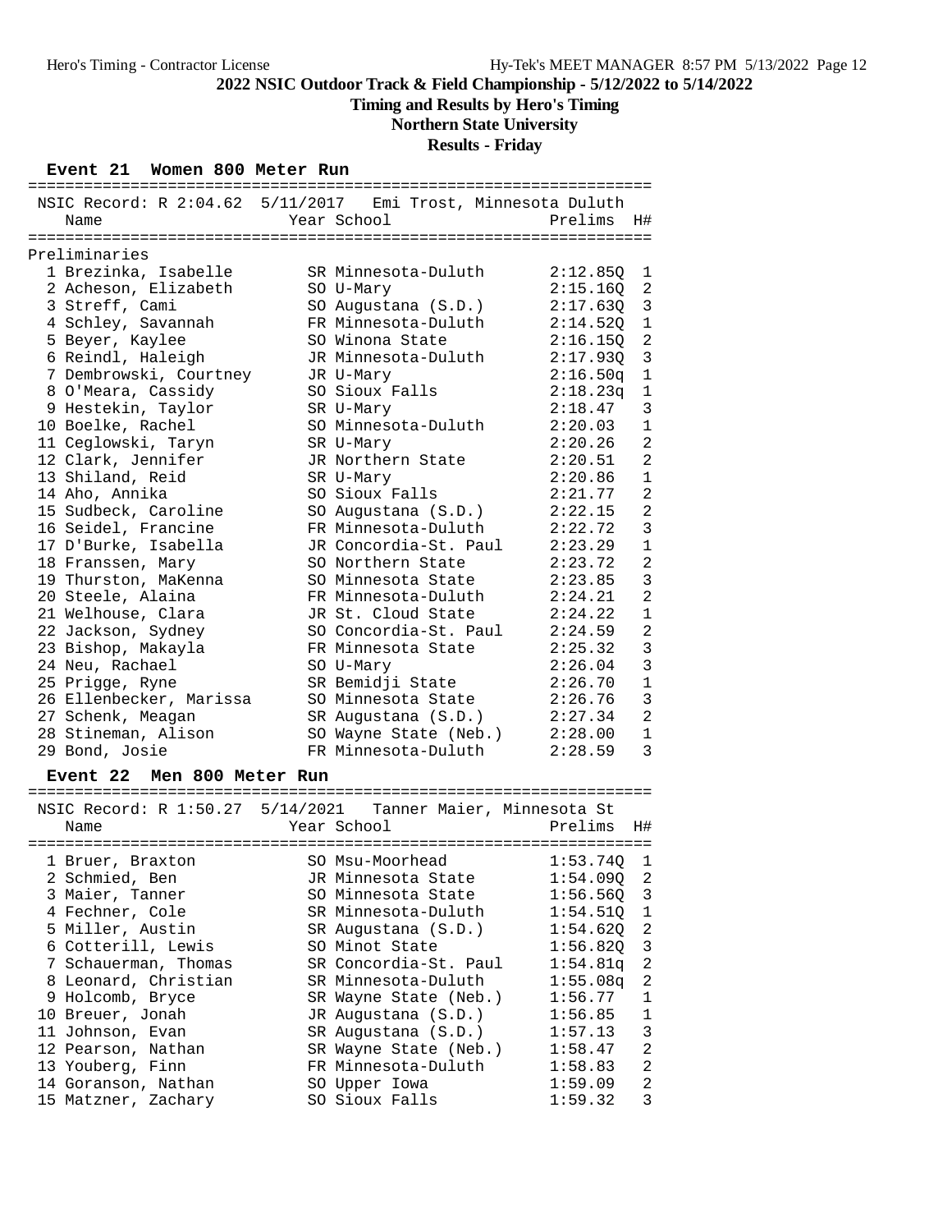**2022 NSIC Outdoor Track & Field Championship - 5/12/2022 to 5/14/2022**

**Timing and Results by Hero's Timing**

**Northern State University**

**Results - Friday**

### Event 21 Women 800 Meter Run

NSIC Record: R 2:04.62 5/11/2017 Emi Trost, Minnesota Duluth

| | Name | Year | School | Prelims | H# |
|---|---|---|---|---|---|
| **Preliminaries** | | | | | |
| 1 | Brezinka, Isabelle | SR | Minnesota-Duluth | 2:12.85Q | 1 |
| 2 | Acheson, Elizabeth | SO | U-Mary | 2:15.16Q | 2 |
| 3 | Streff, Cami | SO | Augustana (S.D.) | 2:17.63Q | 3 |
| 4 | Schley, Savannah | FR | Minnesota-Duluth | 2:14.52Q | 1 |
| 5 | Beyer, Kaylee | SO | Winona State | 2:16.15Q | 2 |
| 6 | Reindl, Haleigh | JR | Minnesota-Duluth | 2:17.93Q | 3 |
| 7 | Dembrowski, Courtney | JR | U-Mary | 2:16.50q | 1 |
| 8 | O'Meara, Cassidy | SO | Sioux Falls | 2:18.23q | 1 |
| 9 | Hestekin, Taylor | SR | U-Mary | 2:18.47 | 3 |
| 10 | Boelke, Rachel | SO | Minnesota-Duluth | 2:20.03 | 1 |
| 11 | Ceglowski, Taryn | SR | U-Mary | 2:20.26 | 2 |
| 12 | Clark, Jennifer | JR | Northern State | 2:20.51 | 2 |
| 13 | Shiland, Reid | SR | U-Mary | 2:20.86 | 1 |
| 14 | Aho, Annika | SO | Sioux Falls | 2:21.77 | 2 |
| 15 | Sudbeck, Caroline | SO | Augustana (S.D.) | 2:22.15 | 2 |
| 16 | Seidel, Francine | FR | Minnesota-Duluth | 2:22.72 | 3 |
| 17 | D'Burke, Isabella | JR | Concordia-St. Paul | 2:23.29 | 1 |
| 18 | Franssen, Mary | SO | Northern State | 2:23.72 | 2 |
| 19 | Thurston, MaKenna | SO | Minnesota State | 2:23.85 | 3 |
| 20 | Steele, Alaina | FR | Minnesota-Duluth | 2:24.21 | 2 |
| 21 | Welhouse, Clara | JR | St. Cloud State | 2:24.22 | 1 |
| 22 | Jackson, Sydney | SO | Concordia-St. Paul | 2:24.59 | 2 |
| 23 | Bishop, Makayla | FR | Minnesota State | 2:25.32 | 3 |
| 24 | Neu, Rachael | SO | U-Mary | 2:26.04 | 3 |
| 25 | Prigge, Ryne | SR | Bemidji State | 2:26.70 | 1 |
| 26 | Ellenbecker, Marissa | SO | Minnesota State | 2:26.76 | 3 |
| 27 | Schenk, Meagan | SR | Augustana (S.D.) | 2:27.34 | 2 |
| 28 | Stineman, Alison | SO | Wayne State (Neb.) | 2:28.00 | 1 |
| 29 | Bond, Josie | FR | Minnesota-Duluth | 2:28.59 | 3 |

### Event 22 Men 800 Meter Run

NSIC Record: R 1:50.27 5/14/2021 Tanner Maier, Minnesota St

| | Name | Year | School | Prelims | H# |
|---|---|---|---|---|---|
| 1 | Bruer, Braxton | SO | Msu-Moorhead | 1:53.74Q | 1 |
| 2 | Schmied, Ben | JR | Minnesota State | 1:54.09Q | 2 |
| 3 | Maier, Tanner | SO | Minnesota State | 1:56.56Q | 3 |
| 4 | Fechner, Cole | SR | Minnesota-Duluth | 1:54.51Q | 1 |
| 5 | Miller, Austin | SR | Augustana (S.D.) | 1:54.62Q | 2 |
| 6 | Cotterill, Lewis | SO | Minot State | 1:56.82Q | 3 |
| 7 | Schauerman, Thomas | SR | Concordia-St. Paul | 1:54.81q | 2 |
| 8 | Leonard, Christian | SR | Minnesota-Duluth | 1:55.08q | 2 |
| 9 | Holcomb, Bryce | SR | Wayne State (Neb.) | 1:56.77 | 1 |
| 10 | Breuer, Jonah | JR | Augustana (S.D.) | 1:56.85 | 1 |
| 11 | Johnson, Evan | SR | Augustana (S.D.) | 1:57.13 | 3 |
| 12 | Pearson, Nathan | SR | Wayne State (Neb.) | 1:58.47 | 2 |
| 13 | Youberg, Finn | FR | Minnesota-Duluth | 1:58.83 | 2 |
| 14 | Goranson, Nathan | SO | Upper Iowa | 1:59.09 | 2 |
| 15 | Matzner, Zachary | SO | Sioux Falls | 1:59.32 | 3 |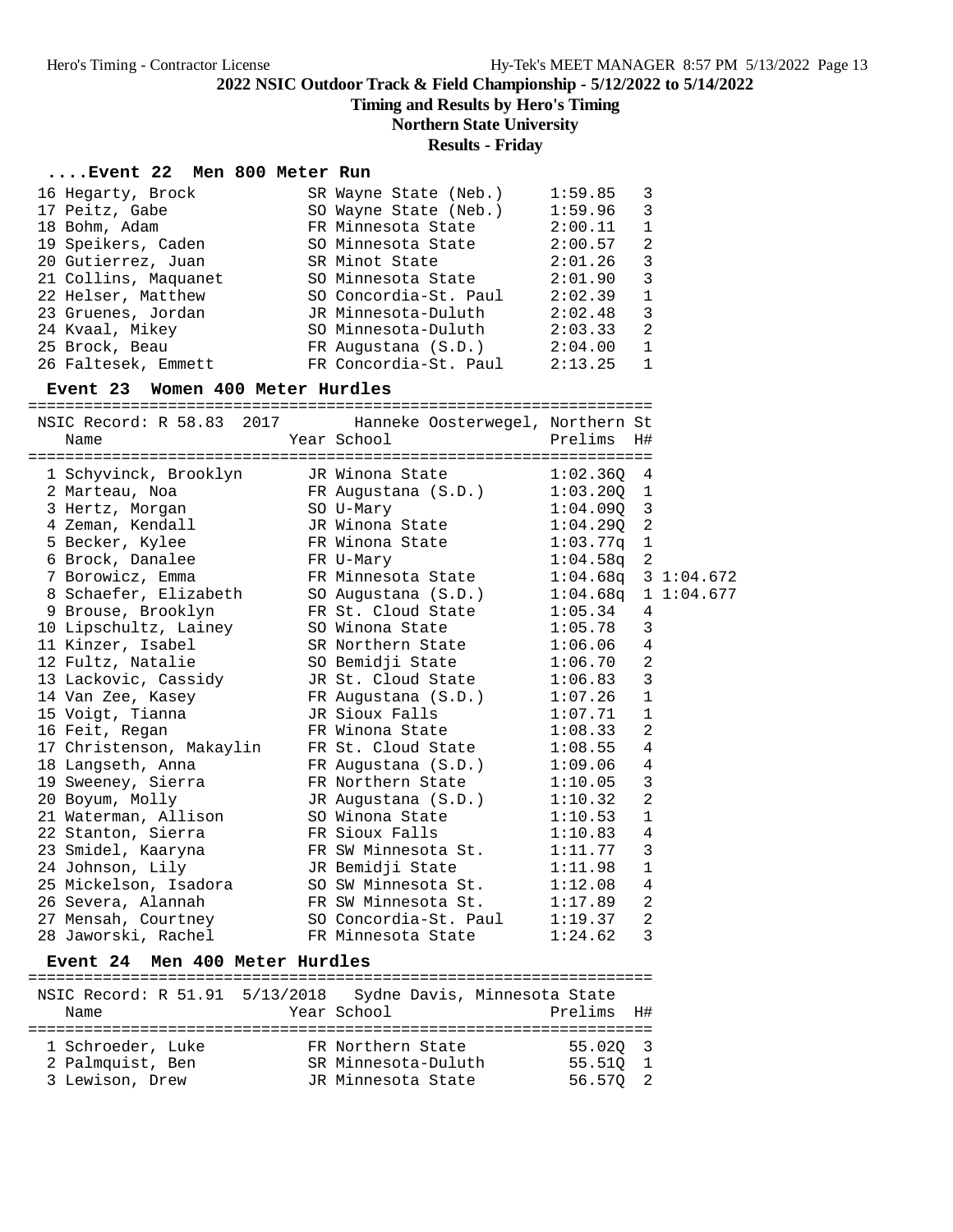## ....Event 22 Men 800 Meter Run

| Place | Name | Year | School | Finals | H# |
|---|---|---|---|---|---|
| 16 | Hegarty, Brock | SR | Wayne State (Neb.) | 1:59.85 | 3 |
| 17 | Peitz, Gabe | SO | Wayne State (Neb.) | 1:59.96 | 3 |
| 18 | Bohm, Adam | FR | Minnesota State | 2:00.11 | 1 |
| 19 | Speikers, Caden | SO | Minnesota State | 2:00.57 | 2 |
| 20 | Gutierrez, Juan | SR | Minot State | 2:01.26 | 3 |
| 21 | Collins, Maquanet | SO | Minnesota State | 2:01.90 | 3 |
| 22 | Helser, Matthew | SO | Concordia-St. Paul | 2:02.39 | 1 |
| 23 | Gruenes, Jordan | JR | Minnesota-Duluth | 2:02.48 | 3 |
| 24 | Kvaal, Mikey | SO | Minnesota-Duluth | 2:03.33 | 2 |
| 25 | Brock, Beau | FR | Augustana (S.D.) | 2:04.00 | 1 |
| 26 | Faltesek, Emmett | FR | Concordia-St. Paul | 2:13.25 | 1 |

## Event 23 Women 400 Meter Hurdles

NSIC Record: R 58.83 2017 Hanneke Oosterwegel, Northern St

| Place | Name | Year | School | Prelims | H# | |
|---|---|---|---|---|---|---|
| 1 | Schyvinck, Brooklyn | JR | Winona State | 1:02.36Q | 4 | |
| 2 | Marteau, Noa | FR | Augustana (S.D.) | 1:03.20Q | 1 | |
| 3 | Hertz, Morgan | SO | U-Mary | 1:04.09Q | 3 | |
| 4 | Zeman, Kendall | JR | Winona State | 1:04.29Q | 2 | |
| 5 | Becker, Kylee | FR | Winona State | 1:03.77q | 1 | |
| 6 | Brock, Danalee | FR | U-Mary | 1:04.58q | 2 | |
| 7 | Borowicz, Emma | FR | Minnesota State | 1:04.68q | 3 | 1:04.672 |
| 8 | Schaefer, Elizabeth | SO | Augustana (S.D.) | 1:04.68q | 1 | 1:04.677 |
| 9 | Brouse, Brooklyn | FR | St. Cloud State | 1:05.34 | 4 | |
| 10 | Lipschultz, Lainey | SO | Winona State | 1:05.78 | 3 | |
| 11 | Kinzer, Isabel | SR | Northern State | 1:06.06 | 4 | |
| 12 | Fultz, Natalie | SO | Bemidji State | 1:06.70 | 2 | |
| 13 | Lackovic, Cassidy | JR | St. Cloud State | 1:06.83 | 3 | |
| 14 | Van Zee, Kasey | FR | Augustana (S.D.) | 1:07.26 | 1 | |
| 15 | Voigt, Tianna | JR | Sioux Falls | 1:07.71 | 1 | |
| 16 | Feit, Regan | FR | Winona State | 1:08.33 | 2 | |
| 17 | Christenson, Makaylin | FR | St. Cloud State | 1:08.55 | 4 | |
| 18 | Langseth, Anna | FR | Augustana (S.D.) | 1:09.06 | 4 | |
| 19 | Sweeney, Sierra | FR | Northern State | 1:10.05 | 3 | |
| 20 | Boyum, Molly | JR | Augustana (S.D.) | 1:10.32 | 2 | |
| 21 | Waterman, Allison | SO | Winona State | 1:10.53 | 1 | |
| 22 | Stanton, Sierra | FR | Sioux Falls | 1:10.83 | 4 | |
| 23 | Smidel, Kaaryna | FR | SW Minnesota St. | 1:11.77 | 3 | |
| 24 | Johnson, Lily | JR | Bemidji State | 1:11.98 | 1 | |
| 25 | Mickelson, Isadora | SO | SW Minnesota St. | 1:12.08 | 4 | |
| 26 | Severa, Alannah | FR | SW Minnesota St. | 1:17.89 | 2 | |
| 27 | Mensah, Courtney | SO | Concordia-St. Paul | 1:19.37 | 2 | |
| 28 | Jaworski, Rachel | FR | Minnesota State | 1:24.62 | 3 | |

## Event 24 Men 400 Meter Hurdles

NSIC Record: R 51.91 5/13/2018 Sydne Davis, Minnesota State

| Place | Name | Year | School | Prelims | H# |
|---|---|---|---|---|---|
| 1 | Schroeder, Luke | FR | Northern State | 55.02Q | 3 |
| 2 | Palmquist, Ben | SR | Minnesota-Duluth | 55.51Q | 1 |
| 3 | Lewison, Drew | JR | Minnesota State | 56.57Q | 2 |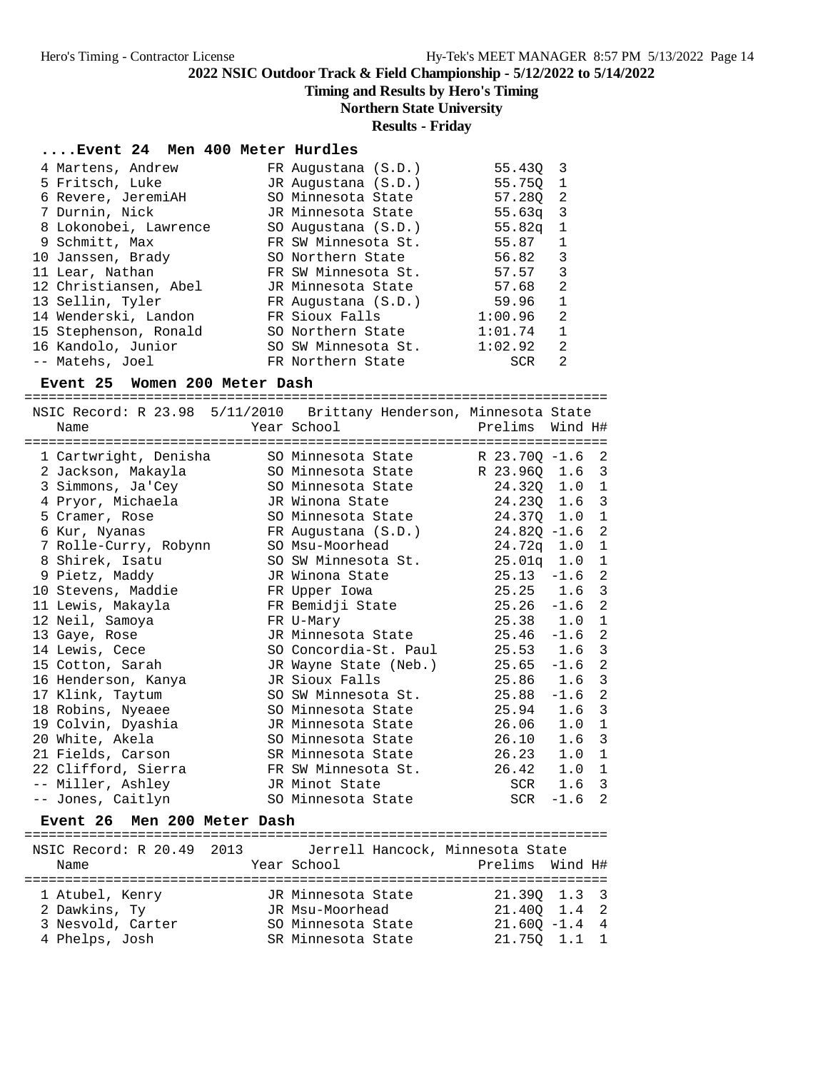## 2022 NSIC Outdoor Track & Field Championship - 5/12/2022 to 5/14/2022

**Timing and Results by Hero's Timing**

**Northern State University**

**Results - Friday**

### ....Event 24 Men 400 Meter Hurdles

| Place | Name | Year | School | Prelims | H# |
|---|---|---|---|---|---|
| 4 | Martens, Andrew | FR | Augustana (S.D.) | 55.43Q | 3 |
| 5 | Fritsch, Luke | JR | Augustana (S.D.) | 55.75Q | 1 |
| 6 | Revere, JeremiAH | SO | Minnesota State | 57.28Q | 2 |
| 7 | Durnin, Nick | JR | Minnesota State | 55.63q | 3 |
| 8 | Lokonobei, Lawrence | SO | Augustana (S.D.) | 55.82q | 1 |
| 9 | Schmitt, Max | FR | SW Minnesota St. | 55.87 | 1 |
| 10 | Janssen, Brady | SO | Northern State | 56.82 | 3 |
| 11 | Lear, Nathan | FR | SW Minnesota St. | 57.57 | 3 |
| 12 | Christiansen, Abel | JR | Minnesota State | 57.68 | 2 |
| 13 | Sellin, Tyler | FR | Augustana (S.D.) | 59.96 | 1 |
| 14 | Wenderski, Landon | FR | Sioux Falls | 1:00.96 | 2 |
| 15 | Stephenson, Ronald | SO | Northern State | 1:01.74 | 1 |
| 16 | Kandolo, Junior | SO | SW Minnesota St. | 1:02.92 | 2 |
| -- | Matehs, Joel | FR | Northern State | SCR | 2 |

### Event 25 Women 200 Meter Dash

NSIC Record: R 23.98 5/11/2010 Brittany Henderson, Minnesota State

| Place | Name | Year | School | Prelims | Wind | H# |
|---|---|---|---|---|---|---|
| 1 | Cartwright, Denisha | SO | Minnesota State | R 23.70Q | -1.6 | 2 |
| 2 | Jackson, Makayla | SO | Minnesota State | R 23.96Q | 1.6 | 3 |
| 3 | Simmons, Ja'Cey | SO | Minnesota State | 24.32Q | 1.0 | 1 |
| 4 | Pryor, Michaela | JR | Winona State | 24.23Q | 1.6 | 3 |
| 5 | Cramer, Rose | SO | Minnesota State | 24.37Q | 1.0 | 1 |
| 6 | Kur, Nyanas | FR | Augustana (S.D.) | 24.82Q | -1.6 | 2 |
| 7 | Rolle-Curry, Robynn | SO | Msu-Moorhead | 24.72q | 1.0 | 1 |
| 8 | Shirek, Isatu | SO | SW Minnesota St. | 25.01q | 1.0 | 1 |
| 9 | Pietz, Maddy | JR | Winona State | 25.13 | -1.6 | 2 |
| 10 | Stevens, Maddie | FR | Upper Iowa | 25.25 | 1.6 | 3 |
| 11 | Lewis, Makayla | FR | Bemidji State | 25.26 | -1.6 | 2 |
| 12 | Neil, Samoya | FR | U-Mary | 25.38 | 1.0 | 1 |
| 13 | Gaye, Rose | JR | Minnesota State | 25.46 | -1.6 | 2 |
| 14 | Lewis, Cece | SO | Concordia-St. Paul | 25.53 | 1.6 | 3 |
| 15 | Cotton, Sarah | JR | Wayne State (Neb.) | 25.65 | -1.6 | 2 |
| 16 | Henderson, Kanya | JR | Sioux Falls | 25.86 | 1.6 | 3 |
| 17 | Klink, Taytum | SO | SW Minnesota St. | 25.88 | -1.6 | 2 |
| 18 | Robins, Nyeaee | SO | Minnesota State | 25.94 | 1.6 | 3 |
| 19 | Colvin, Dyashia | JR | Minnesota State | 26.06 | 1.0 | 1 |
| 20 | White, Akela | SO | Minnesota State | 26.10 | 1.6 | 3 |
| 21 | Fields, Carson | SR | Minnesota State | 26.23 | 1.0 | 1 |
| 22 | Clifford, Sierra | FR | SW Minnesota St. | 26.42 | 1.0 | 1 |
| -- | Miller, Ashley | JR | Minot State | SCR | 1.6 | 3 |
| -- | Jones, Caitlyn | SO | Minnesota State | SCR | -1.6 | 2 |

### Event 26 Men 200 Meter Dash

NSIC Record: R 20.49 2013 Jerrell Hancock, Minnesota State

| Place | Name | Year | School | Prelims | Wind | H# |
|---|---|---|---|---|---|---|
| 1 | Atubel, Kenry | JR | Minnesota State | 21.39Q | 1.3 | 3 |
| 2 | Dawkins, Ty | JR | Msu-Moorhead | 21.40Q | 1.4 | 2 |
| 3 | Nesvold, Carter | SO | Minnesota State | 21.60Q | -1.4 | 4 |
| 4 | Phelps, Josh | SR | Minnesota State | 21.75Q | 1.1 | 1 |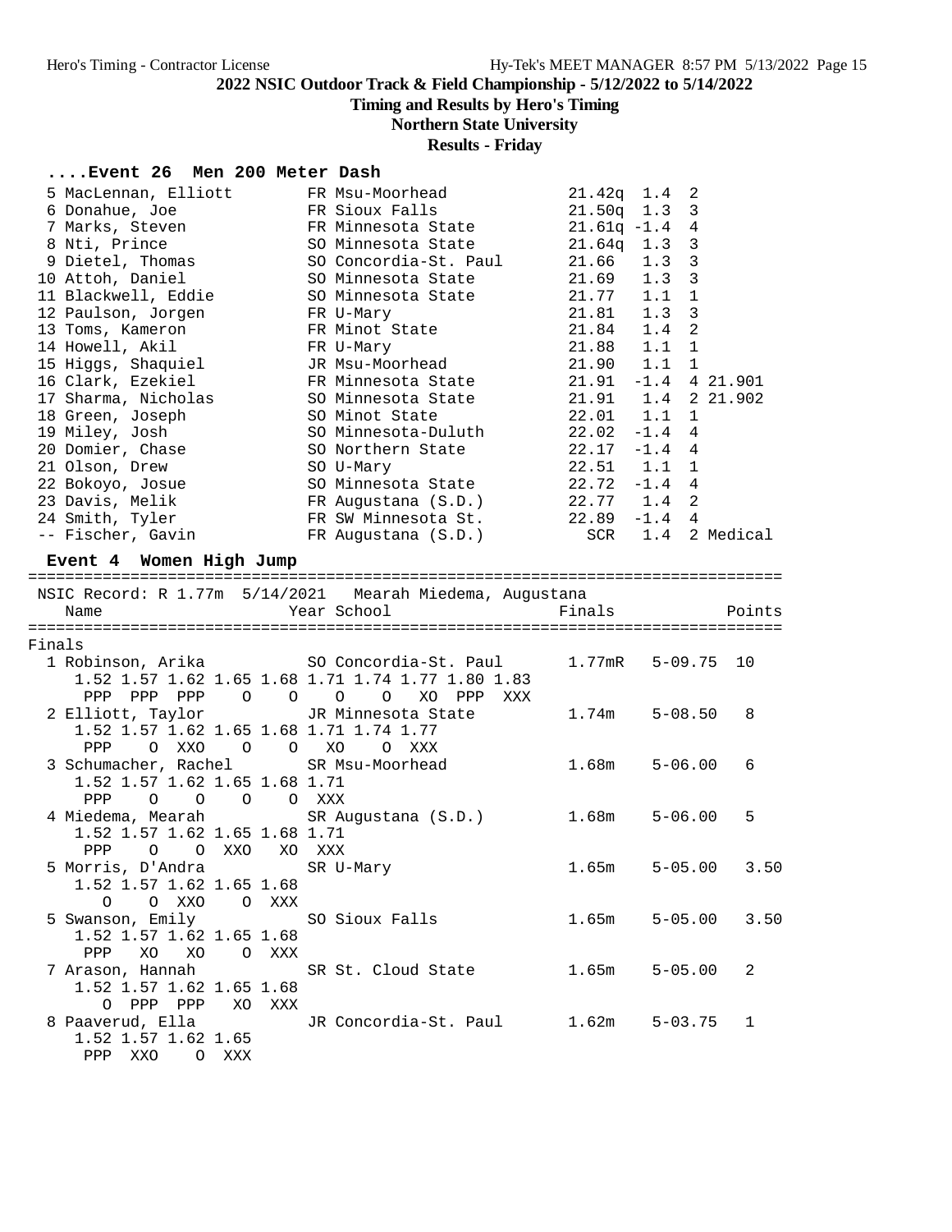## 2022 NSIC Outdoor Track & Field Championship - 5/12/2022 to 5/14/2022

**Timing and Results by Hero's Timing**

**Northern State University**

**Results - Friday**

### ....Event 26 Men 200 Meter Dash

```
  5 MacLennan, Elliott        FR Msu-Moorhead            21.42q  1.4  2
  6 Donahue, Joe              FR Sioux Falls             21.50q  1.3  3
  7 Marks, Steven             FR Minnesota State         21.61q -1.4  4
  8 Nti, Prince               SO Minnesota State         21.64q  1.3  3
  9 Dietel, Thomas            SO Concordia-St. Paul      21.66   1.3  3
 10 Attoh, Daniel             SO Minnesota State         21.69   1.3  3
 11 Blackwell, Eddie          SO Minnesota State         21.77   1.1  1
 12 Paulson, Jorgen           FR U-Mary                  21.81   1.3  3
 13 Toms, Kameron             FR Minot State             21.84   1.4  2
 14 Howell, Akil              FR U-Mary                  21.88   1.1  1
 15 Higgs, Shaquiel           JR Msu-Moorhead            21.90   1.1  1
 16 Clark, Ezekiel            FR Minnesota State         21.91  -1.4  4 21.901
 17 Sharma, Nicholas          SO Minnesota State         21.91   1.4  2 21.902
 18 Green, Joseph             SO Minot State             22.01   1.1  1
 19 Miley, Josh               SO Minnesota-Duluth        22.02  -1.4  4
 20 Domier, Chase             SO Northern State          22.17  -1.4  4
 21 Olson, Drew               SO U-Mary                  22.51   1.1  1
 22 Bokoyo, Josue             SO Minnesota State         22.72  -1.4  4
 23 Davis, Melik              FR Augustana (S.D.)        22.77   1.4  2
 24 Smith, Tyler              FR SW Minnesota St.        22.89  -1.4  4
 -- Fischer, Gavin            FR Augustana (S.D.)          SCR   1.4  2 Medical
```

### Event 4 Women High Jump

```
================================================================================
 NSIC Record: R 1.77m  5/14/2021   Mearah Miedema, Augustana
   Name                    Year School                  Finals            Points
================================================================================
Finals
  1 Robinson, Arika         SO Concordia-St. Paul      1.77mR   5-09.75  10
     1.52 1.57 1.62 1.65 1.68 1.71 1.74 1.77 1.80 1.83
      PPP  PPP  PPP    O    O    O    O   XO  PPP  XXX
  2 Elliott, Taylor         JR Minnesota State         1.74m    5-08.50   8
     1.52 1.57 1.62 1.65 1.68 1.71 1.74 1.77
      PPP    O  XXO    O    O   XO    O  XXX
  3 Schumacher, Rachel      SR Msu-Moorhead            1.68m    5-06.00   6
     1.52 1.57 1.62 1.65 1.68 1.71
      PPP    O    O    O    O  XXX
  4 Miedema, Mearah         SR Augustana (S.D.)        1.68m    5-06.00   5
     1.52 1.57 1.62 1.65 1.68 1.71
      PPP    O    O  XXO   XO  XXX
  5 Morris, D'Andra         SR U-Mary                  1.65m    5-05.00   3.50
     1.52 1.57 1.62 1.65 1.68
        O    O  XXO    O  XXX
  5 Swanson, Emily          SO Sioux Falls             1.65m    5-05.00   3.50
     1.52 1.57 1.62 1.65 1.68
      PPP   XO   XO    O  XXX
  7 Arason, Hannah          SR St. Cloud State         1.65m    5-05.00   2
     1.52 1.57 1.62 1.65 1.68
        O  PPP  PPP   XO  XXX
  8 Paaverud, Ella          JR Concordia-St. Paul      1.62m    5-03.75   1
     1.52 1.57 1.62 1.65
      PPP  XXO    O  XXX
```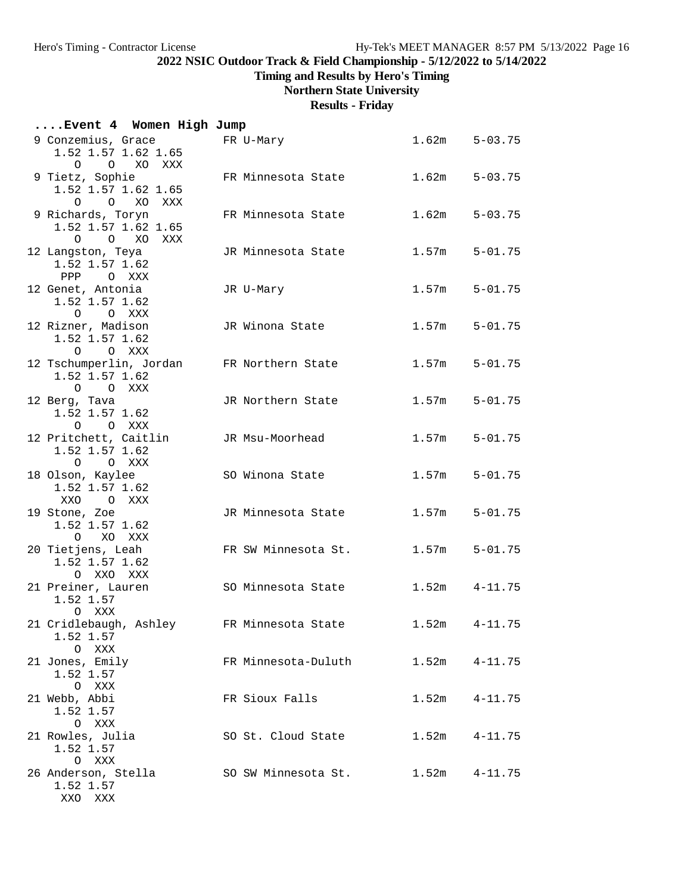2022 NSIC Outdoor Track & Field Championship - 5/12/2022 to 5/14/2022

Timing and Results by Hero's Timing

Northern State University

Results - Friday

```
....Event 4  Women High Jump
  9 Conzemius, Grace          FR U-Mary                  1.62m    5-03.75
     1.52 1.57 1.62 1.65
       O    O   XO  XXX
  9 Tietz, Sophie             FR Minnesota State         1.62m    5-03.75
     1.52 1.57 1.62 1.65
       O    O   XO  XXX
  9 Richards, Toryn           FR Minnesota State         1.62m    5-03.75
     1.52 1.57 1.62 1.65
       O    O   XO  XXX
 12 Langston, Teya            JR Minnesota State         1.57m    5-01.75
     1.52 1.57 1.62
      PPP    O  XXX
 12 Genet, Antonia            JR U-Mary                  1.57m    5-01.75
     1.52 1.57 1.62
       O    O  XXX
 12 Rizner, Madison           JR Winona State            1.57m    5-01.75
     1.52 1.57 1.62
       O    O  XXX
 12 Tschumperlin, Jordan      FR Northern State          1.57m    5-01.75
     1.52 1.57 1.62
       O    O  XXX
 12 Berg, Tava                JR Northern State          1.57m    5-01.75
     1.52 1.57 1.62
       O    O  XXX
 12 Pritchett, Caitlin        JR Msu-Moorhead            1.57m    5-01.75
     1.52 1.57 1.62
       O    O  XXX
 18 Olson, Kaylee             SO Winona State            1.57m    5-01.75
     1.52 1.57 1.62
      XXO    O  XXX
 19 Stone, Zoe                JR Minnesota State         1.57m    5-01.75
     1.52 1.57 1.62
       O   XO  XXX
 20 Tietjens, Leah            FR SW Minnesota St.        1.57m    5-01.75
     1.52 1.57 1.62
       O  XXO  XXX
 21 Preiner, Lauren           SO Minnesota State         1.52m    4-11.75
     1.52 1.57
       O  XXX
 21 Cridlebaugh, Ashley       FR Minnesota State         1.52m    4-11.75
     1.52 1.57
       O  XXX
 21 Jones, Emily              FR Minnesota-Duluth        1.52m    4-11.75
     1.52 1.57
       O  XXX
 21 Webb, Abbi                FR Sioux Falls             1.52m    4-11.75
     1.52 1.57
       O  XXX
 21 Rowles, Julia             SO St. Cloud State         1.52m    4-11.75
     1.52 1.57
       O  XXX
 26 Anderson, Stella          SO SW Minnesota St.        1.52m    4-11.75
     1.52 1.57
      XXO  XXX
```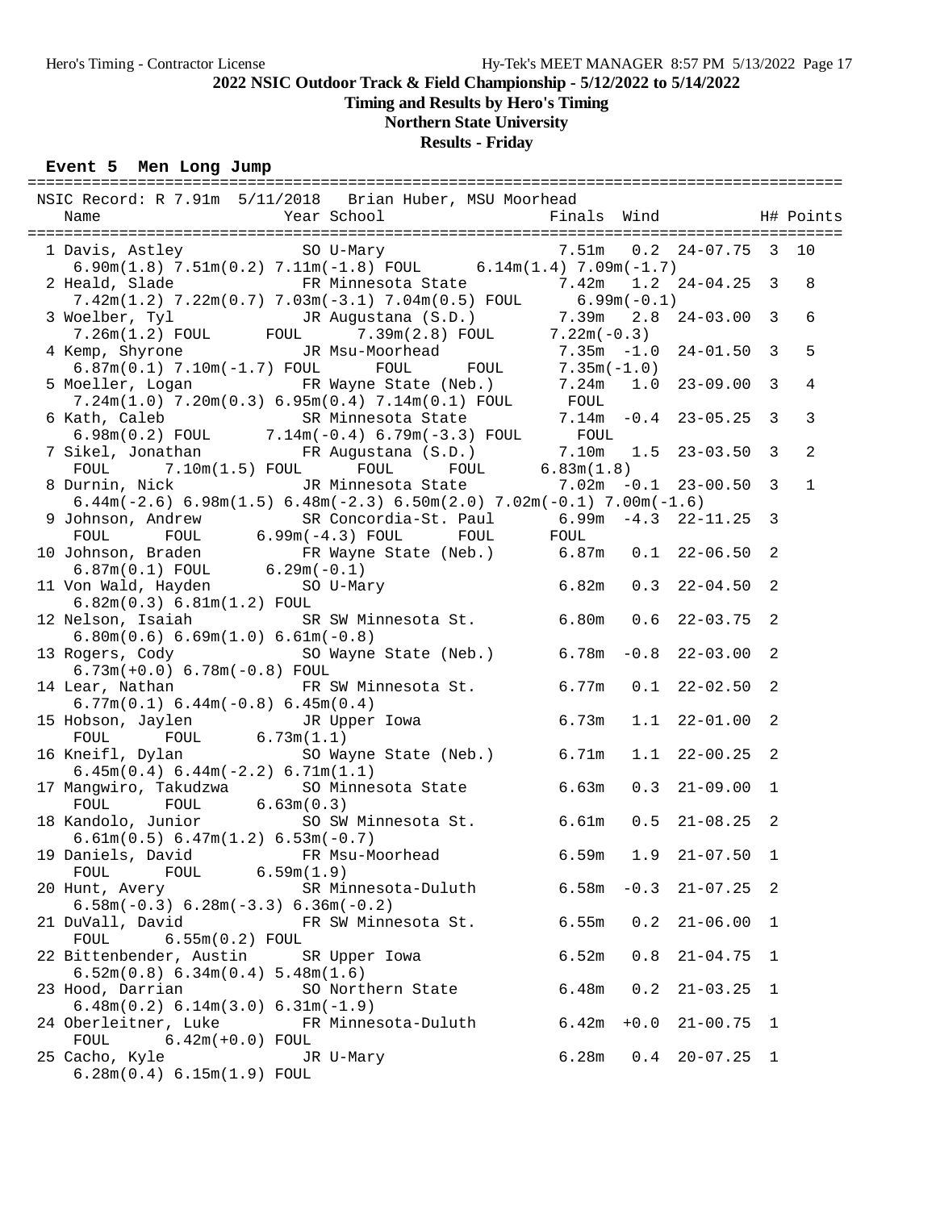## 2022 NSIC Outdoor Track & Field Championship - 5/12/2022 to 5/14/2022

**Timing and Results by Hero's Timing**

**Northern State University**

**Results - Friday**

### Event 5 Men Long Jump

```
=========================================================================================
 NSIC Record: R 7.91m  5/11/2018   Brian Huber, MSU Moorhead
   Name                    Year School                  Finals  Wind            H# Points
=========================================================================================
  1 Davis, Astley          SO U-Mary                     7.51m   0.2  24-07.75  3  10
    6.90m(1.8) 7.51m(0.2) 7.11m(-1.8) FOUL      6.14m(1.4) 7.09m(-1.7)
  2 Heald, Slade           FR Minnesota State            7.42m   1.2  24-04.25  3   8
    7.42m(1.2) 7.22m(0.7) 7.03m(-3.1) 7.04m(0.5) FOUL      6.99m(-0.1)
  3 Woelber, Tyl           JR Augustana (S.D.)           7.39m   2.8  24-03.00  3   6
    7.26m(1.2) FOUL       FOUL       7.39m(2.8) FOUL       7.22m(-0.3)
  4 Kemp, Shyrone          JR Msu-Moorhead               7.35m  -1.0  24-01.50  3   5
    6.87m(0.1) 7.10m(-1.7) FOUL       FOUL       FOUL       7.35m(-1.0)
  5 Moeller, Logan         FR Wayne State (Neb.)         7.24m   1.0  23-09.00  3   4
    7.24m(1.0) 7.20m(0.3) 6.95m(0.4) 7.14m(0.1) FOUL       FOUL
  6 Kath, Caleb            SR Minnesota State            7.14m  -0.4  23-05.25  3   3
    6.98m(0.2) FOUL       7.14m(-0.4) 6.79m(-3.3) FOUL       FOUL
  7 Sikel, Jonathan        FR Augustana (S.D.)           7.10m   1.5  23-03.50  3   2
    FOUL       7.10m(1.5) FOUL       FOUL       FOUL       6.83m(1.8)
  8 Durnin, Nick           JR Minnesota State            7.02m  -0.1  23-00.50  3   1
    6.44m(-2.6) 6.98m(1.5) 6.48m(-2.3) 6.50m(2.0) 7.02m(-0.1) 7.00m(-1.6)
  9 Johnson, Andrew        SR Concordia-St. Paul         6.99m  -4.3  22-11.25  3
    FOUL       FOUL       6.99m(-4.3) FOUL       FOUL       FOUL
 10 Johnson, Braden        FR Wayne State (Neb.)         6.87m   0.1  22-06.50  2
    6.87m(0.1) FOUL       6.29m(-0.1)
 11 Von Wald, Hayden       SO U-Mary                     6.82m   0.3  22-04.50  2
    6.82m(0.3) 6.81m(1.2) FOUL
 12 Nelson, Isaiah         SR SW Minnesota St.           6.80m   0.6  22-03.75  2
    6.80m(0.6) 6.69m(1.0) 6.61m(-0.8)
 13 Rogers, Cody           SO Wayne State (Neb.)         6.78m  -0.8  22-03.00  2
    6.73m(+0.0) 6.78m(-0.8) FOUL
 14 Lear, Nathan           FR SW Minnesota St.           6.77m   0.1  22-02.50  2
    6.77m(0.1) 6.44m(-0.8) 6.45m(0.4)
 15 Hobson, Jaylen         JR Upper Iowa                 6.73m   1.1  22-01.00  2
    FOUL       FOUL       6.73m(1.1)
 16 Kneifl, Dylan          SO Wayne State (Neb.)         6.71m   1.1  22-00.25  2
    6.45m(0.4) 6.44m(-2.2) 6.71m(1.1)
 17 Mangwiro, Takudzwa     SO Minnesota State            6.63m   0.3  21-09.00  1
    FOUL       FOUL       6.63m(0.3)
 18 Kandolo, Junior        SO SW Minnesota St.           6.61m   0.5  21-08.25  2
    6.61m(0.5) 6.47m(1.2) 6.53m(-0.7)
 19 Daniels, David         FR Msu-Moorhead               6.59m   1.9  21-07.50  1
    FOUL       FOUL       6.59m(1.9)
 20 Hunt, Avery            SR Minnesota-Duluth           6.58m  -0.3  21-07.25  2
    6.58m(-0.3) 6.28m(-3.3) 6.36m(-0.2)
 21 DuVall, David          FR SW Minnesota St.           6.55m   0.2  21-06.00  1
    FOUL       6.55m(0.2) FOUL
 22 Bittenbender, Austin   SR Upper Iowa                 6.52m   0.8  21-04.75  1
    6.52m(0.8) 6.34m(0.4) 5.48m(1.6)
 23 Hood, Darrian          SO Northern State             6.48m   0.2  21-03.25  1
    6.48m(0.2) 6.14m(3.0) 6.31m(-1.9)
 24 Oberleitner, Luke      FR Minnesota-Duluth           6.42m  +0.0  21-00.75  1
    FOUL       6.42m(+0.0) FOUL
 25 Cacho, Kyle            JR U-Mary                     6.28m   0.4  20-07.25  1
    6.28m(0.4) 6.15m(1.9) FOUL
```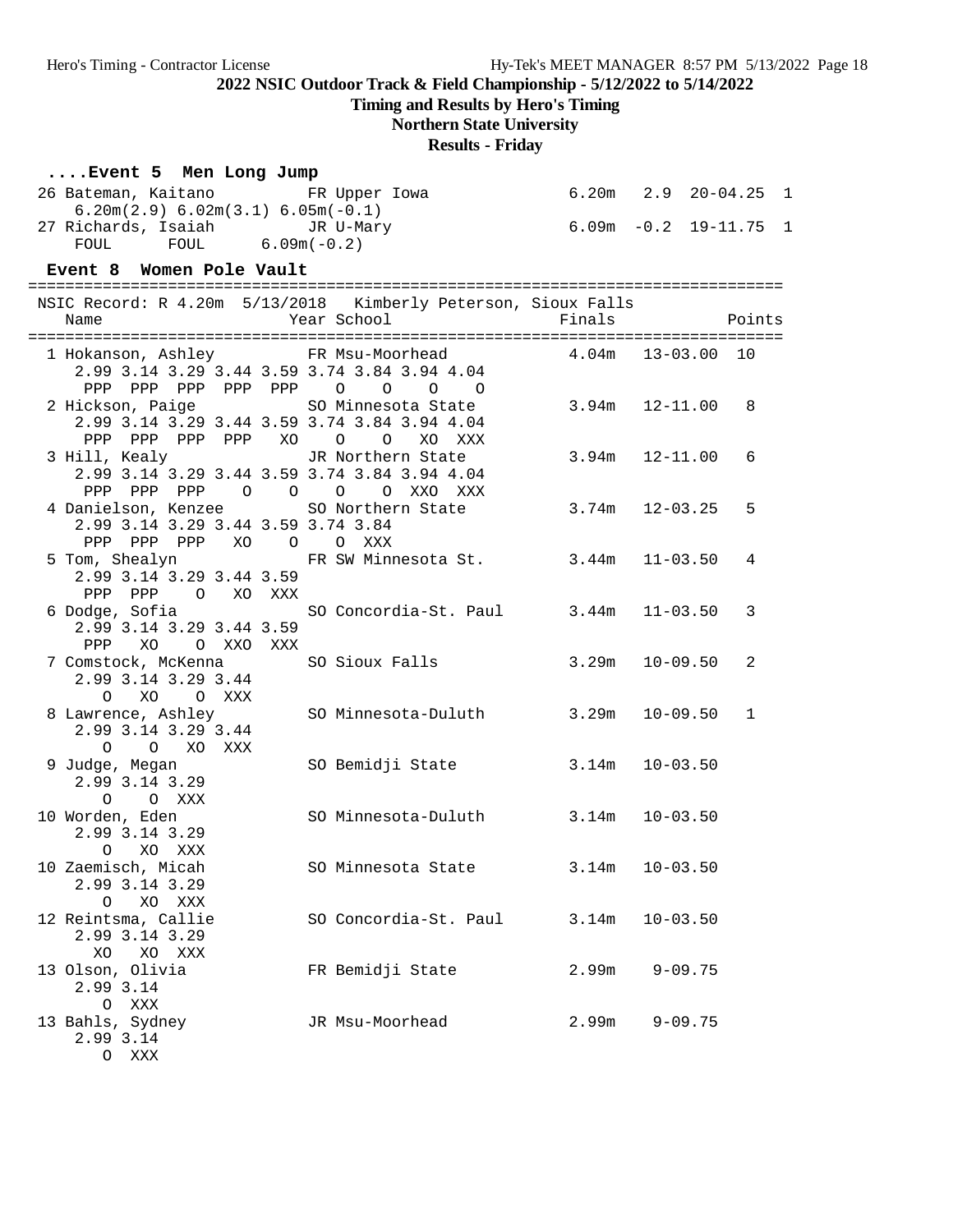## 2022 NSIC Outdoor Track & Field Championship - 5/12/2022 to 5/14/2022

**Timing and Results by Hero's Timing**

**Northern State University**

**Results - Friday**

### ....Event 5 Men Long Jump

```
 26 Bateman, Kaitano          FR Upper Iowa              6.20m   2.9  20-04.25  1
     6.20m(2.9) 6.02m(3.1) 6.05m(-0.1)
 27 Richards, Isaiah          JR U-Mary                  6.09m  -0.2  19-11.75  1
     FOUL      FOUL      6.09m(-0.2)
```

### Event 8 Women Pole Vault

```
================================================================================
 NSIC Record: R 4.20m  5/13/2018   Kimberly Peterson, Sioux Falls
   Name                    Year School                  Finals            Points
================================================================================
  1 Hokanson, Ashley        FR Msu-Moorhead             4.04m   13-03.00  10
     2.99 3.14 3.29 3.44 3.59 3.74 3.84 3.94 4.04
      PPP  PPP  PPP  PPP  PPP    O    O    O    O
  2 Hickson, Paige          SO Minnesota State          3.94m   12-11.00   8
     2.99 3.14 3.29 3.44 3.59 3.74 3.84 3.94 4.04
      PPP  PPP  PPP  PPP   XO    O    O   XO  XXX
  3 Hill, Kealy             JR Northern State           3.94m   12-11.00   6
     2.99 3.14 3.29 3.44 3.59 3.74 3.84 3.94 4.04
      PPP  PPP  PPP    O    O    O    O  XXO  XXX
  4 Danielson, Kenzee       SO Northern State           3.74m   12-03.25   5
     2.99 3.14 3.29 3.44 3.59 3.74 3.84
      PPP  PPP  PPP   XO    O    O  XXX
  5 Tom, Shealyn            FR SW Minnesota St.         3.44m   11-03.50   4
     2.99 3.14 3.29 3.44 3.59
      PPP  PPP    O   XO  XXX
  6 Dodge, Sofia            SO Concordia-St. Paul       3.44m   11-03.50   3
     2.99 3.14 3.29 3.44 3.59
      PPP   XO    O  XXO  XXX
  7 Comstock, McKenna       SO Sioux Falls              3.29m   10-09.50   2
     2.99 3.14 3.29 3.44
        O   XO    O  XXX
  8 Lawrence, Ashley        SO Minnesota-Duluth         3.29m   10-09.50   1
     2.99 3.14 3.29 3.44
        O    O   XO  XXX
  9 Judge, Megan            SO Bemidji State            3.14m   10-03.50
     2.99 3.14 3.29
        O    O  XXX
 10 Worden, Eden            SO Minnesota-Duluth         3.14m   10-03.50
     2.99 3.14 3.29
        O   XO  XXX
 10 Zaemisch, Micah         SO Minnesota State          3.14m   10-03.50
     2.99 3.14 3.29
        O   XO  XXX
 12 Reintsma, Callie        SO Concordia-St. Paul       3.14m   10-03.50
     2.99 3.14 3.29
       XO   XO  XXX
 13 Olson, Olivia           FR Bemidji State            2.99m    9-09.75
     2.99 3.14
        O  XXX
 13 Bahls, Sydney           JR Msu-Moorhead             2.99m    9-09.75
     2.99 3.14
        O  XXX
```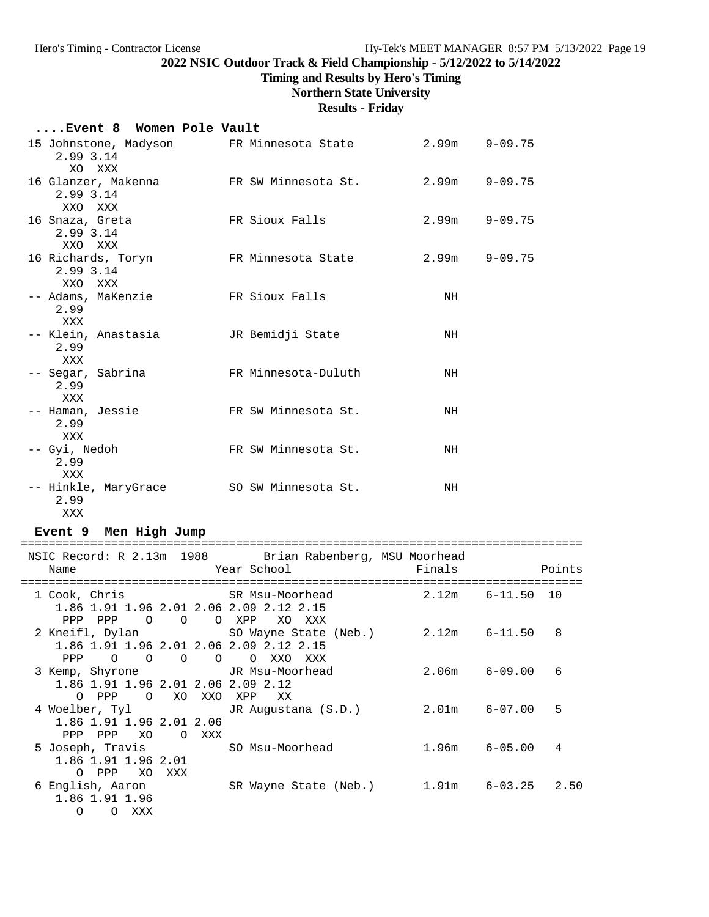## 2022 NSIC Outdoor Track & Field Championship - 5/12/2022 to 5/14/2022

**Timing and Results by Hero's Timing**

**Northern State University**

**Results - Friday**

### ....Event 8 Women Pole Vault

```
 15 Johnstone, Madyson       FR Minnesota State          2.99m    9-09.75
     2.99 3.14
       XO  XXX
 16 Glanzer, Makenna         FR SW Minnesota St.         2.99m    9-09.75
     2.99 3.14
      XXO  XXX
 16 Snaza, Greta             FR Sioux Falls              2.99m    9-09.75
     2.99 3.14
      XXO  XXX
 16 Richards, Toryn          FR Minnesota State          2.99m    9-09.75
     2.99 3.14
      XXO  XXX
 -- Adams, MaKenzie          FR Sioux Falls                 NH
     2.99
      XXX
 -- Klein, Anastasia         JR Bemidji State               NH
     2.99
      XXX
 -- Segar, Sabrina           FR Minnesota-Duluth            NH
     2.99
      XXX
 -- Haman, Jessie            FR SW Minnesota St.            NH
     2.99
      XXX
 -- Gyi, Nedoh               FR SW Minnesota St.            NH
     2.99
      XXX
 -- Hinkle, MaryGrace        SO SW Minnesota St.            NH
     2.99
      XXX
```

### Event 9 Men High Jump

```
================================================================================
 NSIC Record: R 2.13m  1988        Brian Rabenberg, MSU Moorhead
   Name                    Year School                  Finals            Points
================================================================================
  1 Cook, Chris             SR Msu-Moorhead            2.12m   6-11.50  10
     1.86 1.91 1.96 2.01 2.06 2.09 2.12 2.15
      PPP  PPP    O    O    O  XPP   XO  XXX
  2 Kneifl, Dylan           SO Wayne State (Neb.)      2.12m   6-11.50   8
     1.86 1.91 1.96 2.01 2.06 2.09 2.12 2.15
      PPP    O    O    O    O    O  XXO  XXX
  3 Kemp, Shyrone           JR Msu-Moorhead            2.06m   6-09.00   6
     1.86 1.91 1.96 2.01 2.06 2.09 2.12
        O  PPP    O   XO  XXO  XPP   XX
  4 Woelber, Tyl            JR Augustana (S.D.)        2.01m   6-07.00   5
     1.86 1.91 1.96 2.01 2.06
      PPP  PPP   XO    O  XXX
  5 Joseph, Travis          SO Msu-Moorhead            1.96m   6-05.00   4
     1.86 1.91 1.96 2.01
        O  PPP   XO  XXX
  6 English, Aaron          SR Wayne State (Neb.)      1.91m   6-03.25   2.50
     1.86 1.91 1.96
        O    O  XXX
```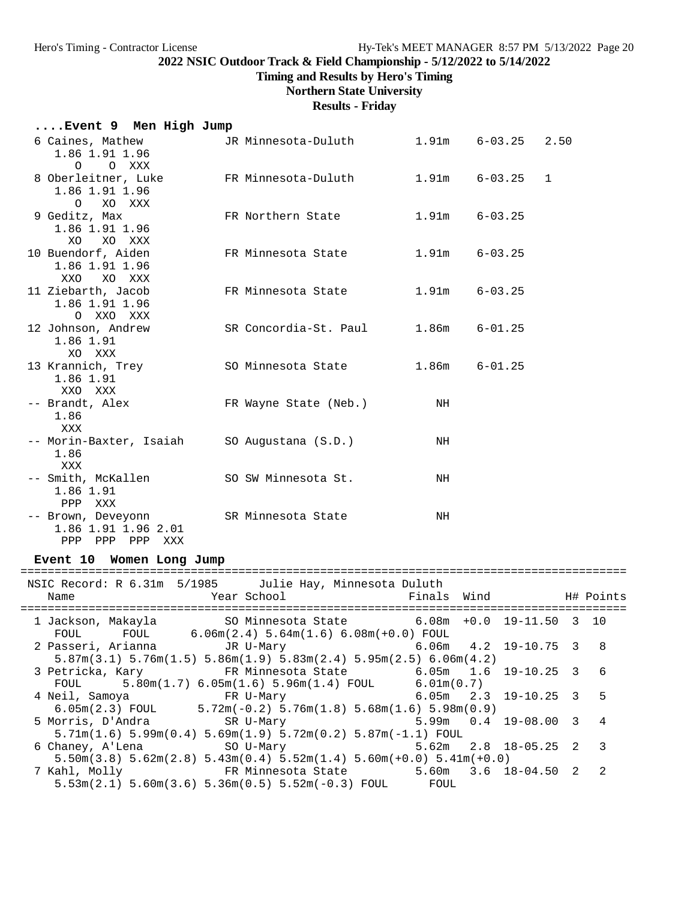**2022 NSIC Outdoor Track & Field Championship - 5/12/2022 to 5/14/2022**

**Timing and Results by Hero's Timing**

**Northern State University**

**Results - Friday**

```
....Event 9  Men High Jump
  6 Caines, Mathew          JR Minnesota-Duluth        1.91m    6-03.25   2.50
     1.86 1.91 1.96
        O    O XXX
  8 Oberleitner, Luke       FR Minnesota-Duluth        1.91m    6-03.25   1
     1.86 1.91 1.96
        O   XO XXX
  9 Geditz, Max             FR Northern State          1.91m    6-03.25
     1.86 1.91 1.96
       XO   XO XXX
 10 Buendorf, Aiden         FR Minnesota State         1.91m    6-03.25
     1.86 1.91 1.96
      XXO   XO XXX
 11 Ziebarth, Jacob         FR Minnesota State         1.91m    6-03.25
     1.86 1.91 1.96
        O  XXO XXX
 12 Johnson, Andrew         SR Concordia-St. Paul      1.86m    6-01.25
     1.86 1.91
       XO  XXX
 13 Krannich, Trey          SO Minnesota State         1.86m    6-01.25
     1.86 1.91
      XXO  XXX
 -- Brandt, Alex            FR Wayne State (Neb.)         NH
     1.86
      XXX
 -- Morin-Baxter, Isaiah    SO Augustana (S.D.)           NH
     1.86
      XXX
 -- Smith, McKallen         SO SW Minnesota St.           NH
     1.86 1.91
      PPP  XXX
 -- Brown, Deveyonn         SR Minnesota State            NH
     1.86 1.91 1.96 2.01
      PPP  PPP  PPP  XXX

Event 10  Women Long Jump
=======================================================================================
  NSIC Record: R 6.31m  5/1985      Julie Hay, Minnesota Duluth
    Name                    Year School                Finals  Wind            H# Points
=======================================================================================
  1 Jackson, Makayla         SO Minnesota State        6.08m  +0.0  19-11.50  3  10
     FOUL      FOUL     6.06m(2.4) 5.64m(1.6) 6.08m(+0.0) FOUL
  2 Passeri, Arianna         JR U-Mary                 6.06m   4.2  19-10.75  3   8
     5.87m(3.1) 5.76m(1.5) 5.86m(1.9) 5.83m(2.4) 5.95m(2.5) 6.06m(4.2)
  3 Petricka, Kary           FR Minnesota State        6.05m   1.6  19-10.25  3   6
     FOUL     5.80m(1.7) 6.05m(1.6) 5.96m(1.4) FOUL      6.01m(0.7)
  4 Neil, Samoya             FR U-Mary                 6.05m   2.3  19-10.25  3   5
     6.05m(2.3) FOUL     5.72m(-0.2) 5.76m(1.8) 5.68m(1.6) 5.98m(0.9)
  5 Morris, D'Andra          SR U-Mary                 5.99m   0.4  19-08.00  3   4
     5.71m(1.6) 5.99m(0.4) 5.69m(1.9) 5.72m(0.2) 5.87m(-1.1) FOUL
  6 Chaney, A'Lena           SO U-Mary                 5.62m   2.8  18-05.25  2   3
     5.50m(3.8) 5.62m(2.8) 5.43m(0.4) 5.52m(1.4) 5.60m(+0.0) 5.41m(+0.0)
  7 Kahl, Molly              FR Minnesota State        5.60m   3.6  18-04.50  2   2
     5.53m(2.1) 5.60m(3.6) 5.36m(0.5) 5.52m(-0.3) FOUL      FOUL
```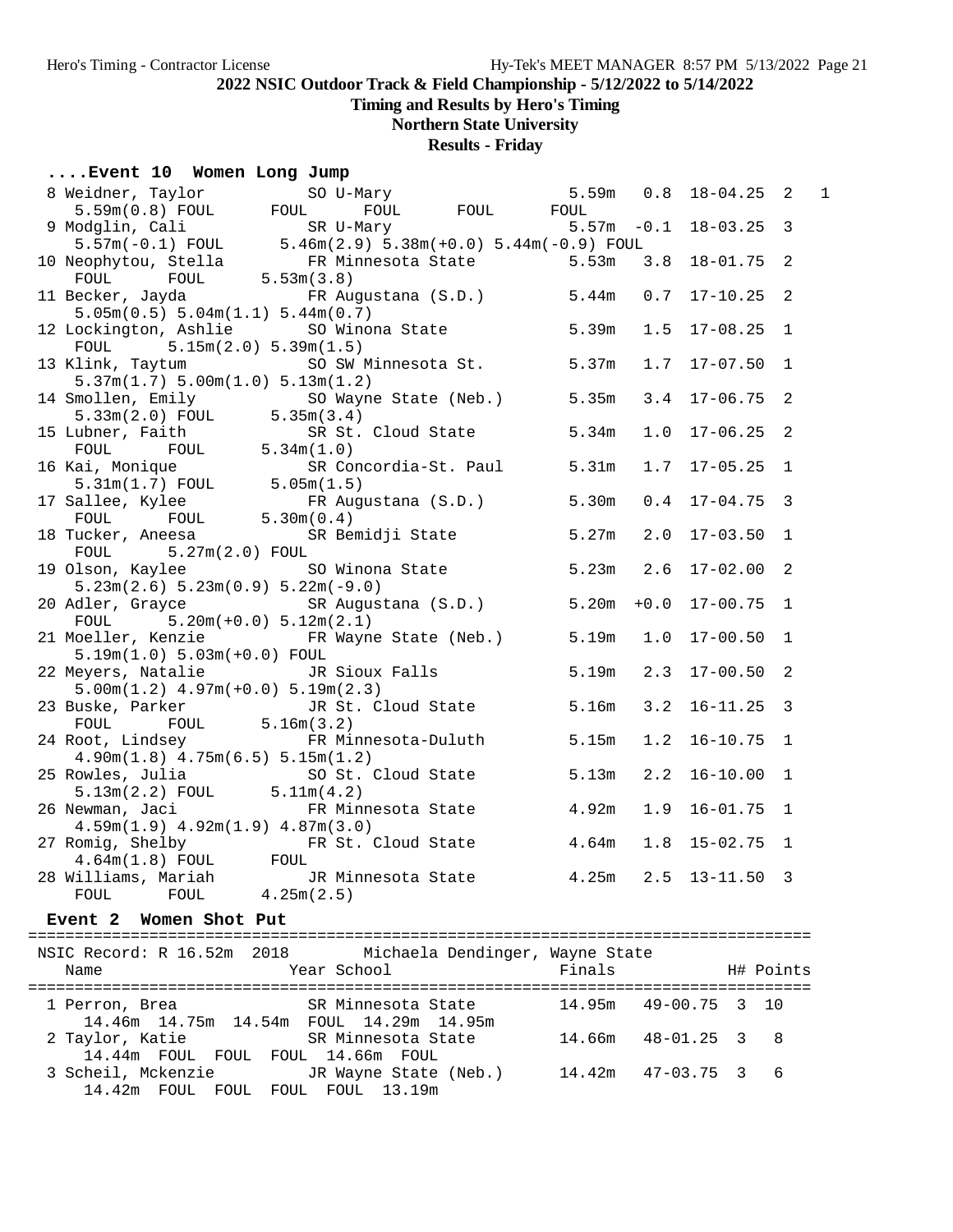### ....Event 10 Women Long Jump

```
  8 Weidner, Taylor          SO U-Mary                   5.59m   0.8  18-04.25  2   1
     5.59m(0.8) FOUL      FOUL      FOUL      FOUL      FOUL
  9 Modglin, Cali            SR U-Mary                   5.57m  -0.1  18-03.25  3
     5.57m(-0.1) FOUL     5.46m(2.9) 5.38m(+0.0) 5.44m(-0.9) FOUL
 10 Neophytou, Stella        FR Minnesota State          5.53m   3.8  18-01.75  2
     FOUL      FOUL      5.53m(3.8)
 11 Becker, Jayda            FR Augustana (S.D.)         5.44m   0.7  17-10.25  2
     5.05m(0.5) 5.04m(1.1) 5.44m(0.7)
 12 Lockington, Ashlie       SO Winona State             5.39m   1.5  17-08.25  1
     FOUL      5.15m(2.0) 5.39m(1.5)
 13 Klink, Taytum            SO SW Minnesota St.         5.37m   1.7  17-07.50  1
     5.37m(1.7) 5.00m(1.0) 5.13m(1.2)
 14 Smollen, Emily           SO Wayne State (Neb.)       5.35m   3.4  17-06.75  2
     5.33m(2.0) FOUL      5.35m(3.4)
 15 Lubner, Faith            SR St. Cloud State          5.34m   1.0  17-06.25  2
     FOUL      FOUL      5.34m(1.0)
 16 Kai, Monique             SR Concordia-St. Paul       5.31m   1.7  17-05.25  1
     5.31m(1.7) FOUL      5.05m(1.5)
 17 Sallee, Kylee            FR Augustana (S.D.)         5.30m   0.4  17-04.75  3
     FOUL      FOUL      5.30m(0.4)
 18 Tucker, Aneesa           SR Bemidji State            5.27m   2.0  17-03.50  1
     FOUL      5.27m(2.0) FOUL
 19 Olson, Kaylee            SO Winona State             5.23m   2.6  17-02.00  2
     5.23m(2.6) 5.23m(0.9) 5.22m(-9.0)
 20 Adler, Grayce            SR Augustana (S.D.)         5.20m  +0.0  17-00.75  1
     FOUL      5.20m(+0.0) 5.12m(2.1)
 21 Moeller, Kenzie          FR Wayne State (Neb.)       5.19m   1.0  17-00.50  1
     5.19m(1.0) 5.03m(+0.0) FOUL
 22 Meyers, Natalie          JR Sioux Falls              5.19m   2.3  17-00.50  2
     5.00m(1.2) 4.97m(+0.0) 5.19m(2.3)
 23 Buske, Parker            JR St. Cloud State          5.16m   3.2  16-11.25  3
     FOUL      FOUL      5.16m(3.2)
 24 Root, Lindsey            FR Minnesota-Duluth         5.15m   1.2  16-10.75  1
     4.90m(1.8) 4.75m(6.5) 5.15m(1.2)
 25 Rowles, Julia            SO St. Cloud State          5.13m   2.2  16-10.00  1
     5.13m(2.2) FOUL      5.11m(4.2)
 26 Newman, Jaci             FR Minnesota State          4.92m   1.9  16-01.75  1
     4.59m(1.9) 4.92m(1.9) 4.87m(3.0)
 27 Romig, Shelby            FR St. Cloud State          4.64m   1.8  15-02.75  1
     4.64m(1.8) FOUL      FOUL
 28 Williams, Mariah         JR Minnesota State          4.25m   2.5  13-11.50  3
     FOUL      FOUL      4.25m(2.5)
```

### Event 2 Women Shot Put

```
===================================================================================
 NSIC Record: R 16.52m  2018        Michaela Dendinger, Wayne State
    Name                    Year School                  Finals              H# Points
===================================================================================
  1 Perron, Brea             SR Minnesota State         14.95m   49-00.75  3  10
     14.46m  14.75m  14.54m  FOUL  14.29m  14.95m
  2 Taylor, Katie            SR Minnesota State         14.66m   48-01.25  3   8
     14.44m  FOUL  FOUL  FOUL  14.66m  FOUL
  3 Scheil, Mckenzie         JR Wayne State (Neb.)      14.42m   47-03.75  3   6
     14.42m  FOUL  FOUL  FOUL  FOUL  13.19m
```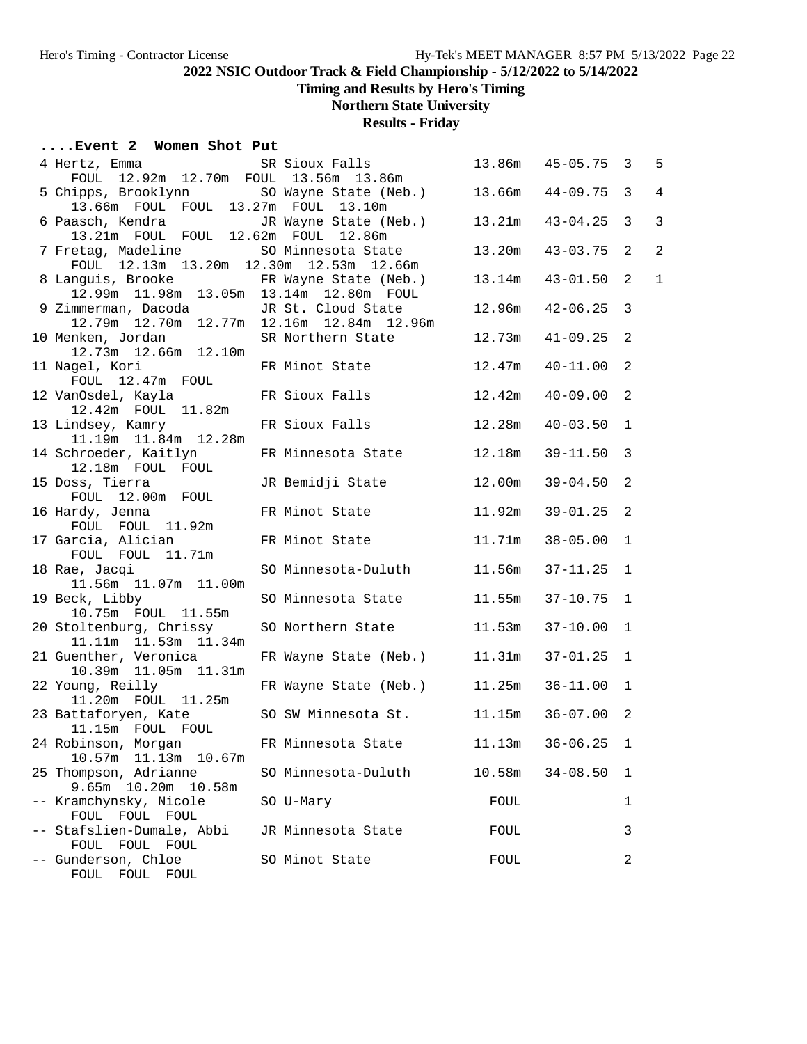**2022 NSIC Outdoor Track & Field Championship - 5/12/2022 to 5/14/2022**

**Timing and Results by Hero's Timing**

**Northern State University**

**Results - Friday**

### ....Event 2 Women Shot Put

| Place | Name | Year | School | Mark | Imperial | Flight | Points |
|---|---|---|---|---|---|---|---|
| 4 | Hertz, Emma | SR | Sioux Falls | 13.86m | 45-05.75 | 3 | 5 |
| | FOUL 12.92m 12.70m FOUL 13.56m 13.86m | | | | | | |
| 5 | Chipps, Brooklynn | SO | Wayne State (Neb.) | 13.66m | 44-09.75 | 3 | 4 |
| | 13.66m FOUL FOUL 13.27m FOUL 13.10m | | | | | | |
| 6 | Paasch, Kendra | JR | Wayne State (Neb.) | 13.21m | 43-04.25 | 3 | 3 |
| | 13.21m FOUL FOUL 12.62m FOUL 12.86m | | | | | | |
| 7 | Fretag, Madeline | SO | Minnesota State | 13.20m | 43-03.75 | 2 | 2 |
| | FOUL 12.13m 13.20m 12.30m 12.53m 12.66m | | | | | | |
| 8 | Languis, Brooke | FR | Wayne State (Neb.) | 13.14m | 43-01.50 | 2 | 1 |
| | 12.99m 11.98m 13.05m 13.14m 12.80m FOUL | | | | | | |
| 9 | Zimmerman, Dacoda | JR | St. Cloud State | 12.96m | 42-06.25 | 3 | |
| | 12.79m 12.70m 12.77m 12.16m 12.84m 12.96m | | | | | | |
| 10 | Menken, Jordan | SR | Northern State | 12.73m | 41-09.25 | 2 | |
| | 12.73m 12.66m 12.10m | | | | | | |
| 11 | Nagel, Kori | FR | Minot State | 12.47m | 40-11.00 | 2 | |
| | FOUL 12.47m FOUL | | | | | | |
| 12 | VanOsdel, Kayla | FR | Sioux Falls | 12.42m | 40-09.00 | 2 | |
| | 12.42m FOUL 11.82m | | | | | | |
| 13 | Lindsey, Kamry | FR | Sioux Falls | 12.28m | 40-03.50 | 1 | |
| | 11.19m 11.84m 12.28m | | | | | | |
| 14 | Schroeder, Kaitlyn | FR | Minnesota State | 12.18m | 39-11.50 | 3 | |
| | 12.18m FOUL FOUL | | | | | | |
| 15 | Doss, Tierra | JR | Bemidji State | 12.00m | 39-04.50 | 2 | |
| | FOUL 12.00m FOUL | | | | | | |
| 16 | Hardy, Jenna | FR | Minot State | 11.92m | 39-01.25 | 2 | |
| | FOUL FOUL 11.92m | | | | | | |
| 17 | Garcia, Alician | FR | Minot State | 11.71m | 38-05.00 | 1 | |
| | FOUL FOUL 11.71m | | | | | | |
| 18 | Rae, Jacqi | SO | Minnesota-Duluth | 11.56m | 37-11.25 | 1 | |
| | 11.56m 11.07m 11.00m | | | | | | |
| 19 | Beck, Libby | SO | Minnesota State | 11.55m | 37-10.75 | 1 | |
| | 10.75m FOUL 11.55m | | | | | | |
| 20 | Stoltenburg, Chrissy | SO | Northern State | 11.53m | 37-10.00 | 1 | |
| | 11.11m 11.53m 11.34m | | | | | | |
| 21 | Guenther, Veronica | FR | Wayne State (Neb.) | 11.31m | 37-01.25 | 1 | |
| | 10.39m 11.05m 11.31m | | | | | | |
| 22 | Young, Reilly | FR | Wayne State (Neb.) | 11.25m | 36-11.00 | 1 | |
| | 11.20m FOUL 11.25m | | | | | | |
| 23 | Battaforyen, Kate | SO | SW Minnesota St. | 11.15m | 36-07.00 | 2 | |
| | 11.15m FOUL FOUL | | | | | | |
| 24 | Robinson, Morgan | FR | Minnesota State | 11.13m | 36-06.25 | 1 | |
| | 10.57m 11.13m 10.67m | | | | | | |
| 25 | Thompson, Adrianne | SO | Minnesota-Duluth | 10.58m | 34-08.50 | 1 | |
| | 9.65m 10.20m 10.58m | | | | | | |
| -- | Kramchynsky, Nicole | SO | U-Mary | FOUL | | 1 | |
| | FOUL FOUL FOUL | | | | | | |
| -- | Stafslien-Dumale, Abbi | JR | Minnesota State | FOUL | | 3 | |
| | FOUL FOUL FOUL | | | | | | |
| -- | Gunderson, Chloe | SO | Minot State | FOUL | | 2 | |
| | FOUL FOUL FOUL | | | | | | |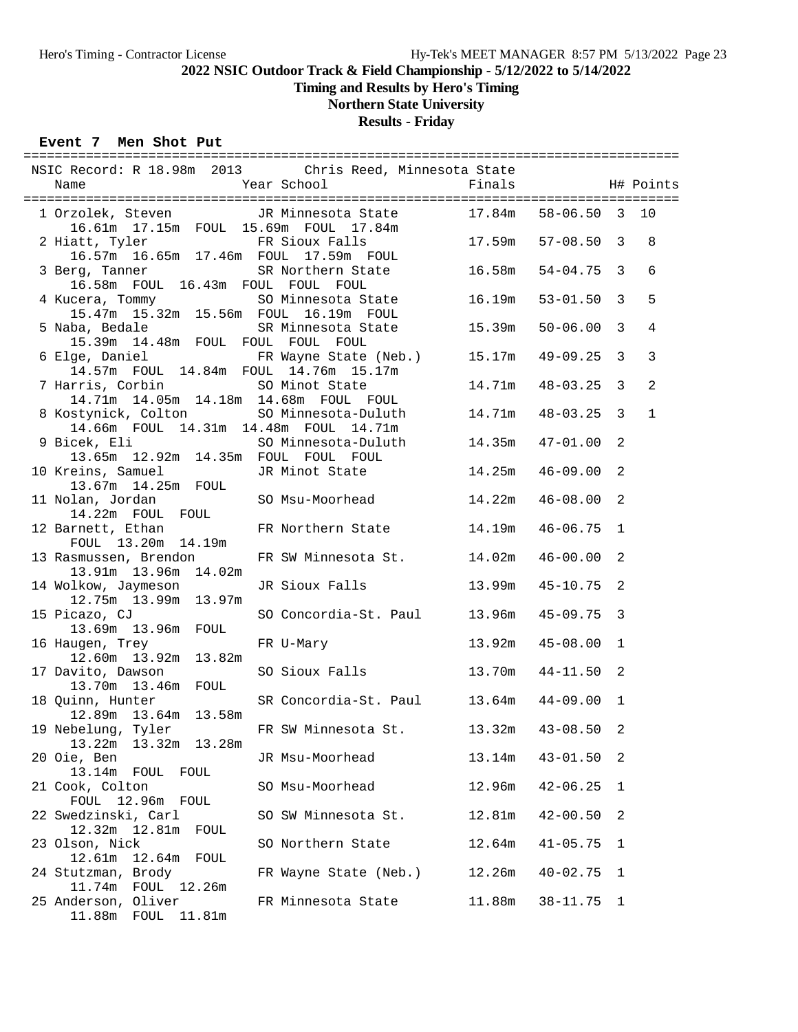## 2022 NSIC Outdoor Track & Field Championship - 5/12/2022 to 5/14/2022

### Timing and Results by Hero's Timing

### Northern State University

### Results - Friday

#### Event 7 Men Shot Put

NSIC Record: R 18.98m 2013 Chris Reed, Minnesota State

| Place | Name | Year | School | Finals | | H# | Points |
|---|---|---|---|---|---|---|---|
| 1 | Orzolek, Steven | JR | Minnesota State | 17.84m | 58-06.50 | 3 | 10 |
| | 16.61m 17.15m FOUL 15.69m FOUL 17.84m | | | | | | |
| 2 | Hiatt, Tyler | FR | Sioux Falls | 17.59m | 57-08.50 | 3 | 8 |
| | 16.57m 16.65m 17.46m FOUL 17.59m FOUL | | | | | | |
| 3 | Berg, Tanner | SR | Northern State | 16.58m | 54-04.75 | 3 | 6 |
| | 16.58m FOUL 16.43m FOUL FOUL FOUL | | | | | | |
| 4 | Kucera, Tommy | SO | Minnesota State | 16.19m | 53-01.50 | 3 | 5 |
| | 15.47m 15.32m 15.56m FOUL 16.19m FOUL | | | | | | |
| 5 | Naba, Bedale | SR | Minnesota State | 15.39m | 50-06.00 | 3 | 4 |
| | 15.39m 14.48m FOUL FOUL FOUL FOUL | | | | | | |
| 6 | Elge, Daniel | FR | Wayne State (Neb.) | 15.17m | 49-09.25 | 3 | 3 |
| | 14.57m FOUL 14.84m FOUL 14.76m 15.17m | | | | | | |
| 7 | Harris, Corbin | SO | Minot State | 14.71m | 48-03.25 | 3 | 2 |
| | 14.71m 14.05m 14.18m 14.68m FOUL FOUL | | | | | | |
| 8 | Kostynick, Colton | SO | Minnesota-Duluth | 14.71m | 48-03.25 | 3 | 1 |
| | 14.66m FOUL 14.31m 14.48m FOUL 14.71m | | | | | | |
| 9 | Bicek, Eli | SO | Minnesota-Duluth | 14.35m | 47-01.00 | 2 | |
| | 13.65m 12.92m 14.35m FOUL FOUL FOUL | | | | | | |
| 10 | Kreins, Samuel | JR | Minot State | 14.25m | 46-09.00 | 2 | |
| | 13.67m 14.25m FOUL | | | | | | |
| 11 | Nolan, Jordan | SO | Msu-Moorhead | 14.22m | 46-08.00 | 2 | |
| | 14.22m FOUL FOUL | | | | | | |
| 12 | Barnett, Ethan | FR | Northern State | 14.19m | 46-06.75 | 1 | |
| | FOUL 13.20m 14.19m | | | | | | |
| 13 | Rasmussen, Brendon | FR | SW Minnesota St. | 14.02m | 46-00.00 | 2 | |
| | 13.91m 13.96m 14.02m | | | | | | |
| 14 | Wolkow, Jaymeson | JR | Sioux Falls | 13.99m | 45-10.75 | 2 | |
| | 12.75m 13.99m 13.97m | | | | | | |
| 15 | Picazo, CJ | SO | Concordia-St. Paul | 13.96m | 45-09.75 | 3 | |
| | 13.69m 13.96m FOUL | | | | | | |
| 16 | Haugen, Trey | FR | U-Mary | 13.92m | 45-08.00 | 1 | |
| | 12.60m 13.92m 13.82m | | | | | | |
| 17 | Davito, Dawson | SO | Sioux Falls | 13.70m | 44-11.50 | 2 | |
| | 13.70m 13.46m FOUL | | | | | | |
| 18 | Quinn, Hunter | SR | Concordia-St. Paul | 13.64m | 44-09.00 | 1 | |
| | 12.89m 13.64m 13.58m | | | | | | |
| 19 | Nebelung, Tyler | FR | SW Minnesota St. | 13.32m | 43-08.50 | 2 | |
| | 13.22m 13.32m 13.28m | | | | | | |
| 20 | Oie, Ben | JR | Msu-Moorhead | 13.14m | 43-01.50 | 2 | |
| | 13.14m FOUL FOUL | | | | | | |
| 21 | Cook, Colton | SO | Msu-Moorhead | 12.96m | 42-06.25 | 1 | |
| | FOUL 12.96m FOUL | | | | | | |
| 22 | Swedzinski, Carl | SO | SW Minnesota St. | 12.81m | 42-00.50 | 2 | |
| | 12.32m 12.81m FOUL | | | | | | |
| 23 | Olson, Nick | SO | Northern State | 12.64m | 41-05.75 | 1 | |
| | 12.61m 12.64m FOUL | | | | | | |
| 24 | Stutzman, Brody | FR | Wayne State (Neb.) | 12.26m | 40-02.75 | 1 | |
| | 11.74m FOUL 12.26m | | | | | | |
| 25 | Anderson, Oliver | FR | Minnesota State | 11.88m | 38-11.75 | 1 | |
| | 11.88m FOUL 11.81m | | | | | | |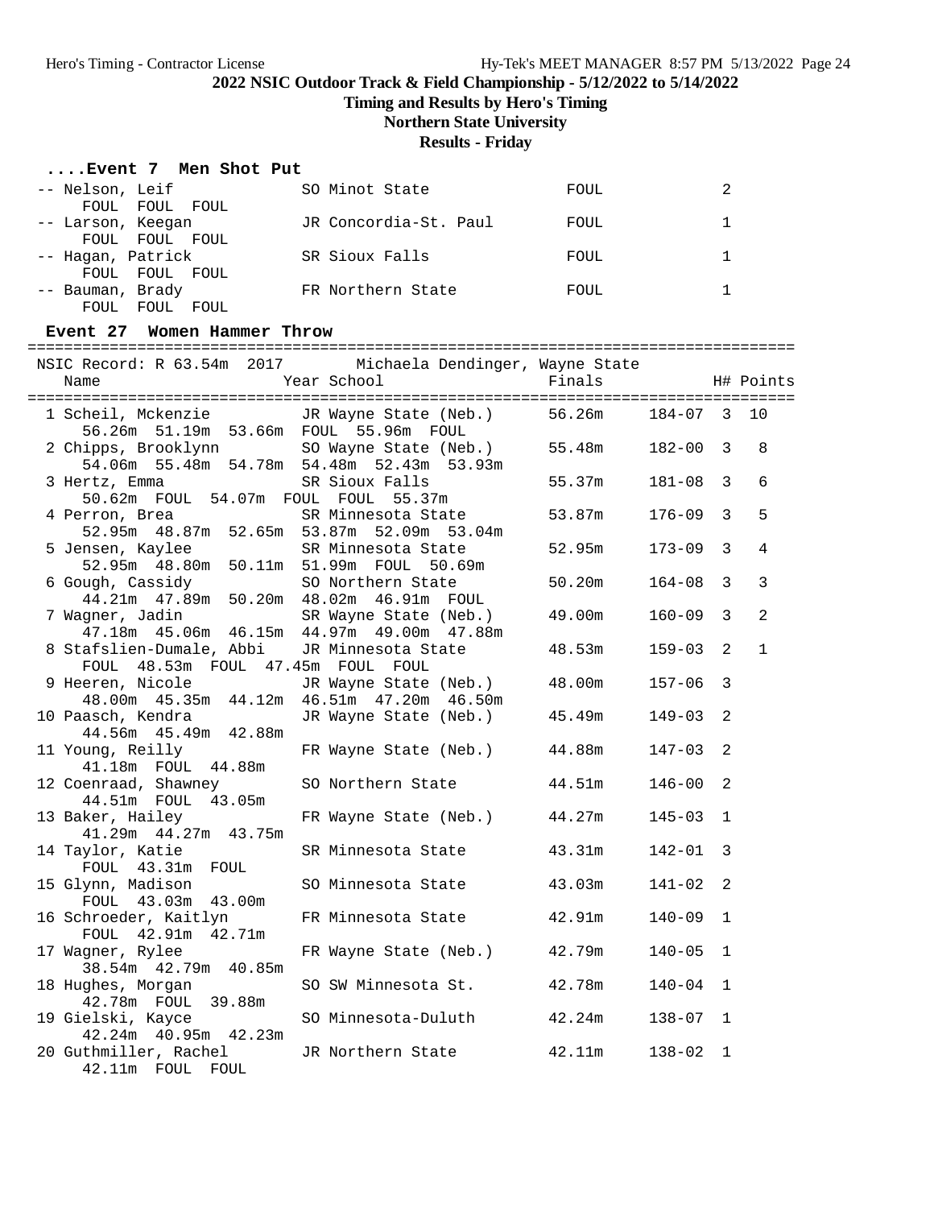**2022 NSIC Outdoor Track & Field Championship - 5/12/2022 to 5/14/2022**

**Timing and Results by Hero's Timing**

**Northern State University**

**Results - Friday**

### ....Event 7 Men Shot Put

| Place | Name | Year | School | Finals | H# |
|---|---|---|---|---|---|
| -- | Nelson, Leif | SO | Minot State | FOUL | 2 |
| | FOUL FOUL FOUL | | | | |
| -- | Larson, Keegan | JR | Concordia-St. Paul | FOUL | 1 |
| | FOUL FOUL FOUL | | | | |
| -- | Hagan, Patrick | SR | Sioux Falls | FOUL | 1 |
| | FOUL FOUL FOUL | | | | |
| -- | Bauman, Brady | FR | Northern State | FOUL | 1 |
| | FOUL FOUL FOUL | | | | |

### Event 27 Women Hammer Throw

NSIC Record: R 63.54m 2017 Michaela Dendinger, Wayne State

| Place | Name | Year | School | Finals | | H# | Points |
|---|---|---|---|---|---|---|---|
| 1 | Scheil, Mckenzie | JR | Wayne State (Neb.) | 56.26m | 184-07 | 3 | 10 |
| | 56.26m 51.19m 53.66m FOUL 55.96m FOUL | | | | | | |
| 2 | Chipps, Brooklynn | SO | Wayne State (Neb.) | 55.48m | 182-00 | 3 | 8 |
| | 54.06m 55.48m 54.78m 54.48m 52.43m 53.93m | | | | | | |
| 3 | Hertz, Emma | SR | Sioux Falls | 55.37m | 181-08 | 3 | 6 |
| | 50.62m FOUL 54.07m FOUL FOUL 55.37m | | | | | | |
| 4 | Perron, Brea | SR | Minnesota State | 53.87m | 176-09 | 3 | 5 |
| | 52.95m 48.87m 52.65m 53.87m 52.09m 53.04m | | | | | | |
| 5 | Jensen, Kaylee | SR | Minnesota State | 52.95m | 173-09 | 3 | 4 |
| | 52.95m 48.80m 50.11m 51.99m FOUL 50.69m | | | | | | |
| 6 | Gough, Cassidy | SO | Northern State | 50.20m | 164-08 | 3 | 3 |
| | 44.21m 47.89m 50.20m 48.02m 46.91m FOUL | | | | | | |
| 7 | Wagner, Jadin | SR | Wayne State (Neb.) | 49.00m | 160-09 | 3 | 2 |
| | 47.18m 45.06m 46.15m 44.97m 49.00m 47.88m | | | | | | |
| 8 | Stafslien-Dumale, Abbi | JR | Minnesota State | 48.53m | 159-03 | 2 | 1 |
| | FOUL 48.53m FOUL 47.45m FOUL FOUL | | | | | | |
| 9 | Heeren, Nicole | JR | Wayne State (Neb.) | 48.00m | 157-06 | 3 | |
| | 48.00m 45.35m 44.12m 46.51m 47.20m 46.50m | | | | | | |
| 10 | Paasch, Kendra | JR | Wayne State (Neb.) | 45.49m | 149-03 | 2 | |
| | 44.56m 45.49m 42.88m | | | | | | |
| 11 | Young, Reilly | FR | Wayne State (Neb.) | 44.88m | 147-03 | 2 | |
| | 41.18m FOUL 44.88m | | | | | | |
| 12 | Coenraad, Shawney | SO | Northern State | 44.51m | 146-00 | 2 | |
| | 44.51m FOUL 43.05m | | | | | | |
| 13 | Baker, Hailey | FR | Wayne State (Neb.) | 44.27m | 145-03 | 1 | |
| | 41.29m 44.27m 43.75m | | | | | | |
| 14 | Taylor, Katie | SR | Minnesota State | 43.31m | 142-01 | 3 | |
| | FOUL 43.31m FOUL | | | | | | |
| 15 | Glynn, Madison | SO | Minnesota State | 43.03m | 141-02 | 2 | |
| | FOUL 43.03m 43.00m | | | | | | |
| 16 | Schroeder, Kaitlyn | FR | Minnesota State | 42.91m | 140-09 | 1 | |
| | FOUL 42.91m 42.71m | | | | | | |
| 17 | Wagner, Rylee | FR | Wayne State (Neb.) | 42.79m | 140-05 | 1 | |
| | 38.54m 42.79m 40.85m | | | | | | |
| 18 | Hughes, Morgan | SO | SW Minnesota St. | 42.78m | 140-04 | 1 | |
| | 42.78m FOUL 39.88m | | | | | | |
| 19 | Gielski, Kayce | SO | Minnesota-Duluth | 42.24m | 138-07 | 1 | |
| | 42.24m 40.95m 42.23m | | | | | | |
| 20 | Guthmiller, Rachel | JR | Northern State | 42.11m | 138-02 | 1 | |
| | 42.11m FOUL FOUL | | | | | | |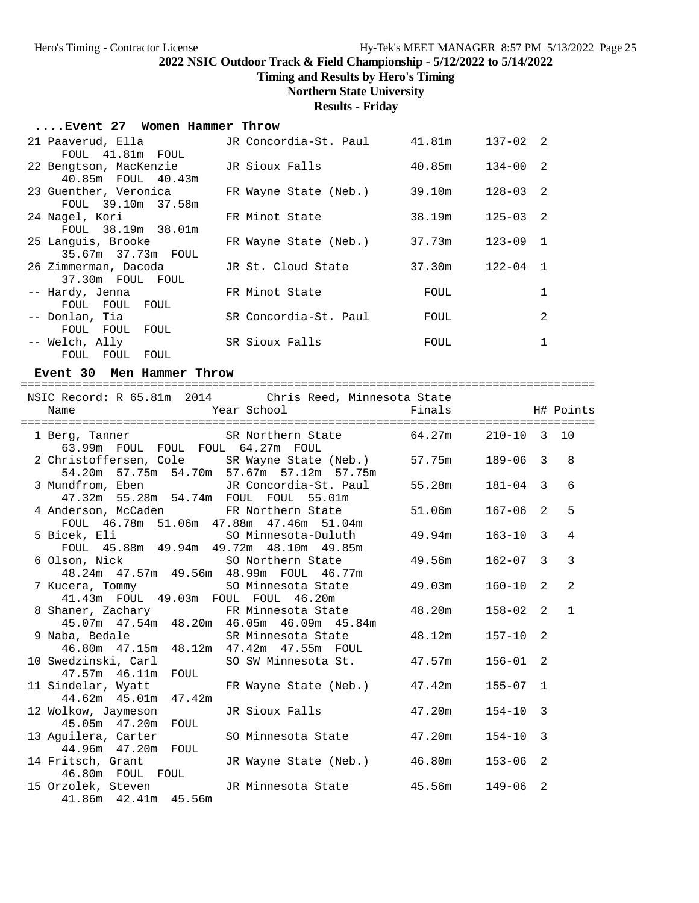2022 NSIC Outdoor Track & Field Championship - 5/12/2022 to 5/14/2022

**Timing and Results by Hero's Timing**

**Northern State University**

**Results - Friday**

### ....Event 27 Women Hammer Throw

| Place | Name | Year | School | Finals | | H# |
|---|---|---|---|---|---|---|
| 21 | Paaverud, Ella | JR | Concordia-St. Paul | 41.81m | 137-02 | 2 |
| | FOUL 41.81m FOUL | | | | | |
| 22 | Bengtson, MacKenzie | JR | Sioux Falls | 40.85m | 134-00 | 2 |
| | 40.85m FOUL 40.43m | | | | | |
| 23 | Guenther, Veronica | FR | Wayne State (Neb.) | 39.10m | 128-03 | 2 |
| | FOUL 39.10m 37.58m | | | | | |
| 24 | Nagel, Kori | FR | Minot State | 38.19m | 125-03 | 2 |
| | FOUL 38.19m 38.01m | | | | | |
| 25 | Languis, Brooke | FR | Wayne State (Neb.) | 37.73m | 123-09 | 1 |
| | 35.67m 37.73m FOUL | | | | | |
| 26 | Zimmerman, Dacoda | JR | St. Cloud State | 37.30m | 122-04 | 1 |
| | 37.30m FOUL FOUL | | | | | |
| -- | Hardy, Jenna | FR | Minot State | FOUL | | 1 |
| | FOUL FOUL FOUL | | | | | |
| -- | Donlan, Tia | SR | Concordia-St. Paul | FOUL | | 2 |
| | FOUL FOUL FOUL | | | | | |
| -- | Welch, Ally | SR | Sioux Falls | FOUL | | 1 |
| | FOUL FOUL FOUL | | | | | |

### Event 30 Men Hammer Throw

NSIC Record: R 65.81m 2014 Chris Reed, Minnesota State

| Place | Name | Year | School | Finals | | H# | Points |
|---|---|---|---|---|---|---|---|
| 1 | Berg, Tanner | SR | Northern State | 64.27m | 210-10 | 3 | 10 |
| | 63.99m FOUL FOUL FOUL 64.27m FOUL | | | | | | |
| 2 | Christoffersen, Cole | SR | Wayne State (Neb.) | 57.75m | 189-06 | 3 | 8 |
| | 54.20m 57.75m 54.70m 57.67m 57.12m 57.75m | | | | | | |
| 3 | Mundfrom, Eben | JR | Concordia-St. Paul | 55.28m | 181-04 | 3 | 6 |
| | 47.32m 55.28m 54.74m FOUL FOUL 55.01m | | | | | | |
| 4 | Anderson, McCaden | FR | Northern State | 51.06m | 167-06 | 2 | 5 |
| | FOUL 46.78m 51.06m 47.88m 47.46m 51.04m | | | | | | |
| 5 | Bicek, Eli | SO | Minnesota-Duluth | 49.94m | 163-10 | 3 | 4 |
| | FOUL 45.88m 49.94m 49.72m 48.10m 49.85m | | | | | | |
| 6 | Olson, Nick | SO | Northern State | 49.56m | 162-07 | 3 | 3 |
| | 48.24m 47.57m 49.56m 48.99m FOUL 46.77m | | | | | | |
| 7 | Kucera, Tommy | SO | Minnesota State | 49.03m | 160-10 | 2 | 2 |
| | 41.43m FOUL 49.03m FOUL FOUL 46.20m | | | | | | |
| 8 | Shaner, Zachary | FR | Minnesota State | 48.20m | 158-02 | 2 | 1 |
| | 45.07m 47.54m 48.20m 46.05m 46.09m 45.84m | | | | | | |
| 9 | Naba, Bedale | SR | Minnesota State | 48.12m | 157-10 | 2 | |
| | 46.80m 47.15m 48.12m 47.42m 47.55m FOUL | | | | | | |
| 10 | Swedzinski, Carl | SO | SW Minnesota St. | 47.57m | 156-01 | 2 | |
| | 47.57m 46.11m FOUL | | | | | | |
| 11 | Sindelar, Wyatt | FR | Wayne State (Neb.) | 47.42m | 155-07 | 1 | |
| | 44.62m 45.01m 47.42m | | | | | | |
| 12 | Wolkow, Jaymeson | JR | Sioux Falls | 47.20m | 154-10 | 3 | |
| | 45.05m 47.20m FOUL | | | | | | |
| 13 | Aguilera, Carter | SO | Minnesota State | 47.20m | 154-10 | 3 | |
| | 44.96m 47.20m FOUL | | | | | | |
| 14 | Fritsch, Grant | JR | Wayne State (Neb.) | 46.80m | 153-06 | 2 | |
| | 46.80m FOUL FOUL | | | | | | |
| 15 | Orzolek, Steven | JR | Minnesota State | 45.56m | 149-06 | 2 | |
| | 41.86m 42.41m 45.56m | | | | | | |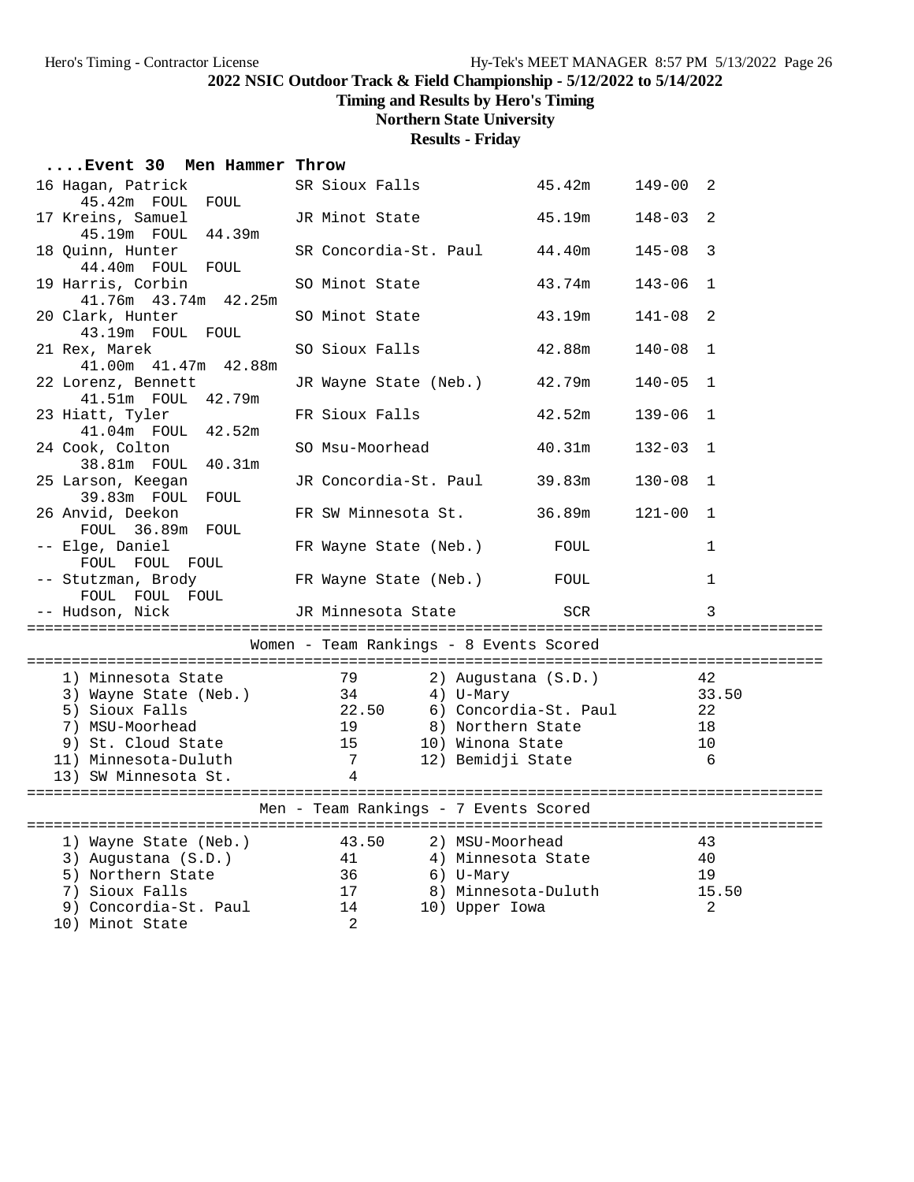2022 NSIC Outdoor Track & Field Championship - 5/12/2022 to 5/14/2022

Timing and Results by Hero's Timing

Northern State University

Results - Friday

## ....Event 30 Men Hammer Throw

| Place | Name | Yr | School | Finals | | Points |
|---|---|---|---|---|---|---|
| 16 | Hagan, Patrick | SR | Sioux Falls | 45.42m | 149-00 | 2 |
| | 45.42m FOUL FOUL | | | | | |
| 17 | Kreins, Samuel | JR | Minot State | 45.19m | 148-03 | 2 |
| | 45.19m FOUL 44.39m | | | | | |
| 18 | Quinn, Hunter | SR | Concordia-St. Paul | 44.40m | 145-08 | 3 |
| | 44.40m FOUL FOUL | | | | | |
| 19 | Harris, Corbin | SO | Minot State | 43.74m | 143-06 | 1 |
| | 41.76m 43.74m 42.25m | | | | | |
| 20 | Clark, Hunter | SO | Minot State | 43.19m | 141-08 | 2 |
| | 43.19m FOUL FOUL | | | | | |
| 21 | Rex, Marek | SO | Sioux Falls | 42.88m | 140-08 | 1 |
| | 41.00m 41.47m 42.88m | | | | | |
| 22 | Lorenz, Bennett | JR | Wayne State (Neb.) | 42.79m | 140-05 | 1 |
| | 41.51m FOUL 42.79m | | | | | |
| 23 | Hiatt, Tyler | FR | Sioux Falls | 42.52m | 139-06 | 1 |
| | 41.04m FOUL 42.52m | | | | | |
| 24 | Cook, Colton | SO | Msu-Moorhead | 40.31m | 132-03 | 1 |
| | 38.81m FOUL 40.31m | | | | | |
| 25 | Larson, Keegan | JR | Concordia-St. Paul | 39.83m | 130-08 | 1 |
| | 39.83m FOUL FOUL | | | | | |
| 26 | Anvid, Deekon | FR | SW Minnesota St. | 36.89m | 121-00 | 1 |
| | FOUL 36.89m FOUL | | | | | |
| -- | Elge, Daniel | FR | Wayne State (Neb.) | FOUL | | 1 |
| | FOUL FOUL FOUL | | | | | |
| -- | Stutzman, Brody | FR | Wayne State (Neb.) | FOUL | | 1 |
| | FOUL FOUL FOUL | | | | | |
| -- | Hudson, Nick | JR | Minnesota State | SCR | | 3 |

## Women - Team Rankings - 8 Events Scored

| Rank | Team | Points | Rank | Team | Points |
|---|---|---|---|---|---|
| 1) | Minnesota State | 79 | 2) | Augustana (S.D.) | 42 |
| 3) | Wayne State (Neb.) | 34 | 4) | U-Mary | 33.50 |
| 5) | Sioux Falls | 22.50 | 6) | Concordia-St. Paul | 22 |
| 7) | MSU-Moorhead | 19 | 8) | Northern State | 18 |
| 9) | St. Cloud State | 15 | 10) | Winona State | 10 |
| 11) | Minnesota-Duluth | 7 | 12) | Bemidji State | 6 |
| 13) | SW Minnesota St. | 4 | | | |

## Men - Team Rankings - 7 Events Scored

| Rank | Team | Points | Rank | Team | Points |
|---|---|---|---|---|---|
| 1) | Wayne State (Neb.) | 43.50 | 2) | MSU-Moorhead | 43 |
| 3) | Augustana (S.D.) | 41 | 4) | Minnesota State | 40 |
| 5) | Northern State | 36 | 6) | U-Mary | 19 |
| 7) | Sioux Falls | 17 | 8) | Minnesota-Duluth | 15.50 |
| 9) | Concordia-St. Paul | 14 | 10) | Upper Iowa | 2 |
| 10) | Minot State | 2 | | | |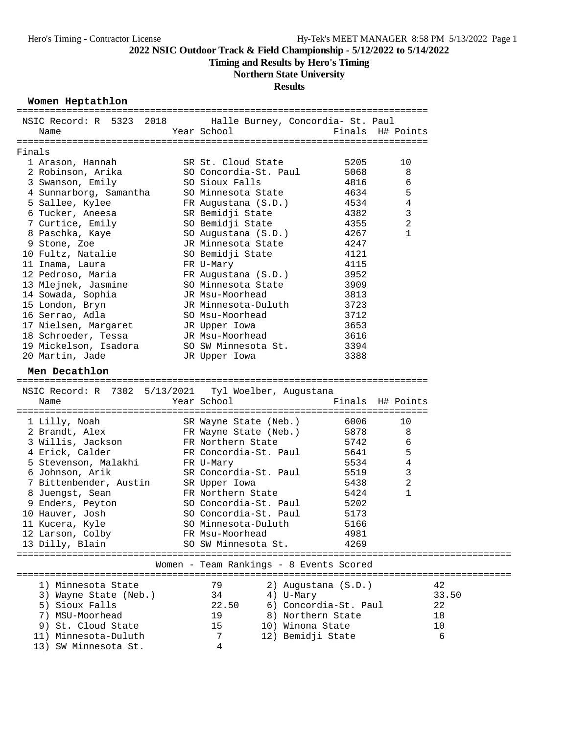2022 NSIC Outdoor Track & Field Championship - 5/12/2022 to 5/14/2022

Timing and Results by Hero's Timing

Northern State University

Results

### Women Heptathlon

NSIC Record: R 5323 2018 Halle Burney, Concordia- St. Paul

Finals

| Place | Name | Year | School | Finals | H# | Points |
|---|---|---|---|---|---|---|
| 1 | Arason, Hannah | SR | St. Cloud State | 5205 | | 10 |
| 2 | Robinson, Arika | SO | Concordia-St. Paul | 5068 | | 8 |
| 3 | Swanson, Emily | SO | Sioux Falls | 4816 | | 6 |
| 4 | Sunnarborg, Samantha | SO | Minnesota State | 4634 | | 5 |
| 5 | Sallee, Kylee | FR | Augustana (S.D.) | 4534 | | 4 |
| 6 | Tucker, Aneesa | SR | Bemidji State | 4382 | | 3 |
| 7 | Curtice, Emily | SO | Bemidji State | 4355 | | 2 |
| 8 | Paschka, Kaye | SO | Augustana (S.D.) | 4267 | | 1 |
| 9 | Stone, Zoe | JR | Minnesota State | 4247 | | |
| 10 | Fultz, Natalie | SO | Bemidji State | 4121 | | |
| 11 | Inama, Laura | FR | U-Mary | 4115 | | |
| 12 | Pedroso, Maria | FR | Augustana (S.D.) | 3952 | | |
| 13 | Mlejnek, Jasmine | SO | Minnesota State | 3909 | | |
| 14 | Sowada, Sophia | JR | Msu-Moorhead | 3813 | | |
| 15 | London, Bryn | JR | Minnesota-Duluth | 3723 | | |
| 16 | Serrao, Adla | SO | Msu-Moorhead | 3712 | | |
| 17 | Nielsen, Margaret | JR | Upper Iowa | 3653 | | |
| 18 | Schroeder, Tessa | JR | Msu-Moorhead | 3616 | | |
| 19 | Mickelson, Isadora | SO | SW Minnesota St. | 3394 | | |
| 20 | Martin, Jade | JR | Upper Iowa | 3388 | | |

### Men Decathlon

NSIC Record: R 7302 5/13/2021 Tyl Woelber, Augustana

| Place | Name | Year | School | Finals | H# | Points |
|---|---|---|---|---|---|---|
| 1 | Lilly, Noah | SR | Wayne State (Neb.) | 6006 | | 10 |
| 2 | Brandt, Alex | FR | Wayne State (Neb.) | 5878 | | 8 |
| 3 | Willis, Jackson | FR | Northern State | 5742 | | 6 |
| 4 | Erick, Calder | FR | Concordia-St. Paul | 5641 | | 5 |
| 5 | Stevenson, Malakhi | FR | U-Mary | 5534 | | 4 |
| 6 | Johnson, Arik | SR | Concordia-St. Paul | 5519 | | 3 |
| 7 | Bittenbender, Austin | SR | Upper Iowa | 5438 | | 2 |
| 8 | Juengst, Sean | FR | Northern State | 5424 | | 1 |
| 9 | Enders, Peyton | SO | Concordia-St. Paul | 5202 | | |
| 10 | Hauver, Josh | SO | Concordia-St. Paul | 5173 | | |
| 11 | Kucera, Kyle | SO | Minnesota-Duluth | 5166 | | |
| 12 | Larson, Colby | FR | Msu-Moorhead | 4981 | | |
| 13 | Dilly, Blain | SO | SW Minnesota St. | 4269 | | |

### Women - Team Rankings - 8 Events Scored

| Rank | Team | Points | Rank | Team | Points |
|---|---|---|---|---|---|
| 1) | Minnesota State | 79 | 2) | Augustana (S.D.) | 42 |
| 3) | Wayne State (Neb.) | 34 | 4) | U-Mary | 33.50 |
| 5) | Sioux Falls | 22.50 | 6) | Concordia-St. Paul | 22 |
| 7) | MSU-Moorhead | 19 | 8) | Northern State | 18 |
| 9) | St. Cloud State | 15 | 10) | Winona State | 10 |
| 11) | Minnesota-Duluth | 7 | 12) | Bemidji State | 6 |
| 13) | SW Minnesota St. | 4 | | | |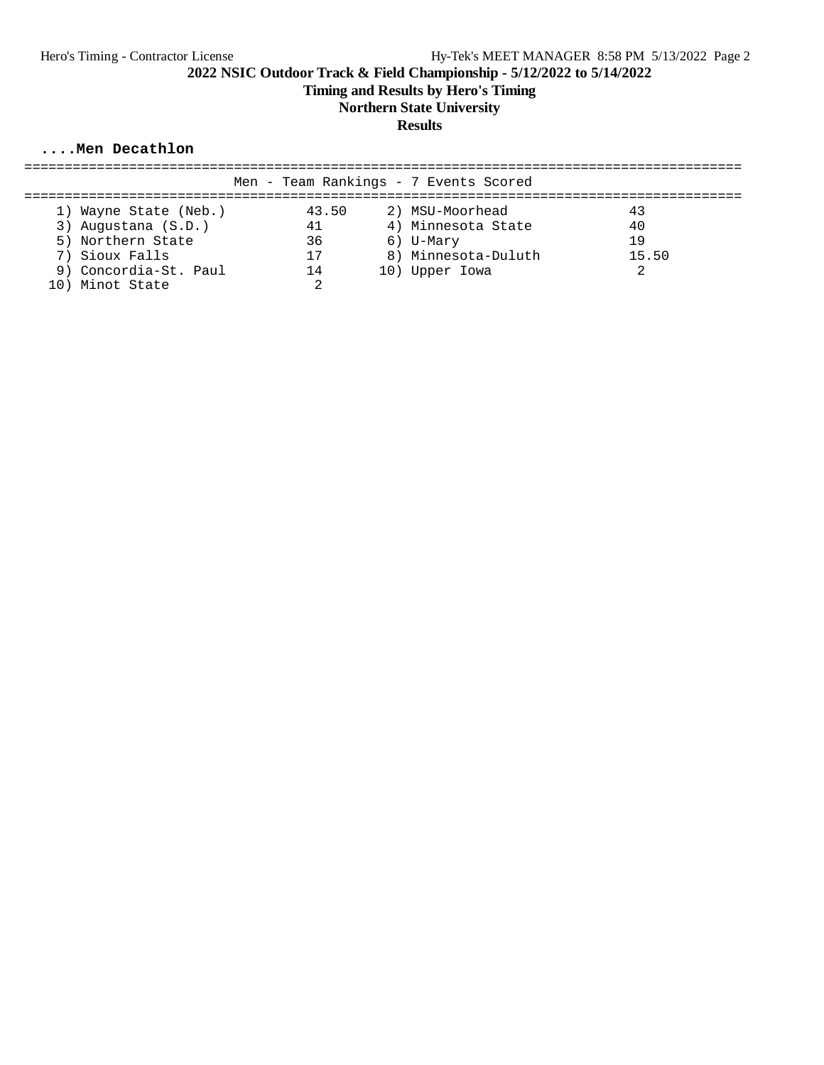**2022 NSIC Outdoor Track & Field Championship - 5/12/2022 to 5/14/2022**

**Timing and Results by Hero's Timing**

**Northern State University**

**Results**

### ....Men Decathlon

**Men - Team Rankings - 7 Events Scored**

| | | | | | |
|---|---|---|---|---|---|
| 1) | Wayne State (Neb.) | 43.50 | 2) | MSU-Moorhead | 43 |
| 3) | Augustana (S.D.) | 41 | 4) | Minnesota State | 40 |
| 5) | Northern State | 36 | 6) | U-Mary | 19 |
| 7) | Sioux Falls | 17 | 8) | Minnesota-Duluth | 15.50 |
| 9) | Concordia-St. Paul | 14 | 10) | Upper Iowa | 2 |
| 10) | Minot State | 2 | | | |